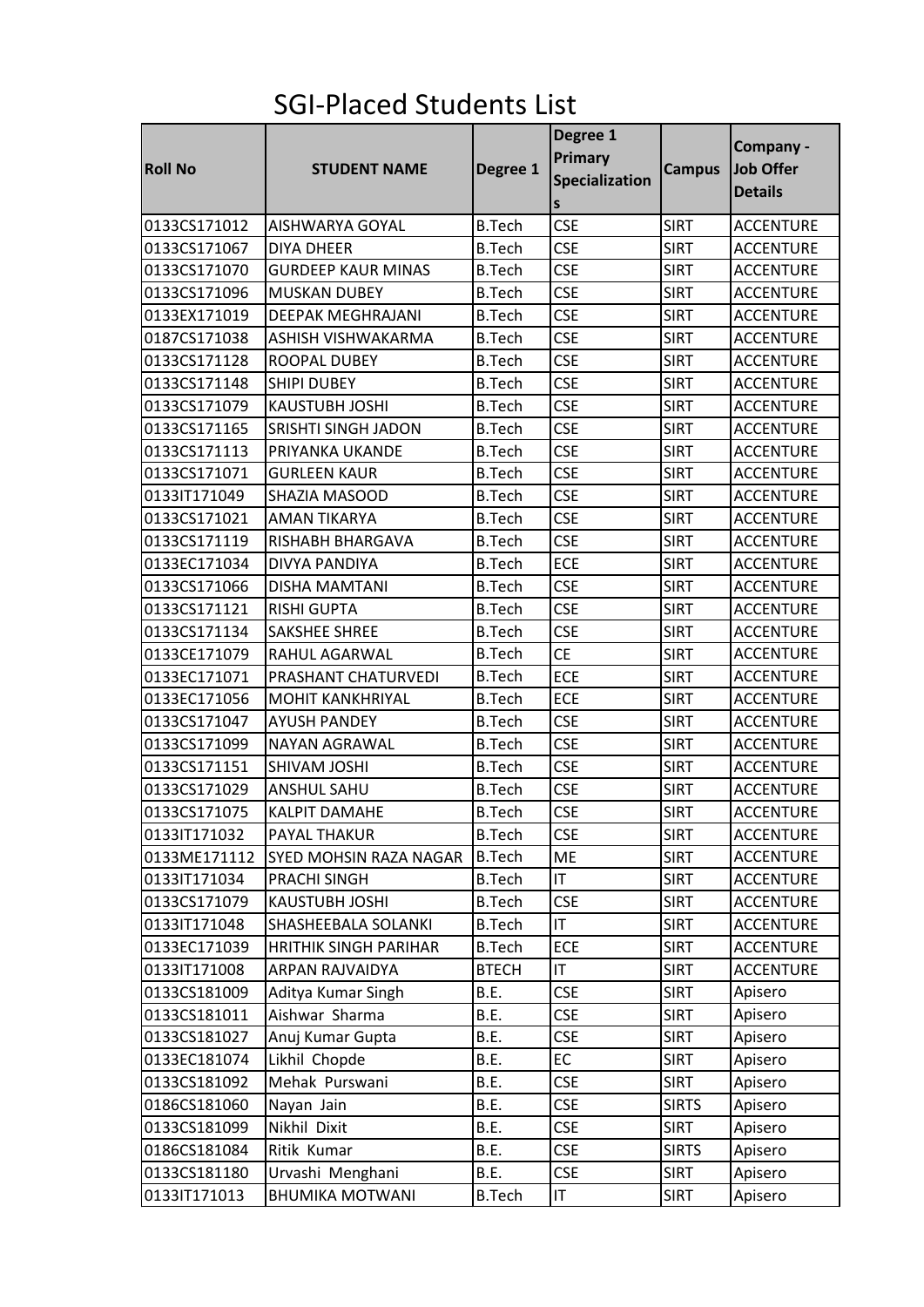# SGI-Placed Students List

| Roll No | STUDENT NAME | Degree 1 | Degree 1 Primary Specializations | Campus | Company - Job Offer Details |
|---|---|---|---|---|---|
| 0133CS171012 | AISHWARYA GOYAL | B.Tech | CSE | SIRT | ACCENTURE |
| 0133CS171067 | DIYA DHEER | B.Tech | CSE | SIRT | ACCENTURE |
| 0133CS171070 | GURDEEP KAUR MINAS | B.Tech | CSE | SIRT | ACCENTURE |
| 0133CS171096 | MUSKAN DUBEY | B.Tech | CSE | SIRT | ACCENTURE |
| 0133EX171019 | DEEPAK MEGHRAJANI | B.Tech | CSE | SIRT | ACCENTURE |
| 0187CS171038 | ASHISH VISHWAKARMA | B.Tech | CSE | SIRT | ACCENTURE |
| 0133CS171128 | ROOPAL DUBEY | B.Tech | CSE | SIRT | ACCENTURE |
| 0133CS171148 | SHIPI DUBEY | B.Tech | CSE | SIRT | ACCENTURE |
| 0133CS171079 | KAUSTUBH JOSHI | B.Tech | CSE | SIRT | ACCENTURE |
| 0133CS171165 | SRISHTI SINGH JADON | B.Tech | CSE | SIRT | ACCENTURE |
| 0133CS171113 | PRIYANKA UKANDE | B.Tech | CSE | SIRT | ACCENTURE |
| 0133CS171071 | GURLEEN KAUR | B.Tech | CSE | SIRT | ACCENTURE |
| 0133IT171049 | SHAZIA MASOOD | B.Tech | CSE | SIRT | ACCENTURE |
| 0133CS171021 | AMAN TIKARYA | B.Tech | CSE | SIRT | ACCENTURE |
| 0133CS171119 | RISHABH BHARGAVA | B.Tech | CSE | SIRT | ACCENTURE |
| 0133EC171034 | DIVYA PANDIYA | B.Tech | ECE | SIRT | ACCENTURE |
| 0133CS171066 | DISHA MAMTANI | B.Tech | CSE | SIRT | ACCENTURE |
| 0133CS171121 | RISHI GUPTA | B.Tech | CSE | SIRT | ACCENTURE |
| 0133CS171134 | SAKSHEE SHREE | B.Tech | CSE | SIRT | ACCENTURE |
| 0133CE171079 | RAHUL AGARWAL | B.Tech | CE | SIRT | ACCENTURE |
| 0133EC171071 | PRASHANT CHATURVEDI | B.Tech | ECE | SIRT | ACCENTURE |
| 0133EC171056 | MOHIT KANKHRIYAL | B.Tech | ECE | SIRT | ACCENTURE |
| 0133CS171047 | AYUSH PANDEY | B.Tech | CSE | SIRT | ACCENTURE |
| 0133CS171099 | NAYAN AGRAWAL | B.Tech | CSE | SIRT | ACCENTURE |
| 0133CS171151 | SHIVAM JOSHI | B.Tech | CSE | SIRT | ACCENTURE |
| 0133CS171029 | ANSHUL SAHU | B.Tech | CSE | SIRT | ACCENTURE |
| 0133CS171075 | KALPIT DAMAHE | B.Tech | CSE | SIRT | ACCENTURE |
| 0133IT171032 | PAYAL THAKUR | B.Tech | CSE | SIRT | ACCENTURE |
| 0133ME171112 | SYED MOHSIN RAZA NAGAR | B.Tech | ME | SIRT | ACCENTURE |
| 0133IT171034 | PRACHI SINGH | B.Tech | IT | SIRT | ACCENTURE |
| 0133CS171079 | KAUSTUBH JOSHI | B.Tech | CSE | SIRT | ACCENTURE |
| 0133IT171048 | SHASHEEBALA SOLANKI | B.Tech | IT | SIRT | ACCENTURE |
| 0133EC171039 | HRITHIK SINGH PARIHAR | B.Tech | ECE | SIRT | ACCENTURE |
| 0133IT171008 | ARPAN RAJVAIDYA | BTECH | IT | SIRT | ACCENTURE |
| 0133CS181009 | Aditya Kumar Singh | B.E. | CSE | SIRT | Apisero |
| 0133CS181011 | Aishwar Sharma | B.E. | CSE | SIRT | Apisero |
| 0133CS181027 | Anuj Kumar Gupta | B.E. | CSE | SIRT | Apisero |
| 0133EC181074 | Likhil Chopde | B.E. | EC | SIRT | Apisero |
| 0133CS181092 | Mehak Purswani | B.E. | CSE | SIRT | Apisero |
| 0186CS181060 | Nayan Jain | B.E. | CSE | SIRTS | Apisero |
| 0133CS181099 | Nikhil Dixit | B.E. | CSE | SIRT | Apisero |
| 0186CS181084 | Ritik Kumar | B.E. | CSE | SIRTS | Apisero |
| 0133CS181180 | Urvashi Menghani | B.E. | CSE | SIRT | Apisero |
| 0133IT171013 | BHUMIKA MOTWANI | B.Tech | IT | SIRT | Apisero |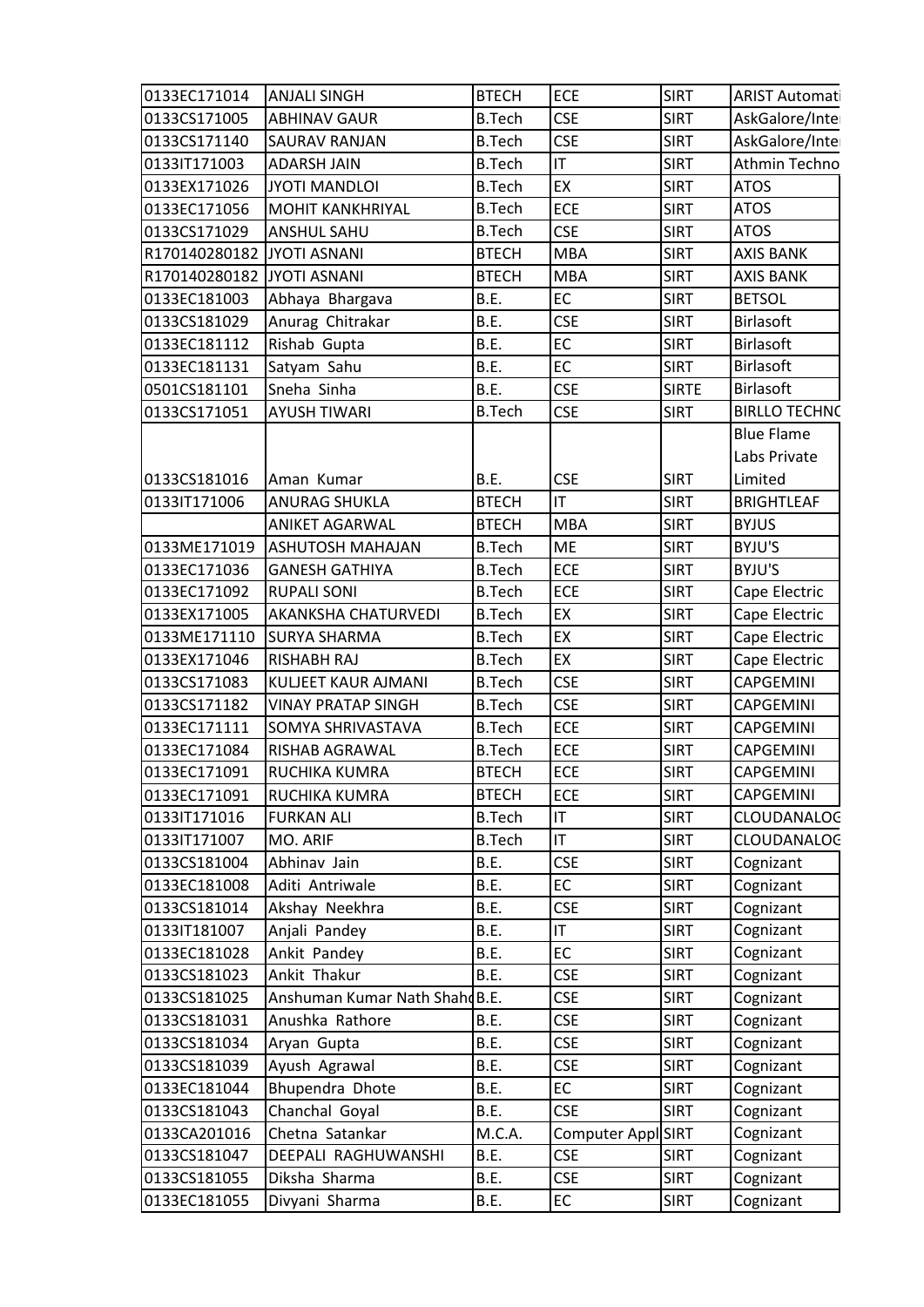| | | | | | |
|---|---|---|---|---|---|
| 0133EC171014 | ANJALI SINGH | BTECH | ECE | SIRT | ARIST Automati |
| 0133CS171005 | ABHINAV GAUR | B.Tech | CSE | SIRT | AskGalore/Inte |
| 0133CS171140 | SAURAV RANJAN | B.Tech | CSE | SIRT | AskGalore/Inte |
| 0133IT171003 | ADARSH JAIN | B.Tech | IT | SIRT | Athmin Techno |
| 0133EX171026 | JYOTI MANDLOI | B.Tech | EX | SIRT | ATOS |
| 0133EC171056 | MOHIT KANKHRIYAL | B.Tech | ECE | SIRT | ATOS |
| 0133CS171029 | ANSHUL SAHU | B.Tech | CSE | SIRT | ATOS |
| R170140280182 | JYOTI ASNANI | BTECH | MBA | SIRT | AXIS BANK |
| R170140280182 | JYOTI ASNANI | BTECH | MBA | SIRT | AXIS BANK |
| 0133EC181003 | Abhaya Bhargava | B.E. | EC | SIRT | BETSOL |
| 0133CS181029 | Anurag Chitrakar | B.E. | CSE | SIRT | Birlasoft |
| 0133EC181112 | Rishab Gupta | B.E. | EC | SIRT | Birlasoft |
| 0133EC181131 | Satyam Sahu | B.E. | EC | SIRT | Birlasoft |
| 0501CS181101 | Sneha Sinha | B.E. | CSE | SIRTE | Birlasoft |
| 0133CS171051 | AYUSH TIWARI | B.Tech | CSE | SIRT | BIRLLO TECHNO |
| 0133CS181016 | Aman Kumar | B.E. | CSE | SIRT | Blue Flame Labs Private Limited |
| 0133IT171006 | ANURAG SHUKLA | BTECH | IT | SIRT | BRIGHTLEAF |
| | ANIKET AGARWAL | BTECH | MBA | SIRT | BYJUS |
| 0133ME171019 | ASHUTOSH MAHAJAN | B.Tech | ME | SIRT | BYJU'S |
| 0133EC171036 | GANESH GATHIYA | B.Tech | ECE | SIRT | BYJU'S |
| 0133EC171092 | RUPALI SONI | B.Tech | ECE | SIRT | Cape Electric |
| 0133EX171005 | AKANKSHA CHATURVEDI | B.Tech | EX | SIRT | Cape Electric |
| 0133ME171110 | SURYA SHARMA | B.Tech | EX | SIRT | Cape Electric |
| 0133EX171046 | RISHABH RAJ | B.Tech | EX | SIRT | Cape Electric |
| 0133CS171083 | KULJEET KAUR AJMANI | B.Tech | CSE | SIRT | CAPGEMINI |
| 0133CS171182 | VINAY PRATAP SINGH | B.Tech | CSE | SIRT | CAPGEMINI |
| 0133EC171111 | SOMYA SHRIVASTAVA | B.Tech | ECE | SIRT | CAPGEMINI |
| 0133EC171084 | RISHAB AGRAWAL | B.Tech | ECE | SIRT | CAPGEMINI |
| 0133EC171091 | RUCHIKA KUMRA | BTECH | ECE | SIRT | CAPGEMINI |
| 0133EC171091 | RUCHIKA KUMRA | BTECH | ECE | SIRT | CAPGEMINI |
| 0133IT171016 | FURKAN ALI | B.Tech | IT | SIRT | CLOUDANALOG |
| 0133IT171007 | MO. ARIF | B.Tech | IT | SIRT | CLOUDANALOG |
| 0133CS181004 | Abhinav Jain | B.E. | CSE | SIRT | Cognizant |
| 0133EC181008 | Aditi Antriwale | B.E. | EC | SIRT | Cognizant |
| 0133CS181014 | Akshay Neekhra | B.E. | CSE | SIRT | Cognizant |
| 0133IT181007 | Anjali Pandey | B.E. | IT | SIRT | Cognizant |
| 0133EC181028 | Ankit Pandey | B.E. | EC | SIRT | Cognizant |
| 0133CS181023 | Ankit Thakur | B.E. | CSE | SIRT | Cognizant |
| 0133CS181025 | Anshuman Kumar Nath Shahd | B.E. | CSE | SIRT | Cognizant |
| 0133CS181031 | Anushka Rathore | B.E. | CSE | SIRT | Cognizant |
| 0133CS181034 | Aryan Gupta | B.E. | CSE | SIRT | Cognizant |
| 0133CS181039 | Ayush Agrawal | B.E. | CSE | SIRT | Cognizant |
| 0133EC181044 | Bhupendra Dhote | B.E. | EC | SIRT | Cognizant |
| 0133CS181043 | Chanchal Goyal | B.E. | CSE | SIRT | Cognizant |
| 0133CA201016 | Chetna Satankar | M.C.A. | Computer Appl | SIRT | Cognizant |
| 0133CS181047 | DEEPALI RAGHUWANSHI | B.E. | CSE | SIRT | Cognizant |
| 0133CS181055 | Diksha Sharma | B.E. | CSE | SIRT | Cognizant |
| 0133EC181055 | Divyani Sharma | B.E. | EC | SIRT | Cognizant |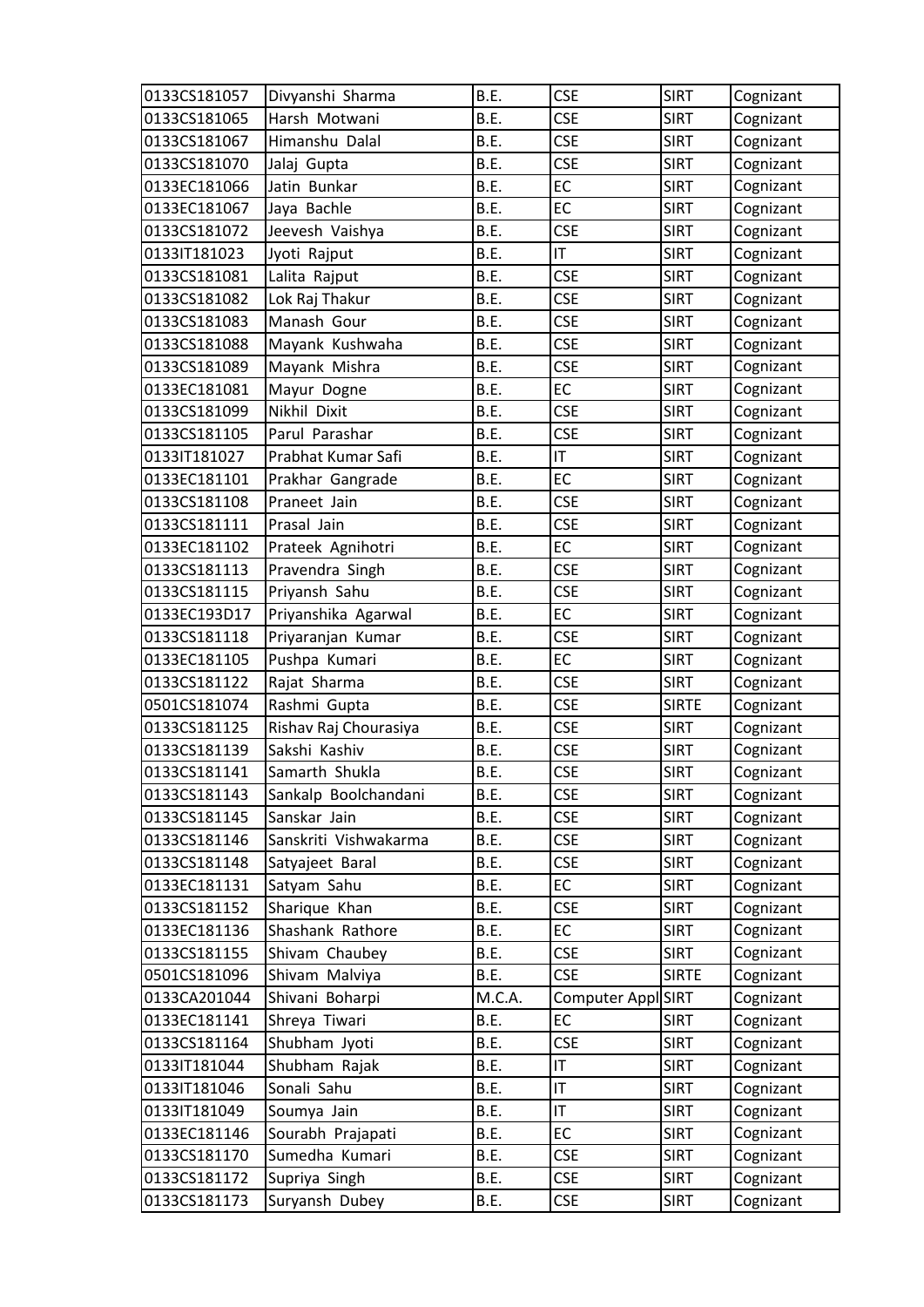| | | | | | |
|---|---|---|---|---|---|
| 0133CS181057 | Divyanshi Sharma | B.E. | CSE | SIRT | Cognizant |
| 0133CS181065 | Harsh Motwani | B.E. | CSE | SIRT | Cognizant |
| 0133CS181067 | Himanshu Dalal | B.E. | CSE | SIRT | Cognizant |
| 0133CS181070 | Jalaj Gupta | B.E. | CSE | SIRT | Cognizant |
| 0133EC181066 | Jatin Bunkar | B.E. | EC | SIRT | Cognizant |
| 0133EC181067 | Jaya Bachle | B.E. | EC | SIRT | Cognizant |
| 0133CS181072 | Jeevesh Vaishya | B.E. | CSE | SIRT | Cognizant |
| 0133IT181023 | Jyoti Rajput | B.E. | IT | SIRT | Cognizant |
| 0133CS181081 | Lalita Rajput | B.E. | CSE | SIRT | Cognizant |
| 0133CS181082 | Lok Raj Thakur | B.E. | CSE | SIRT | Cognizant |
| 0133CS181083 | Manash Gour | B.E. | CSE | SIRT | Cognizant |
| 0133CS181088 | Mayank Kushwaha | B.E. | CSE | SIRT | Cognizant |
| 0133CS181089 | Mayank Mishra | B.E. | CSE | SIRT | Cognizant |
| 0133EC181081 | Mayur Dogne | B.E. | EC | SIRT | Cognizant |
| 0133CS181099 | Nikhil Dixit | B.E. | CSE | SIRT | Cognizant |
| 0133CS181105 | Parul Parashar | B.E. | CSE | SIRT | Cognizant |
| 0133IT181027 | Prabhat Kumar Safi | B.E. | IT | SIRT | Cognizant |
| 0133EC181101 | Prakhar Gangrade | B.E. | EC | SIRT | Cognizant |
| 0133CS181108 | Praneet Jain | B.E. | CSE | SIRT | Cognizant |
| 0133CS181111 | Prasal Jain | B.E. | CSE | SIRT | Cognizant |
| 0133EC181102 | Prateek Agnihotri | B.E. | EC | SIRT | Cognizant |
| 0133CS181113 | Pravendra Singh | B.E. | CSE | SIRT | Cognizant |
| 0133CS181115 | Priyansh Sahu | B.E. | CSE | SIRT | Cognizant |
| 0133EC193D17 | Priyanshika Agarwal | B.E. | EC | SIRT | Cognizant |
| 0133CS181118 | Priyaranjan Kumar | B.E. | CSE | SIRT | Cognizant |
| 0133EC181105 | Pushpa Kumari | B.E. | EC | SIRT | Cognizant |
| 0133CS181122 | Rajat Sharma | B.E. | CSE | SIRT | Cognizant |
| 0501CS181074 | Rashmi Gupta | B.E. | CSE | SIRTE | Cognizant |
| 0133CS181125 | Rishav Raj Chourasiya | B.E. | CSE | SIRT | Cognizant |
| 0133CS181139 | Sakshi Kashiv | B.E. | CSE | SIRT | Cognizant |
| 0133CS181141 | Samarth Shukla | B.E. | CSE | SIRT | Cognizant |
| 0133CS181143 | Sankalp Boolchandani | B.E. | CSE | SIRT | Cognizant |
| 0133CS181145 | Sanskar Jain | B.E. | CSE | SIRT | Cognizant |
| 0133CS181146 | Sanskriti Vishwakarma | B.E. | CSE | SIRT | Cognizant |
| 0133CS181148 | Satyajeet Baral | B.E. | CSE | SIRT | Cognizant |
| 0133EC181131 | Satyam Sahu | B.E. | EC | SIRT | Cognizant |
| 0133CS181152 | Sharique Khan | B.E. | CSE | SIRT | Cognizant |
| 0133EC181136 | Shashank Rathore | B.E. | EC | SIRT | Cognizant |
| 0133CS181155 | Shivam Chaubey | B.E. | CSE | SIRT | Cognizant |
| 0501CS181096 | Shivam Malviya | B.E. | CSE | SIRTE | Cognizant |
| 0133CA201044 | Shivani Boharpi | M.C.A. | Computer Appl | SIRT | Cognizant |
| 0133EC181141 | Shreya Tiwari | B.E. | EC | SIRT | Cognizant |
| 0133CS181164 | Shubham Jyoti | B.E. | CSE | SIRT | Cognizant |
| 0133IT181044 | Shubham Rajak | B.E. | IT | SIRT | Cognizant |
| 0133IT181046 | Sonali Sahu | B.E. | IT | SIRT | Cognizant |
| 0133IT181049 | Soumya Jain | B.E. | IT | SIRT | Cognizant |
| 0133EC181146 | Sourabh Prajapati | B.E. | EC | SIRT | Cognizant |
| 0133CS181170 | Sumedha Kumari | B.E. | CSE | SIRT | Cognizant |
| 0133CS181172 | Supriya Singh | B.E. | CSE | SIRT | Cognizant |
| 0133CS181173 | Suryansh Dubey | B.E. | CSE | SIRT | Cognizant |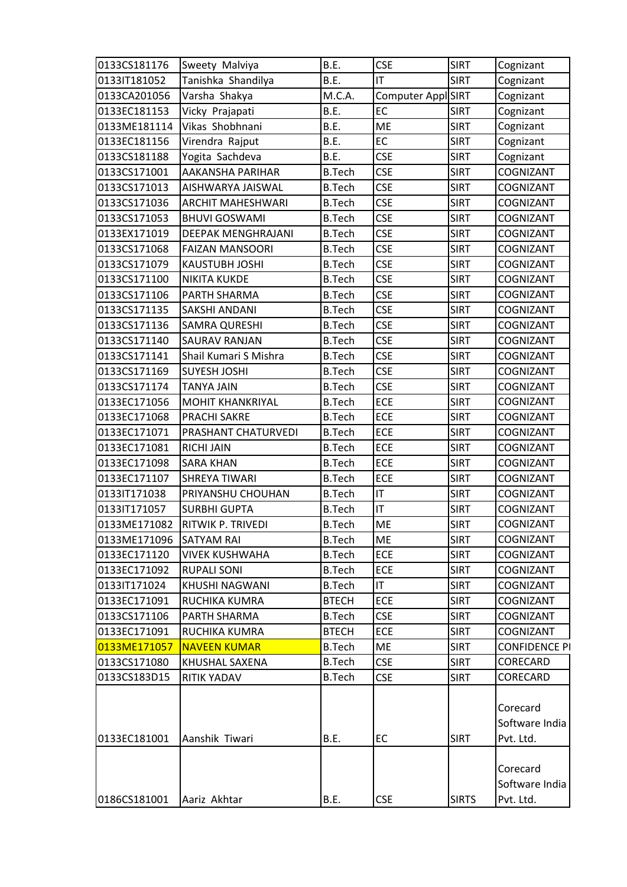| | | | | | |
|---|---|---|---|---|---|
| 0133CS181176 | Sweety Malviya | B.E. | CSE | SIRT | Cognizant |
| 0133IT181052 | Tanishka Shandilya | B.E. | IT | SIRT | Cognizant |
| 0133CA201056 | Varsha Shakya | M.C.A. | Computer Appl | SIRT | Cognizant |
| 0133EC181153 | Vicky Prajapati | B.E. | EC | SIRT | Cognizant |
| 0133ME181114 | Vikas Shobhnani | B.E. | ME | SIRT | Cognizant |
| 0133EC181156 | Virendra Rajput | B.E. | EC | SIRT | Cognizant |
| 0133CS181188 | Yogita Sachdeva | B.E. | CSE | SIRT | Cognizant |
| 0133CS171001 | AAKANSHA PARIHAR | B.Tech | CSE | SIRT | COGNIZANT |
| 0133CS171013 | AISHWARYA JAISWAL | B.Tech | CSE | SIRT | COGNIZANT |
| 0133CS171036 | ARCHIT MAHESHWARI | B.Tech | CSE | SIRT | COGNIZANT |
| 0133CS171053 | BHUVI GOSWAMI | B.Tech | CSE | SIRT | COGNIZANT |
| 0133EX171019 | DEEPAK MENGHRAJANI | B.Tech | CSE | SIRT | COGNIZANT |
| 0133CS171068 | FAIZAN MANSOORI | B.Tech | CSE | SIRT | COGNIZANT |
| 0133CS171079 | KAUSTUBH JOSHI | B.Tech | CSE | SIRT | COGNIZANT |
| 0133CS171100 | NIKITA KUKDE | B.Tech | CSE | SIRT | COGNIZANT |
| 0133CS171106 | PARTH SHARMA | B.Tech | CSE | SIRT | COGNIZANT |
| 0133CS171135 | SAKSHI ANDANI | B.Tech | CSE | SIRT | COGNIZANT |
| 0133CS171136 | SAMRA QURESHI | B.Tech | CSE | SIRT | COGNIZANT |
| 0133CS171140 | SAURAV RANJAN | B.Tech | CSE | SIRT | COGNIZANT |
| 0133CS171141 | Shail Kumari S Mishra | B.Tech | CSE | SIRT | COGNIZANT |
| 0133CS171169 | SUYESH JOSHI | B.Tech | CSE | SIRT | COGNIZANT |
| 0133CS171174 | TANYA JAIN | B.Tech | CSE | SIRT | COGNIZANT |
| 0133EC171056 | MOHIT KHANKRIYAL | B.Tech | ECE | SIRT | COGNIZANT |
| 0133EC171068 | PRACHI SAKRE | B.Tech | ECE | SIRT | COGNIZANT |
| 0133EC171071 | PRASHANT CHATURVEDI | B.Tech | ECE | SIRT | COGNIZANT |
| 0133EC171081 | RICHI JAIN | B.Tech | ECE | SIRT | COGNIZANT |
| 0133EC171098 | SARA KHAN | B.Tech | ECE | SIRT | COGNIZANT |
| 0133EC171107 | SHREYA TIWARI | B.Tech | ECE | SIRT | COGNIZANT |
| 0133IT171038 | PRIYANSHU CHOUHAN | B.Tech | IT | SIRT | COGNIZANT |
| 0133IT171057 | SURBHI GUPTA | B.Tech | IT | SIRT | COGNIZANT |
| 0133ME171082 | RITWIK P. TRIVEDI | B.Tech | ME | SIRT | COGNIZANT |
| 0133ME171096 | SATYAM RAI | B.Tech | ME | SIRT | COGNIZANT |
| 0133EC171120 | VIVEK KUSHWAHA | B.Tech | ECE | SIRT | COGNIZANT |
| 0133EC171092 | RUPALI SONI | B.Tech | ECE | SIRT | COGNIZANT |
| 0133IT171024 | KHUSHI NAGWANI | B.Tech | IT | SIRT | COGNIZANT |
| 0133EC171091 | RUCHIKA KUMRA | BTECH | ECE | SIRT | COGNIZANT |
| 0133CS171106 | PARTH SHARMA | B.Tech | CSE | SIRT | COGNIZANT |
| 0133EC171091 | RUCHIKA KUMRA | BTECH | ECE | SIRT | COGNIZANT |
| 0133ME171057 | NAVEEN KUMAR | B.Tech | ME | SIRT | CONFIDENCE PI |
| 0133CS171080 | KHUSHAL SAXENA | B.Tech | CSE | SIRT | CORECARD |
| 0133CS183D15 | RITIK YADAV | B.Tech | CSE | SIRT | CORECARD |
| 0133EC181001 | Aanshik Tiwari | B.E. | EC | SIRT | Corecard Software India Pvt. Ltd. |
| 0186CS181001 | Aariz Akhtar | B.E. | CSE | SIRTS | Corecard Software India Pvt. Ltd. |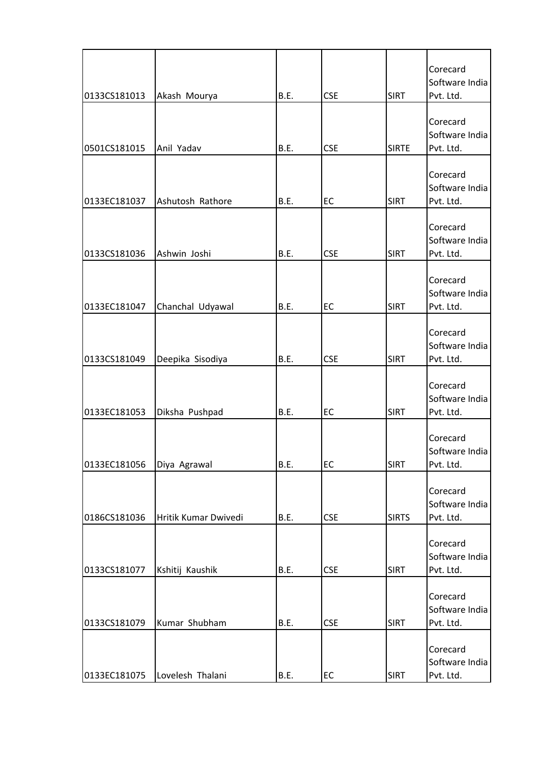| | | | | | |
|---|---|---|---|---|---|
| 0133CS181013 | Akash Mourya | B.E. | CSE | SIRT | Corecard Software India Pvt. Ltd. |
| 0501CS181015 | Anil Yadav | B.E. | CSE | SIRTE | Corecard Software India Pvt. Ltd. |
| 0133EC181037 | Ashutosh Rathore | B.E. | EC | SIRT | Corecard Software India Pvt. Ltd. |
| 0133CS181036 | Ashwin Joshi | B.E. | CSE | SIRT | Corecard Software India Pvt. Ltd. |
| 0133EC181047 | Chanchal Udyawal | B.E. | EC | SIRT | Corecard Software India Pvt. Ltd. |
| 0133CS181049 | Deepika Sisodiya | B.E. | CSE | SIRT | Corecard Software India Pvt. Ltd. |
| 0133EC181053 | Diksha Pushpad | B.E. | EC | SIRT | Corecard Software India Pvt. Ltd. |
| 0133EC181056 | Diya Agrawal | B.E. | EC | SIRT | Corecard Software India Pvt. Ltd. |
| 0186CS181036 | Hritik Kumar Dwivedi | B.E. | CSE | SIRTS | Corecard Software India Pvt. Ltd. |
| 0133CS181077 | Kshitij Kaushik | B.E. | CSE | SIRT | Corecard Software India Pvt. Ltd. |
| 0133CS181079 | Kumar Shubham | B.E. | CSE | SIRT | Corecard Software India Pvt. Ltd. |
| 0133EC181075 | Lovelesh Thalani | B.E. | EC | SIRT | Corecard Software India Pvt. Ltd. |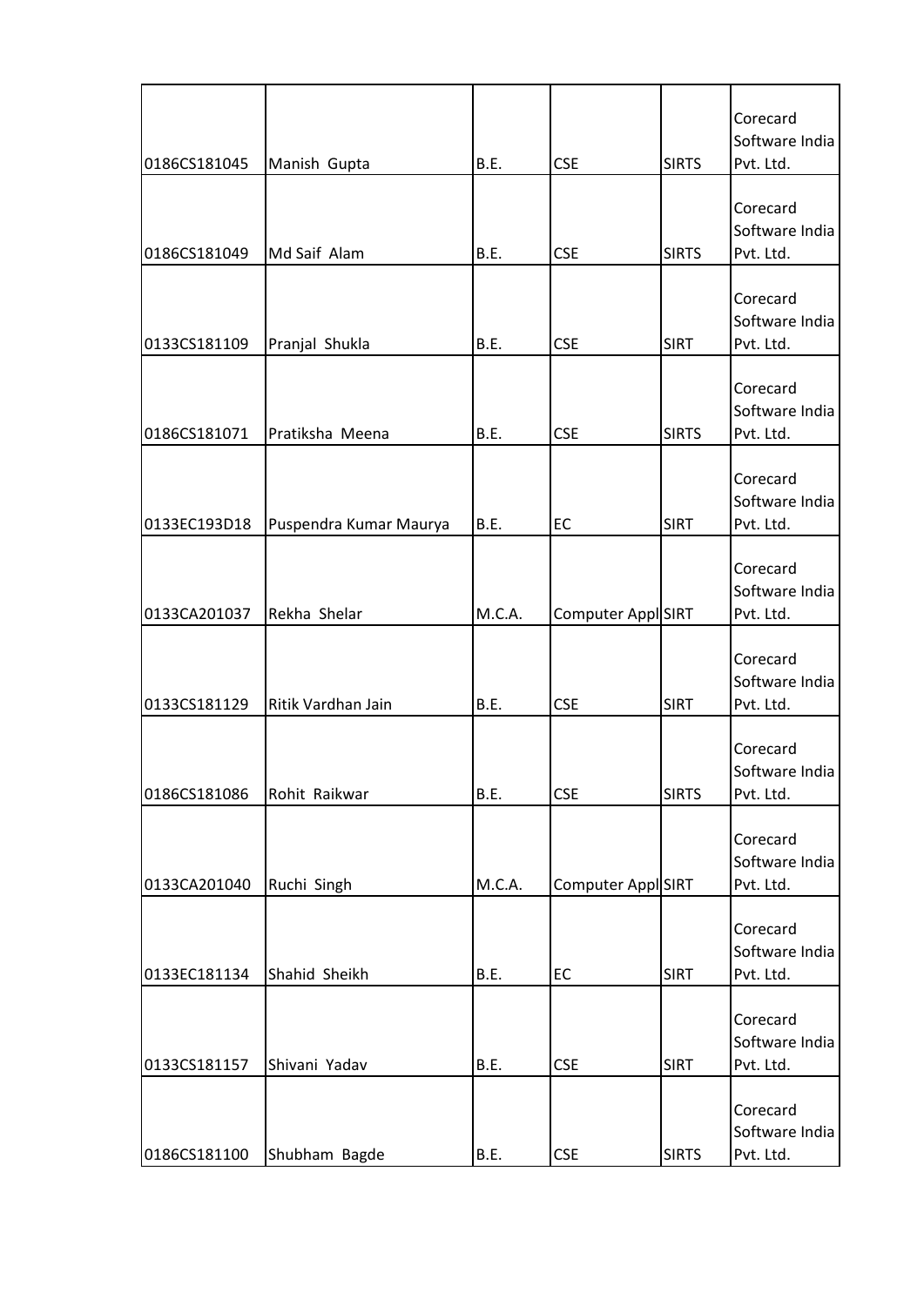| | | | | | |
|---|---|---|---|---|---|
| 0186CS181045 | Manish Gupta | B.E. | CSE | SIRTS | Corecard Software India Pvt. Ltd. |
| 0186CS181049 | Md Saif Alam | B.E. | CSE | SIRTS | Corecard Software India Pvt. Ltd. |
| 0133CS181109 | Pranjal Shukla | B.E. | CSE | SIRT | Corecard Software India Pvt. Ltd. |
| 0186CS181071 | Pratiksha Meena | B.E. | CSE | SIRTS | Corecard Software India Pvt. Ltd. |
| 0133EC193D18 | Puspendra Kumar Maurya | B.E. | EC | SIRT | Corecard Software India Pvt. Ltd. |
| 0133CA201037 | Rekha Shelar | M.C.A. | Computer Appl | SIRT | Corecard Software India Pvt. Ltd. |
| 0133CS181129 | Ritik Vardhan Jain | B.E. | CSE | SIRT | Corecard Software India Pvt. Ltd. |
| 0186CS181086 | Rohit Raikwar | B.E. | CSE | SIRTS | Corecard Software India Pvt. Ltd. |
| 0133CA201040 | Ruchi Singh | M.C.A. | Computer Appl | SIRT | Corecard Software India Pvt. Ltd. |
| 0133EC181134 | Shahid Sheikh | B.E. | EC | SIRT | Corecard Software India Pvt. Ltd. |
| 0133CS181157 | Shivani Yadav | B.E. | CSE | SIRT | Corecard Software India Pvt. Ltd. |
| 0186CS181100 | Shubham Bagde | B.E. | CSE | SIRTS | Corecard Software India Pvt. Ltd. |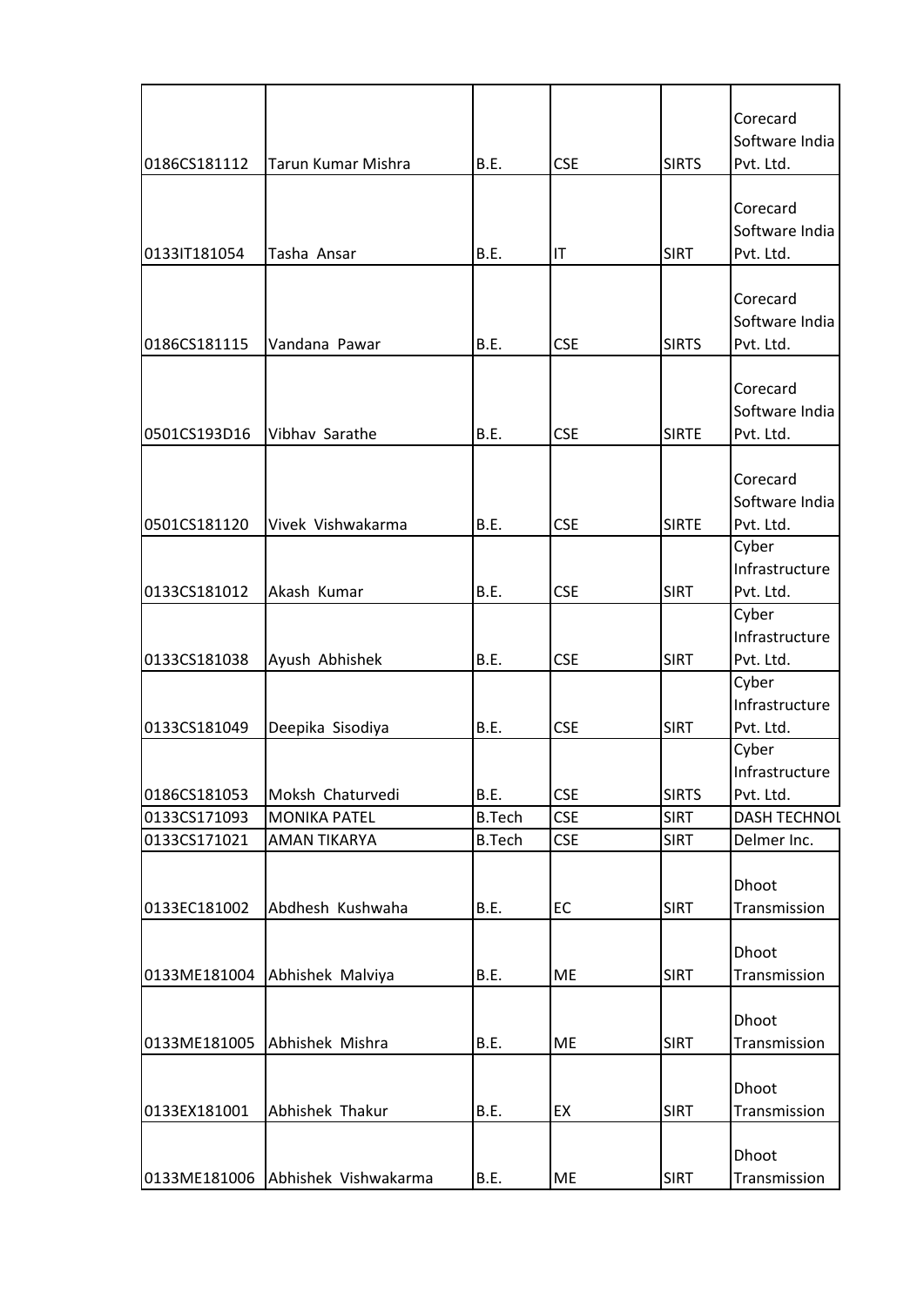| | | | | | |
|---|---|---|---|---|---|
| 0186CS181112 | Tarun Kumar Mishra | B.E. | CSE | SIRTS | Corecard Software India Pvt. Ltd. |
| 0133IT181054 | Tasha Ansar | B.E. | IT | SIRT | Corecard Software India Pvt. Ltd. |
| 0186CS181115 | Vandana Pawar | B.E. | CSE | SIRTS | Corecard Software India Pvt. Ltd. |
| 0501CS193D16 | Vibhav Sarathe | B.E. | CSE | SIRTE | Corecard Software India Pvt. Ltd. |
| 0501CS181120 | Vivek Vishwakarma | B.E. | CSE | SIRTE | Corecard Software India Pvt. Ltd. |
| 0133CS181012 | Akash Kumar | B.E. | CSE | SIRT | Cyber Infrastructure Pvt. Ltd. |
| 0133CS181038 | Ayush Abhishek | B.E. | CSE | SIRT | Cyber Infrastructure Pvt. Ltd. |
| 0133CS181049 | Deepika Sisodiya | B.E. | CSE | SIRT | Cyber Infrastructure Pvt. Ltd. |
| 0186CS181053 | Moksh Chaturvedi | B.E. | CSE | SIRTS | Cyber Infrastructure Pvt. Ltd. |
| 0133CS171093 | MONIKA PATEL | B.Tech | CSE | SIRT | DASH TECHNOL |
| 0133CS171021 | AMAN TIKARYA | B.Tech | CSE | SIRT | Delmer Inc. |
| 0133EC181002 | Abdhesh Kushwaha | B.E. | EC | SIRT | Dhoot Transmission |
| 0133ME181004 | Abhishek Malviya | B.E. | ME | SIRT | Dhoot Transmission |
| 0133ME181005 | Abhishek Mishra | B.E. | ME | SIRT | Dhoot Transmission |
| 0133EX181001 | Abhishek Thakur | B.E. | EX | SIRT | Dhoot Transmission |
| 0133ME181006 | Abhishek Vishwakarma | B.E. | ME | SIRT | Dhoot Transmission |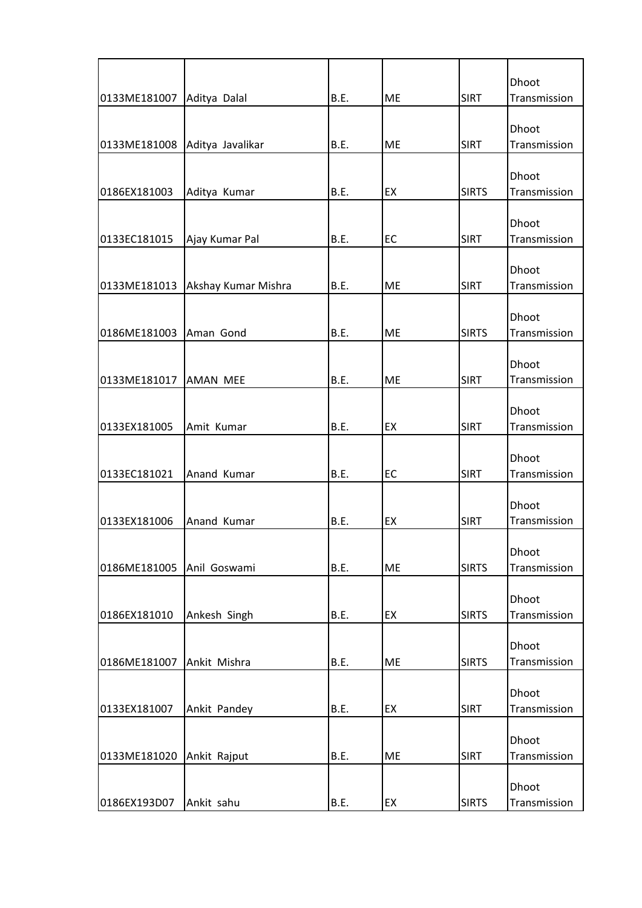| | | | | | |
|---|---|---|---|---|---|
| 0133ME181007 | Aditya Dalal | B.E. | ME | SIRT | Dhoot Transmission |
| 0133ME181008 | Aditya Javalikar | B.E. | ME | SIRT | Dhoot Transmission |
| 0186EX181003 | Aditya Kumar | B.E. | EX | SIRTS | Dhoot Transmission |
| 0133EC181015 | Ajay Kumar Pal | B.E. | EC | SIRT | Dhoot Transmission |
| 0133ME181013 | Akshay Kumar Mishra | B.E. | ME | SIRT | Dhoot Transmission |
| 0186ME181003 | Aman Gond | B.E. | ME | SIRTS | Dhoot Transmission |
| 0133ME181017 | AMAN MEE | B.E. | ME | SIRT | Dhoot Transmission |
| 0133EX181005 | Amit Kumar | B.E. | EX | SIRT | Dhoot Transmission |
| 0133EC181021 | Anand Kumar | B.E. | EC | SIRT | Dhoot Transmission |
| 0133EX181006 | Anand Kumar | B.E. | EX | SIRT | Dhoot Transmission |
| 0186ME181005 | Anil Goswami | B.E. | ME | SIRTS | Dhoot Transmission |
| 0186EX181010 | Ankesh Singh | B.E. | EX | SIRTS | Dhoot Transmission |
| 0186ME181007 | Ankit Mishra | B.E. | ME | SIRTS | Dhoot Transmission |
| 0133EX181007 | Ankit Pandey | B.E. | EX | SIRT | Dhoot Transmission |
| 0133ME181020 | Ankit Rajput | B.E. | ME | SIRT | Dhoot Transmission |
| 0186EX193D07 | Ankit sahu | B.E. | EX | SIRTS | Dhoot Transmission |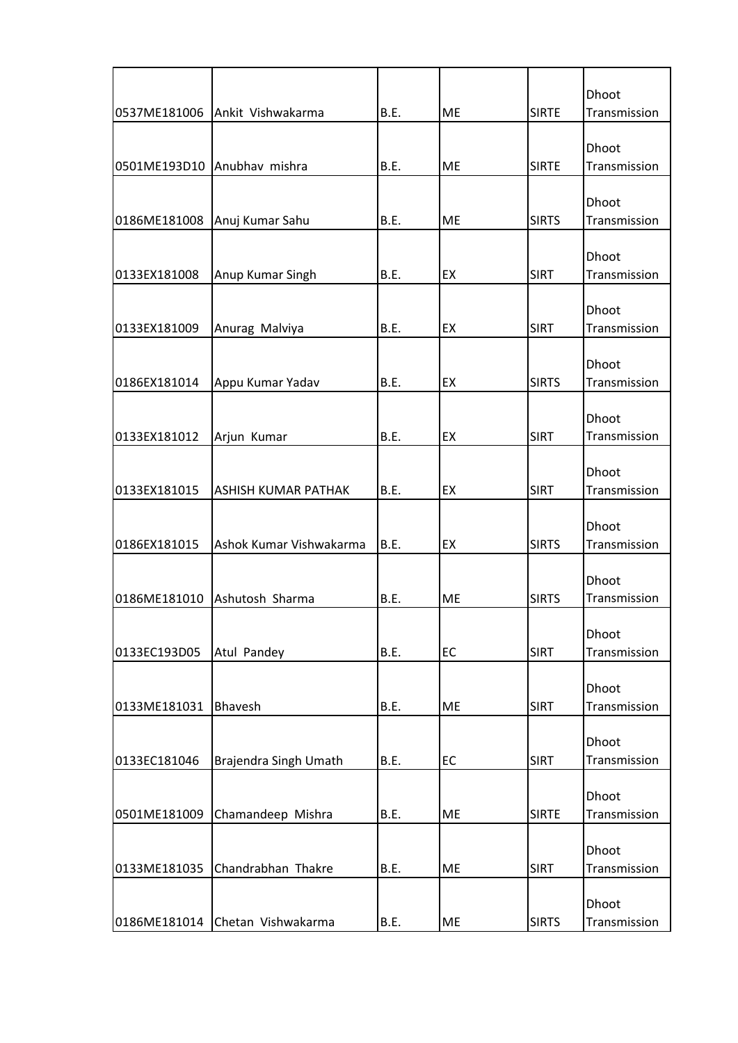| | | | | | |
|---|---|---|---|---|---|
| 0537ME181006 | Ankit Vishwakarma | B.E. | ME | SIRTE | Dhoot Transmission |
| 0501ME193D10 | Anubhav mishra | B.E. | ME | SIRTE | Dhoot Transmission |
| 0186ME181008 | Anuj Kumar Sahu | B.E. | ME | SIRTS | Dhoot Transmission |
| 0133EX181008 | Anup Kumar Singh | B.E. | EX | SIRT | Dhoot Transmission |
| 0133EX181009 | Anurag Malviya | B.E. | EX | SIRT | Dhoot Transmission |
| 0186EX181014 | Appu Kumar Yadav | B.E. | EX | SIRTS | Dhoot Transmission |
| 0133EX181012 | Arjun Kumar | B.E. | EX | SIRT | Dhoot Transmission |
| 0133EX181015 | ASHISH KUMAR PATHAK | B.E. | EX | SIRT | Dhoot Transmission |
| 0186EX181015 | Ashok Kumar Vishwakarma | B.E. | EX | SIRTS | Dhoot Transmission |
| 0186ME181010 | Ashutosh Sharma | B.E. | ME | SIRTS | Dhoot Transmission |
| 0133EC193D05 | Atul Pandey | B.E. | EC | SIRT | Dhoot Transmission |
| 0133ME181031 | Bhavesh | B.E. | ME | SIRT | Dhoot Transmission |
| 0133EC181046 | Brajendra Singh Umath | B.E. | EC | SIRT | Dhoot Transmission |
| 0501ME181009 | Chamandeep Mishra | B.E. | ME | SIRTE | Dhoot Transmission |
| 0133ME181035 | Chandrabhan Thakre | B.E. | ME | SIRT | Dhoot Transmission |
| 0186ME181014 | Chetan Vishwakarma | B.E. | ME | SIRTS | Dhoot Transmission |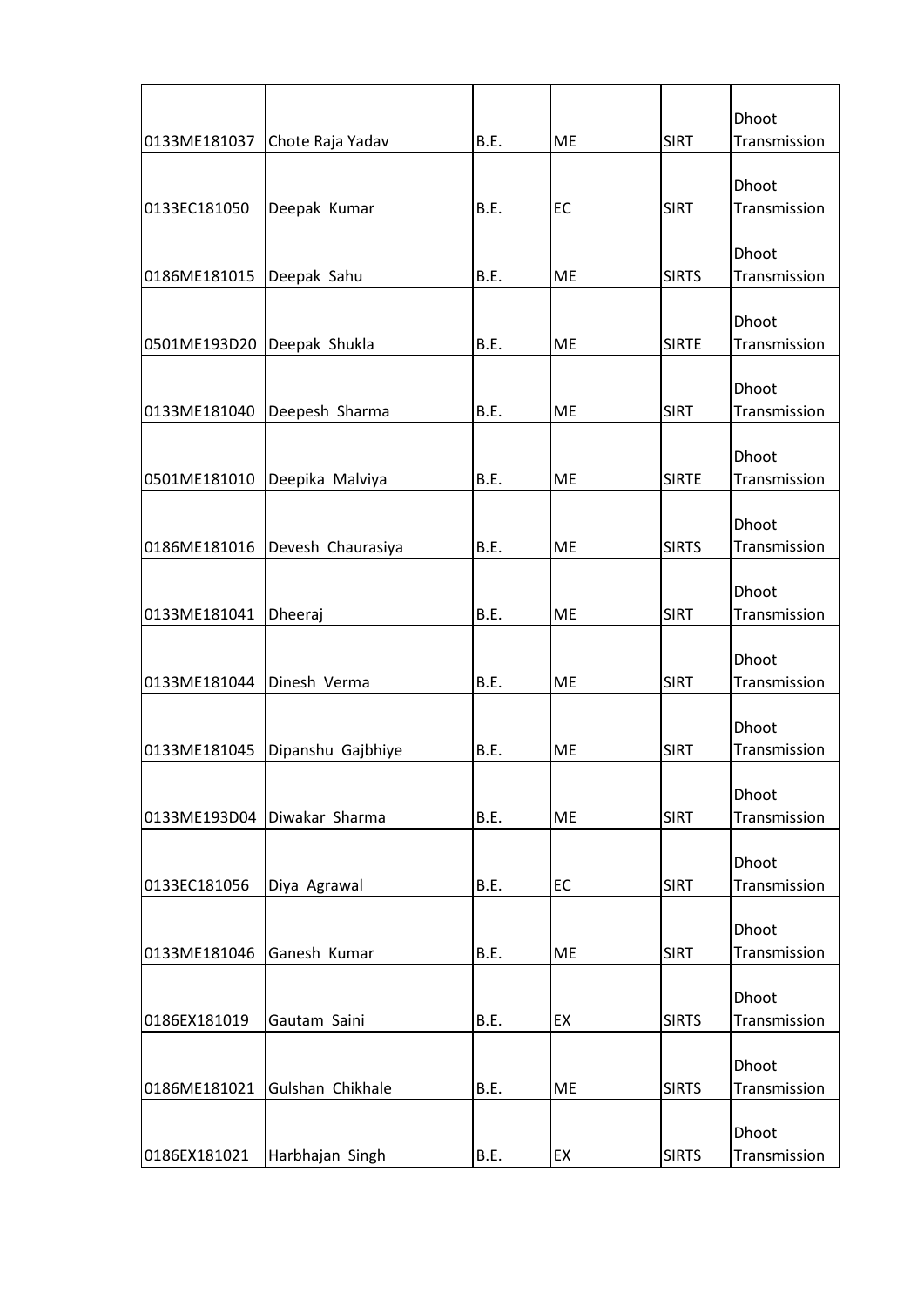| | | | | | |
|---|---|---|---|---|---|
| 0133ME181037 | Chote Raja Yadav | B.E. | ME | SIRT | Dhoot Transmission |
| 0133EC181050 | Deepak  Kumar | B.E. | EC | SIRT | Dhoot Transmission |
| 0186ME181015 | Deepak  Sahu | B.E. | ME | SIRTS | Dhoot Transmission |
| 0501ME193D20 | Deepak  Shukla | B.E. | ME | SIRTE | Dhoot Transmission |
| 0133ME181040 | Deepesh  Sharma | B.E. | ME | SIRT | Dhoot Transmission |
| 0501ME181010 | Deepika  Malviya | B.E. | ME | SIRTE | Dhoot Transmission |
| 0186ME181016 | Devesh  Chaurasiya | B.E. | ME | SIRTS | Dhoot Transmission |
| 0133ME181041 | Dheeraj | B.E. | ME | SIRT | Dhoot Transmission |
| 0133ME181044 | Dinesh  Verma | B.E. | ME | SIRT | Dhoot Transmission |
| 0133ME181045 | Dipanshu  Gajbhiye | B.E. | ME | SIRT | Dhoot Transmission |
| 0133ME193D04 | Diwakar  Sharma | B.E. | ME | SIRT | Dhoot Transmission |
| 0133EC181056 | Diya  Agrawal | B.E. | EC | SIRT | Dhoot Transmission |
| 0133ME181046 | Ganesh  Kumar | B.E. | ME | SIRT | Dhoot Transmission |
| 0186EX181019 | Gautam  Saini | B.E. | EX | SIRTS | Dhoot Transmission |
| 0186ME181021 | Gulshan  Chikhale | B.E. | ME | SIRTS | Dhoot Transmission |
| 0186EX181021 | Harbhajan  Singh | B.E. | EX | SIRTS | Dhoot Transmission |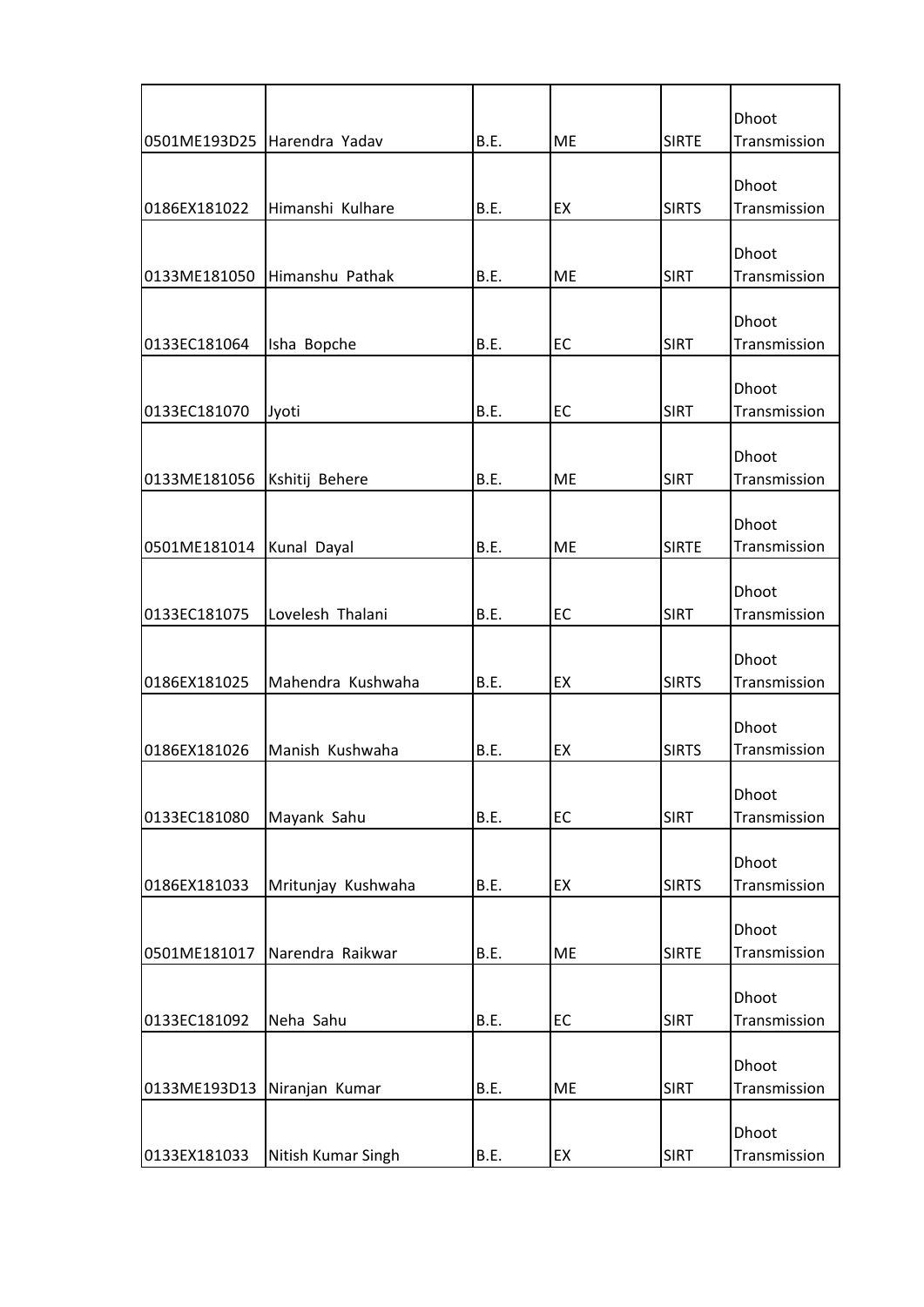| | | | | | |
|---|---|---|---|---|---|
| 0501ME193D25 | Harendra  Yadav | B.E. | ME | SIRTE | Dhoot Transmission |
| 0186EX181022 | Himanshi  Kulhare | B.E. | EX | SIRTS | Dhoot Transmission |
| 0133ME181050 | Himanshu  Pathak | B.E. | ME | SIRT | Dhoot Transmission |
| 0133EC181064 | Isha  Bopche | B.E. | EC | SIRT | Dhoot Transmission |
| 0133EC181070 | Jyoti | B.E. | EC | SIRT | Dhoot Transmission |
| 0133ME181056 | Kshitij  Behere | B.E. | ME | SIRT | Dhoot Transmission |
| 0501ME181014 | Kunal  Dayal | B.E. | ME | SIRTE | Dhoot Transmission |
| 0133EC181075 | Lovelesh  Thalani | B.E. | EC | SIRT | Dhoot Transmission |
| 0186EX181025 | Mahendra  Kushwaha | B.E. | EX | SIRTS | Dhoot Transmission |
| 0186EX181026 | Manish  Kushwaha | B.E. | EX | SIRTS | Dhoot Transmission |
| 0133EC181080 | Mayank  Sahu | B.E. | EC | SIRT | Dhoot Transmission |
| 0186EX181033 | Mritunjay  Kushwaha | B.E. | EX | SIRTS | Dhoot Transmission |
| 0501ME181017 | Narendra  Raikwar | B.E. | ME | SIRTE | Dhoot Transmission |
| 0133EC181092 | Neha  Sahu | B.E. | EC | SIRT | Dhoot Transmission |
| 0133ME193D13 | Niranjan  Kumar | B.E. | ME | SIRT | Dhoot Transmission |
| 0133EX181033 | Nitish Kumar Singh | B.E. | EX | SIRT | Dhoot Transmission |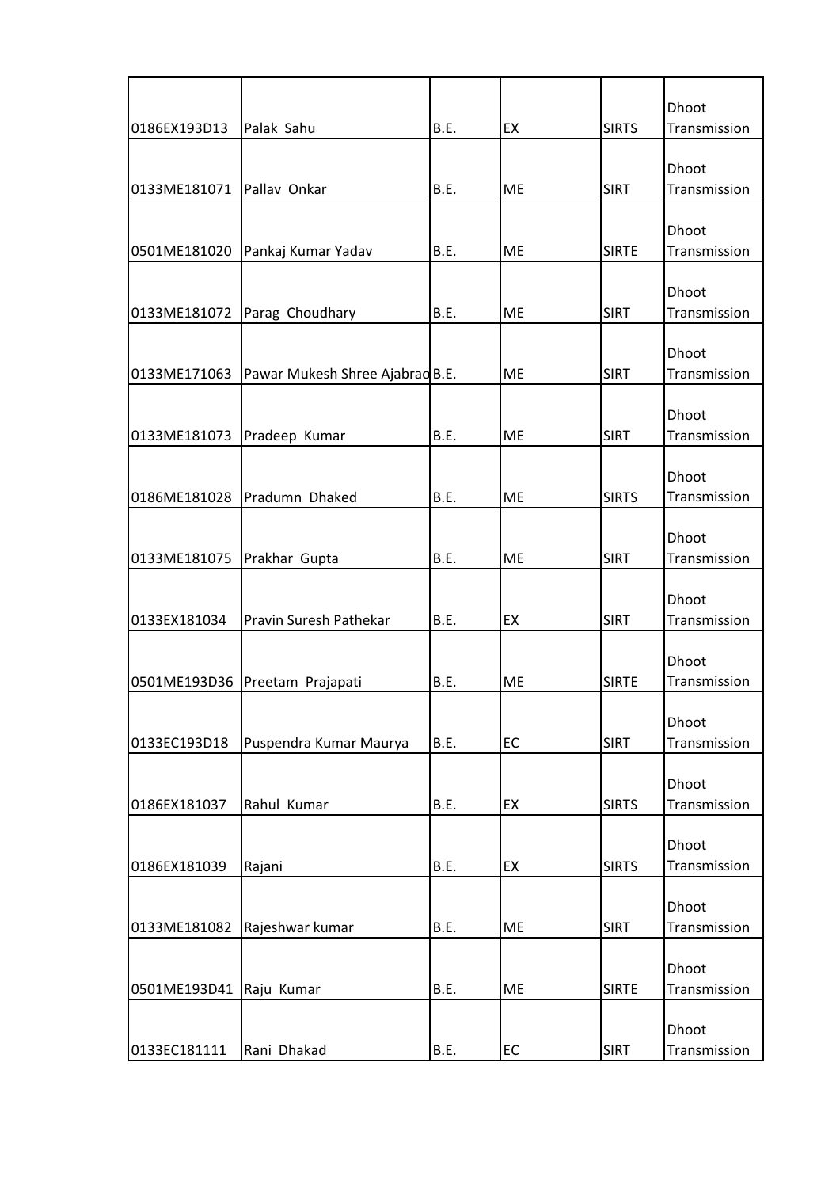| | | | | | |
|---|---|---|---|---|---|
| 0186EX193D13 | Palak  Sahu | B.E. | EX | SIRTS | Dhoot Transmission |
| 0133ME181071 | Pallav  Onkar | B.E. | ME | SIRT | Dhoot Transmission |
| 0501ME181020 | Pankaj Kumar Yadav | B.E. | ME | SIRTE | Dhoot Transmission |
| 0133ME181072 | Parag  Choudhary | B.E. | ME | SIRT | Dhoot Transmission |
| 0133ME171063 | Pawar Mukesh Shree Ajabrao | B.E. | ME | SIRT | Dhoot Transmission |
| 0133ME181073 | Pradeep  Kumar | B.E. | ME | SIRT | Dhoot Transmission |
| 0186ME181028 | Pradumn  Dhaked | B.E. | ME | SIRTS | Dhoot Transmission |
| 0133ME181075 | Prakhar  Gupta | B.E. | ME | SIRT | Dhoot Transmission |
| 0133EX181034 | Pravin Suresh Pathekar | B.E. | EX | SIRT | Dhoot Transmission |
| 0501ME193D36 | Preetam  Prajapati | B.E. | ME | SIRTE | Dhoot Transmission |
| 0133EC193D18 | Puspendra Kumar Maurya | B.E. | EC | SIRT | Dhoot Transmission |
| 0186EX181037 | Rahul  Kumar | B.E. | EX | SIRTS | Dhoot Transmission |
| 0186EX181039 | Rajani | B.E. | EX | SIRTS | Dhoot Transmission |
| 0133ME181082 | Rajeshwar kumar | B.E. | ME | SIRT | Dhoot Transmission |
| 0501ME193D41 | Raju  Kumar | B.E. | ME | SIRTE | Dhoot Transmission |
| 0133EC181111 | Rani  Dhakad | B.E. | EC | SIRT | Dhoot Transmission |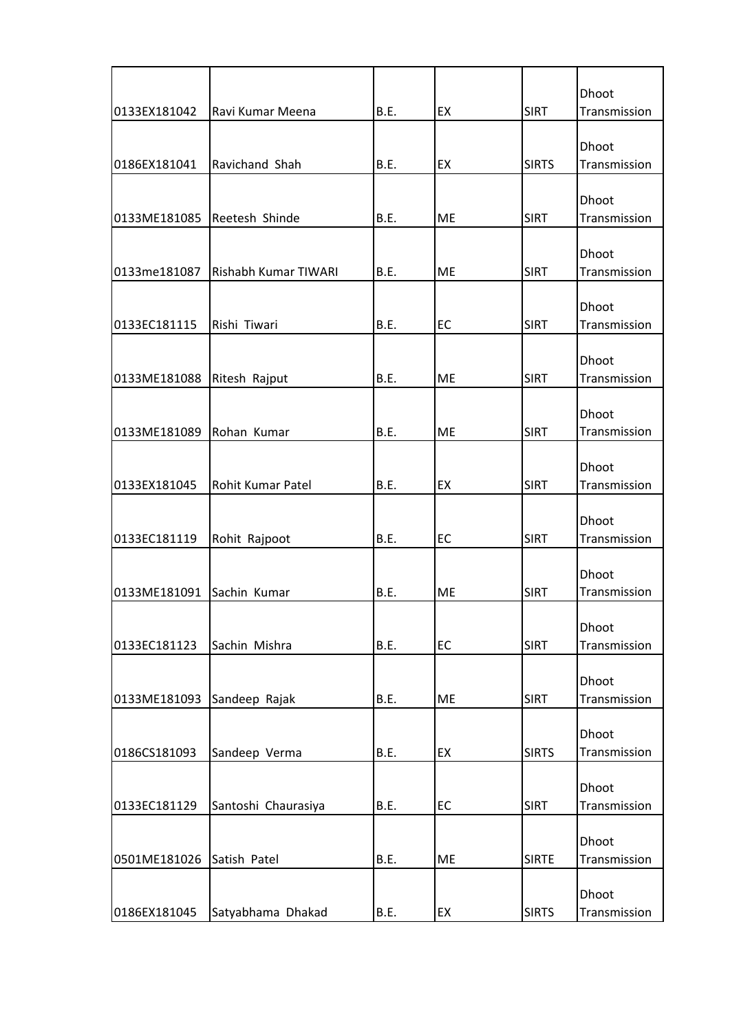| | | | | | |
|---|---|---|---|---|---|
| 0133EX181042 | Ravi Kumar Meena | B.E. | EX | SIRT | Dhoot Transmission |
| 0186EX181041 | Ravichand  Shah | B.E. | EX | SIRTS | Dhoot Transmission |
| 0133ME181085 | Reetesh  Shinde | B.E. | ME | SIRT | Dhoot Transmission |
| 0133me181087 | Rishabh Kumar TIWARI | B.E. | ME | SIRT | Dhoot Transmission |
| 0133EC181115 | Rishi  Tiwari | B.E. | EC | SIRT | Dhoot Transmission |
| 0133ME181088 | Ritesh  Rajput | B.E. | ME | SIRT | Dhoot Transmission |
| 0133ME181089 | Rohan  Kumar | B.E. | ME | SIRT | Dhoot Transmission |
| 0133EX181045 | Rohit Kumar Patel | B.E. | EX | SIRT | Dhoot Transmission |
| 0133EC181119 | Rohit  Rajpoot | B.E. | EC | SIRT | Dhoot Transmission |
| 0133ME181091 | Sachin  Kumar | B.E. | ME | SIRT | Dhoot Transmission |
| 0133EC181123 | Sachin  Mishra | B.E. | EC | SIRT | Dhoot Transmission |
| 0133ME181093 | Sandeep  Rajak | B.E. | ME | SIRT | Dhoot Transmission |
| 0186CS181093 | Sandeep  Verma | B.E. | EX | SIRTS | Dhoot Transmission |
| 0133EC181129 | Santoshi  Chaurasiya | B.E. | EC | SIRT | Dhoot Transmission |
| 0501ME181026 | Satish  Patel | B.E. | ME | SIRTE | Dhoot Transmission |
| 0186EX181045 | Satyabhama  Dhakad | B.E. | EX | SIRTS | Dhoot Transmission |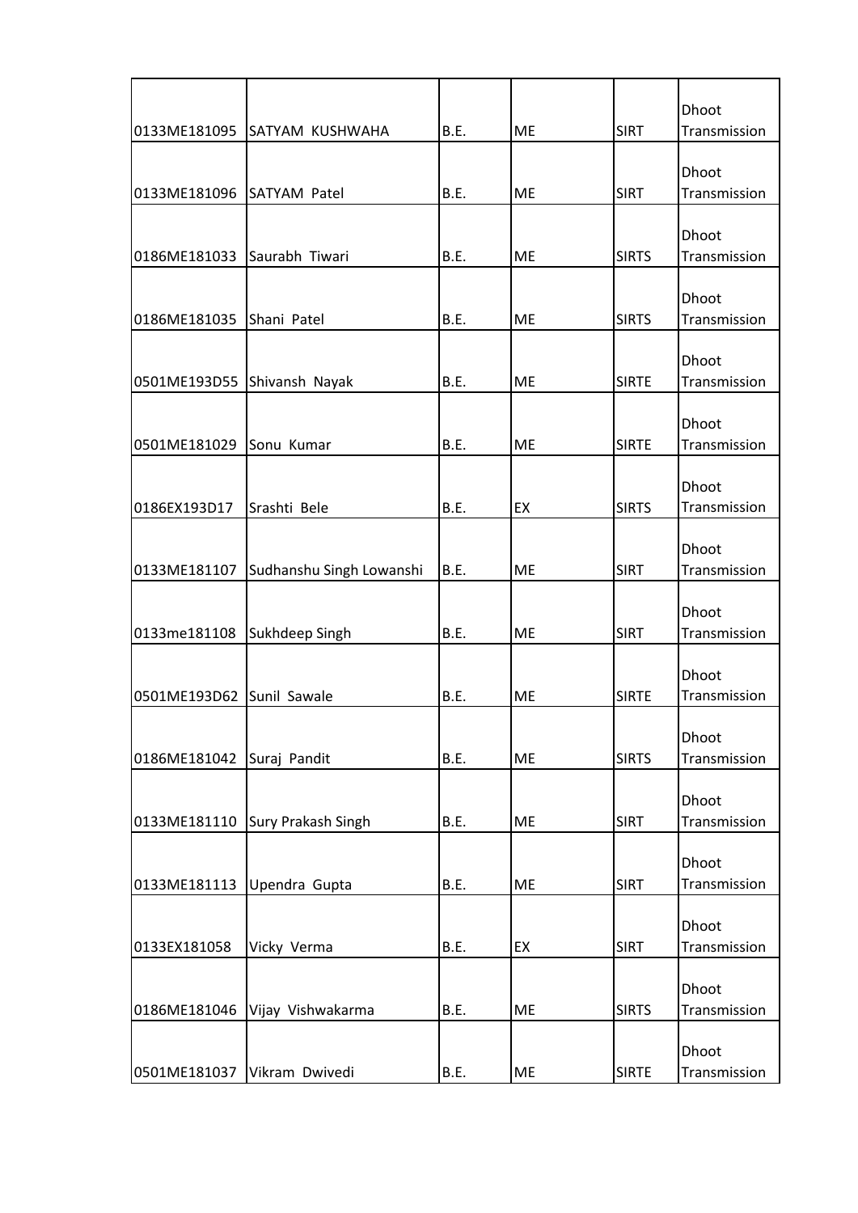| | | | | | |
|---|---|---|---|---|---|
| 0133ME181095 | SATYAM KUSHWAHA | B.E. | ME | SIRT | Dhoot Transmission |
| 0133ME181096 | SATYAM Patel | B.E. | ME | SIRT | Dhoot Transmission |
| 0186ME181033 | Saurabh Tiwari | B.E. | ME | SIRTS | Dhoot Transmission |
| 0186ME181035 | Shani Patel | B.E. | ME | SIRTS | Dhoot Transmission |
| 0501ME193D55 | Shivansh Nayak | B.E. | ME | SIRTE | Dhoot Transmission |
| 0501ME181029 | Sonu Kumar | B.E. | ME | SIRTE | Dhoot Transmission |
| 0186EX193D17 | Srashti Bele | B.E. | EX | SIRTS | Dhoot Transmission |
| 0133ME181107 | Sudhanshu Singh Lowanshi | B.E. | ME | SIRT | Dhoot Transmission |
| 0133me181108 | Sukhdeep Singh | B.E. | ME | SIRT | Dhoot Transmission |
| 0501ME193D62 | Sunil Sawale | B.E. | ME | SIRTE | Dhoot Transmission |
| 0186ME181042 | Suraj Pandit | B.E. | ME | SIRTS | Dhoot Transmission |
| 0133ME181110 | Sury Prakash Singh | B.E. | ME | SIRT | Dhoot Transmission |
| 0133ME181113 | Upendra Gupta | B.E. | ME | SIRT | Dhoot Transmission |
| 0133EX181058 | Vicky Verma | B.E. | EX | SIRT | Dhoot Transmission |
| 0186ME181046 | Vijay Vishwakarma | B.E. | ME | SIRTS | Dhoot Transmission |
| 0501ME181037 | Vikram Dwivedi | B.E. | ME | SIRTE | Dhoot Transmission |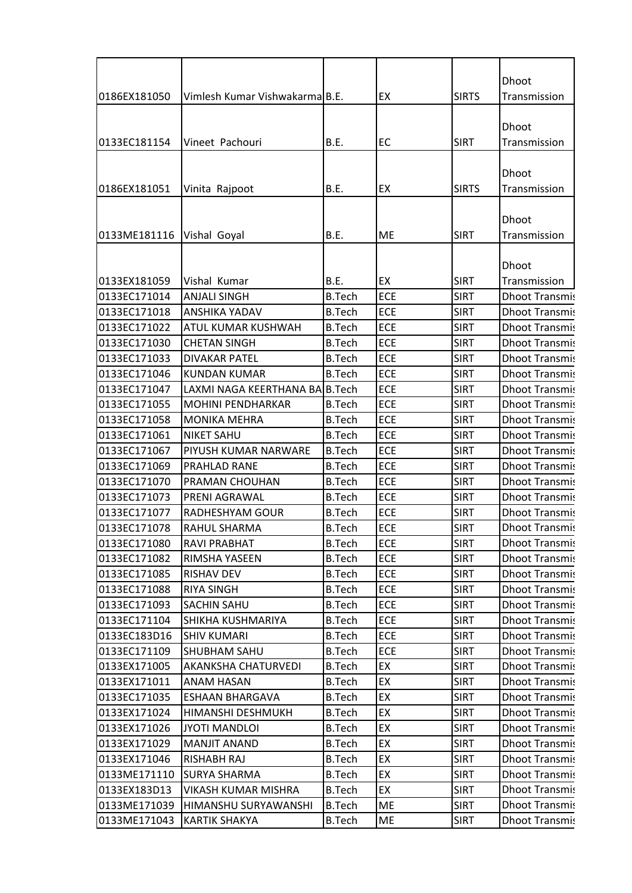| | | | | | |
|---|---|---|---|---|---|
| 0186EX181050 | Vimlesh Kumar Vishwakarma | B.E. | EX | SIRTS | Dhoot Transmission |
| 0133EC181154 | Vineet Pachouri | B.E. | EC | SIRT | Dhoot Transmission |
| 0186EX181051 | Vinita Rajpoot | B.E. | EX | SIRTS | Dhoot Transmission |
| 0133ME181116 | Vishal Goyal | B.E. | ME | SIRT | Dhoot Transmission |
| 0133EX181059 | Vishal Kumar | B.E. | EX | SIRT | Dhoot Transmission |
| 0133EC171014 | ANJALI SINGH | B.Tech | ECE | SIRT | Dhoot Transmis |
| 0133EC171018 | ANSHIKA YADAV | B.Tech | ECE | SIRT | Dhoot Transmis |
| 0133EC171022 | ATUL KUMAR KUSHWAH | B.Tech | ECE | SIRT | Dhoot Transmis |
| 0133EC171030 | CHETAN SINGH | B.Tech | ECE | SIRT | Dhoot Transmis |
| 0133EC171033 | DIVAKAR PATEL | B.Tech | ECE | SIRT | Dhoot Transmis |
| 0133EC171046 | KUNDAN KUMAR | B.Tech | ECE | SIRT | Dhoot Transmis |
| 0133EC171047 | LAXMI NAGA KEERTHANA BA | B.Tech | ECE | SIRT | Dhoot Transmis |
| 0133EC171055 | MOHINI PENDHARKAR | B.Tech | ECE | SIRT | Dhoot Transmis |
| 0133EC171058 | MONIKA MEHRA | B.Tech | ECE | SIRT | Dhoot Transmis |
| 0133EC171061 | NIKET SAHU | B.Tech | ECE | SIRT | Dhoot Transmis |
| 0133EC171067 | PIYUSH KUMAR NARWARE | B.Tech | ECE | SIRT | Dhoot Transmis |
| 0133EC171069 | PRAHLAD RANE | B.Tech | ECE | SIRT | Dhoot Transmis |
| 0133EC171070 | PRAMAN CHOUHAN | B.Tech | ECE | SIRT | Dhoot Transmis |
| 0133EC171073 | PRENI AGRAWAL | B.Tech | ECE | SIRT | Dhoot Transmis |
| 0133EC171077 | RADHESHYAM GOUR | B.Tech | ECE | SIRT | Dhoot Transmis |
| 0133EC171078 | RAHUL SHARMA | B.Tech | ECE | SIRT | Dhoot Transmis |
| 0133EC171080 | RAVI PRABHAT | B.Tech | ECE | SIRT | Dhoot Transmis |
| 0133EC171082 | RIMSHA YASEEN | B.Tech | ECE | SIRT | Dhoot Transmis |
| 0133EC171085 | RISHAV DEV | B.Tech | ECE | SIRT | Dhoot Transmis |
| 0133EC171088 | RIYA SINGH | B.Tech | ECE | SIRT | Dhoot Transmis |
| 0133EC171093 | SACHIN SAHU | B.Tech | ECE | SIRT | Dhoot Transmis |
| 0133EC171104 | SHIKHA KUSHMARIYA | B.Tech | ECE | SIRT | Dhoot Transmis |
| 0133EC183D16 | SHIV KUMARI | B.Tech | ECE | SIRT | Dhoot Transmis |
| 0133EC171109 | SHUBHAM SAHU | B.Tech | ECE | SIRT | Dhoot Transmis |
| 0133EX171005 | AKANKSHA CHATURVEDI | B.Tech | EX | SIRT | Dhoot Transmis |
| 0133EX171011 | ANAM HASAN | B.Tech | EX | SIRT | Dhoot Transmis |
| 0133EC171035 | ESHAAN BHARGAVA | B.Tech | EX | SIRT | Dhoot Transmis |
| 0133EX171024 | HIMANSHI DESHMUKH | B.Tech | EX | SIRT | Dhoot Transmis |
| 0133EX171026 | JYOTI MANDLOI | B.Tech | EX | SIRT | Dhoot Transmis |
| 0133EX171029 | MANJIT ANAND | B.Tech | EX | SIRT | Dhoot Transmis |
| 0133EX171046 | RISHABH RAJ | B.Tech | EX | SIRT | Dhoot Transmis |
| 0133ME171110 | SURYA SHARMA | B.Tech | EX | SIRT | Dhoot Transmis |
| 0133EX183D13 | VIKASH KUMAR MISHRA | B.Tech | EX | SIRT | Dhoot Transmis |
| 0133ME171039 | HIMANSHU SURYAWANSHI | B.Tech | ME | SIRT | Dhoot Transmis |
| 0133ME171043 | KARTIK SHAKYA | B.Tech | ME | SIRT | Dhoot Transmis |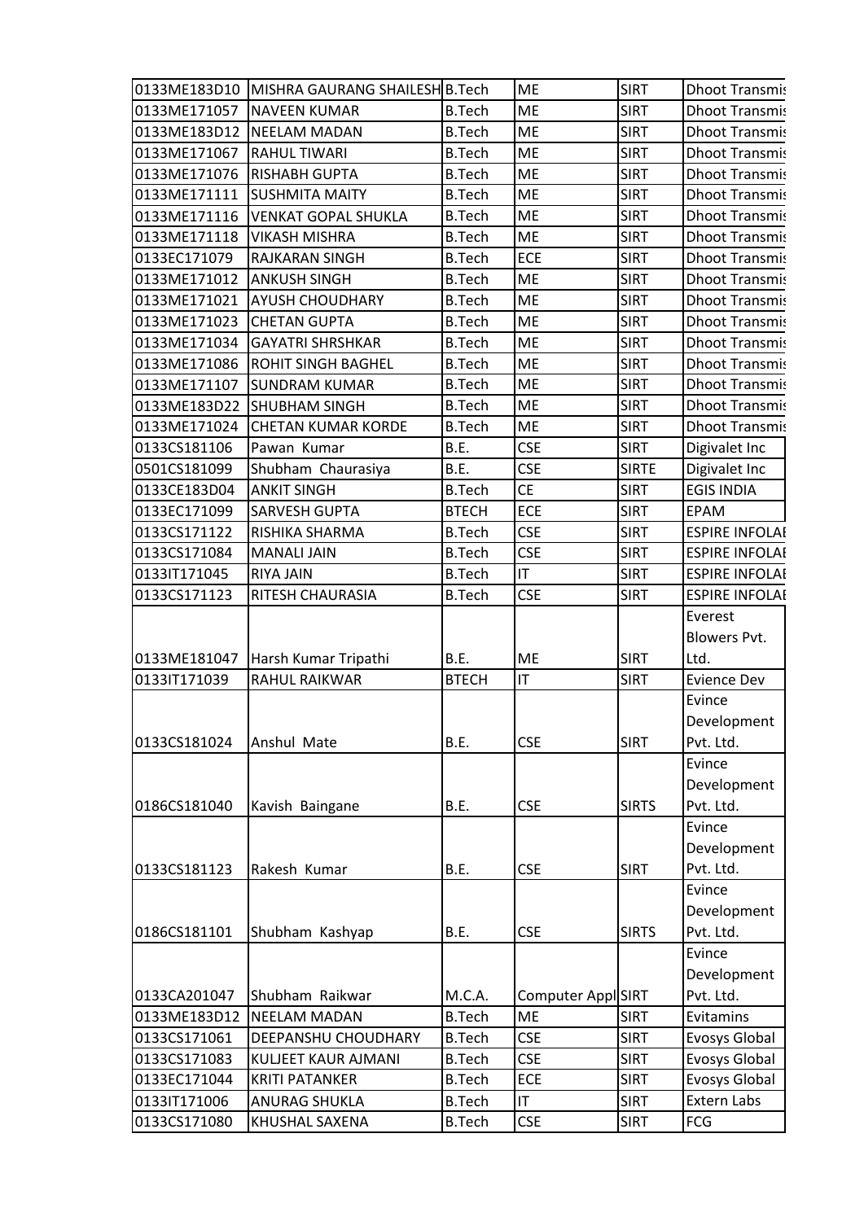| 0133ME183D10 | MISHRA GAURANG SHAILESH | B.Tech | ME | SIRT | Dhoot Transmis |
|---|---|---|---|---|---|
| 0133ME171057 | NAVEEN KUMAR | B.Tech | ME | SIRT | Dhoot Transmis |
| 0133ME183D12 | NEELAM MADAN | B.Tech | ME | SIRT | Dhoot Transmis |
| 0133ME171067 | RAHUL TIWARI | B.Tech | ME | SIRT | Dhoot Transmis |
| 0133ME171076 | RISHABH GUPTA | B.Tech | ME | SIRT | Dhoot Transmis |
| 0133ME171111 | SUSHMITA MAITY | B.Tech | ME | SIRT | Dhoot Transmis |
| 0133ME171116 | VENKAT GOPAL SHUKLA | B.Tech | ME | SIRT | Dhoot Transmis |
| 0133ME171118 | VIKASH MISHRA | B.Tech | ME | SIRT | Dhoot Transmis |
| 0133EC171079 | RAJKARAN SINGH | B.Tech | ECE | SIRT | Dhoot Transmis |
| 0133ME171012 | ANKUSH SINGH | B.Tech | ME | SIRT | Dhoot Transmis |
| 0133ME171021 | AYUSH CHOUDHARY | B.Tech | ME | SIRT | Dhoot Transmis |
| 0133ME171023 | CHETAN GUPTA | B.Tech | ME | SIRT | Dhoot Transmis |
| 0133ME171034 | GAYATRI SHRSHKAR | B.Tech | ME | SIRT | Dhoot Transmis |
| 0133ME171086 | ROHIT SINGH BAGHEL | B.Tech | ME | SIRT | Dhoot Transmis |
| 0133ME171107 | SUNDRAM KUMAR | B.Tech | ME | SIRT | Dhoot Transmis |
| 0133ME183D22 | SHUBHAM SINGH | B.Tech | ME | SIRT | Dhoot Transmis |
| 0133ME171024 | CHETAN KUMAR KORDE | B.Tech | ME | SIRT | Dhoot Transmis |
| 0133CS181106 | Pawan Kumar | B.E. | CSE | SIRT | Digivalet Inc |
| 0501CS181099 | Shubham Chaurasiya | B.E. | CSE | SIRTE | Digivalet Inc |
| 0133CE183D04 | ANKIT SINGH | B.Tech | CE | SIRT | EGIS INDIA |
| 0133EC171099 | SARVESH GUPTA | BTECH | ECE | SIRT | EPAM |
| 0133CS171122 | RISHIKA SHARMA | B.Tech | CSE | SIRT | ESPIRE INFOLAI |
| 0133CS171084 | MANALI JAIN | B.Tech | CSE | SIRT | ESPIRE INFOLAI |
| 0133IT171045 | RIYA JAIN | B.Tech | IT | SIRT | ESPIRE INFOLAI |
| 0133CS171123 | RITESH CHAURASIA | B.Tech | CSE | SIRT | ESPIRE INFOLAI |
| 0133ME181047 | Harsh Kumar Tripathi | B.E. | ME | SIRT | Everest Blowers Pvt. Ltd. |
| 0133IT171039 | RAHUL RAIKWAR | BTECH | IT | SIRT | Evience Dev |
| 0133CS181024 | Anshul Mate | B.E. | CSE | SIRT | Evince Development Pvt. Ltd. |
| 0186CS181040 | Kavish Baingane | B.E. | CSE | SIRTS | Evince Development Pvt. Ltd. |
| 0133CS181123 | Rakesh Kumar | B.E. | CSE | SIRT | Evince Development Pvt. Ltd. |
| 0186CS181101 | Shubham Kashyap | B.E. | CSE | SIRTS | Evince Development Pvt. Ltd. |
| 0133CA201047 | Shubham Raikwar | M.C.A. | Computer Appl | SIRT | Evince Development Pvt. Ltd. |
| 0133ME183D12 | NEELAM MADAN | B.Tech | ME | SIRT | Evitamins |
| 0133CS171061 | DEEPANSHU CHOUDHARY | B.Tech | CSE | SIRT | Evosys Global |
| 0133CS171083 | KULJEET KAUR AJMANI | B.Tech | CSE | SIRT | Evosys Global |
| 0133EC171044 | KRITI PATANKER | B.Tech | ECE | SIRT | Evosys Global |
| 0133IT171006 | ANURAG SHUKLA | B.Tech | IT | SIRT | Extern Labs |
| 0133CS171080 | KHUSHAL SAXENA | B.Tech | CSE | SIRT | FCG |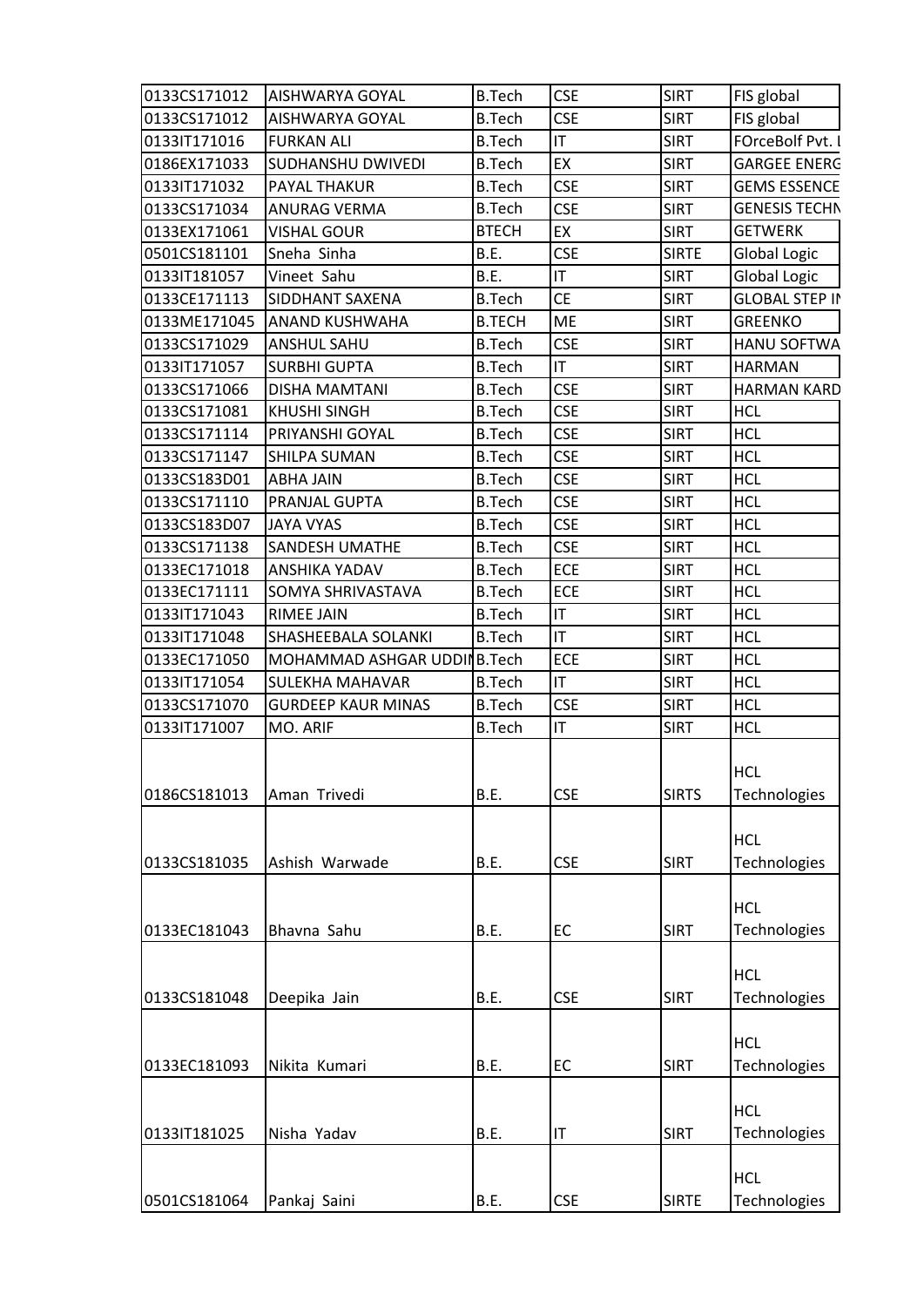| | | | | | |
|---|---|---|---|---|---|
| 0133CS171012 | AISHWARYA GOYAL | B.Tech | CSE | SIRT | FIS global |
| 0133CS171012 | AISHWARYA GOYAL | B.Tech | CSE | SIRT | FIS global |
| 0133IT171016 | FURKAN ALI | B.Tech | IT | SIRT | FOrceBolf Pvt. l |
| 0186EX171033 | SUDHANSHU DWIVEDI | B.Tech | EX | SIRT | GARGEE ENERG |
| 0133IT171032 | PAYAL THAKUR | B.Tech | CSE | SIRT | GEMS ESSENCE |
| 0133CS171034 | ANURAG VERMA | B.Tech | CSE | SIRT | GENESIS TECHN |
| 0133EX171061 | VISHAL GOUR | BTECH | EX | SIRT | GETWERK |
| 0501CS181101 | Sneha Sinha | B.E. | CSE | SIRTE | Global Logic |
| 0133IT181057 | Vineet Sahu | B.E. | IT | SIRT | Global Logic |
| 0133CE171113 | SIDDHANT SAXENA | B.Tech | CE | SIRT | GLOBAL STEP IN |
| 0133ME171045 | ANAND KUSHWAHA | B.TECH | ME | SIRT | GREENKO |
| 0133CS171029 | ANSHUL SAHU | B.Tech | CSE | SIRT | HANU SOFTWA |
| 0133IT171057 | SURBHI GUPTA | B.Tech | IT | SIRT | HARMAN |
| 0133CS171066 | DISHA MAMTANI | B.Tech | CSE | SIRT | HARMAN KARD |
| 0133CS171081 | KHUSHI SINGH | B.Tech | CSE | SIRT | HCL |
| 0133CS171114 | PRIYANSHI GOYAL | B.Tech | CSE | SIRT | HCL |
| 0133CS171147 | SHILPA SUMAN | B.Tech | CSE | SIRT | HCL |
| 0133CS183D01 | ABHA JAIN | B.Tech | CSE | SIRT | HCL |
| 0133CS171110 | PRANJAL GUPTA | B.Tech | CSE | SIRT | HCL |
| 0133CS183D07 | JAYA VYAS | B.Tech | CSE | SIRT | HCL |
| 0133CS171138 | SANDESH UMATHE | B.Tech | CSE | SIRT | HCL |
| 0133EC171018 | ANSHIKA YADAV | B.Tech | ECE | SIRT | HCL |
| 0133EC171111 | SOMYA SHRIVASTAVA | B.Tech | ECE | SIRT | HCL |
| 0133IT171043 | RIMEE JAIN | B.Tech | IT | SIRT | HCL |
| 0133IT171048 | SHASHEEBALA SOLANKI | B.Tech | IT | SIRT | HCL |
| 0133EC171050 | MOHAMMAD ASHGAR UDDIN | B.Tech | ECE | SIRT | HCL |
| 0133IT171054 | SULEKHA MAHAVAR | B.Tech | IT | SIRT | HCL |
| 0133CS171070 | GURDEEP KAUR MINAS | B.Tech | CSE | SIRT | HCL |
| 0133IT171007 | MO. ARIF | B.Tech | IT | SIRT | HCL |
| 0186CS181013 | Aman Trivedi | B.E. | CSE | SIRTS | HCL Technologies |
| 0133CS181035 | Ashish Warwade | B.E. | CSE | SIRT | HCL Technologies |
| 0133EC181043 | Bhavna Sahu | B.E. | EC | SIRT | HCL Technologies |
| 0133CS181048 | Deepika Jain | B.E. | CSE | SIRT | HCL Technologies |
| 0133EC181093 | Nikita Kumari | B.E. | EC | SIRT | HCL Technologies |
| 0133IT181025 | Nisha Yadav | B.E. | IT | SIRT | HCL Technologies |
| 0501CS181064 | Pankaj Saini | B.E. | CSE | SIRTE | HCL Technologies |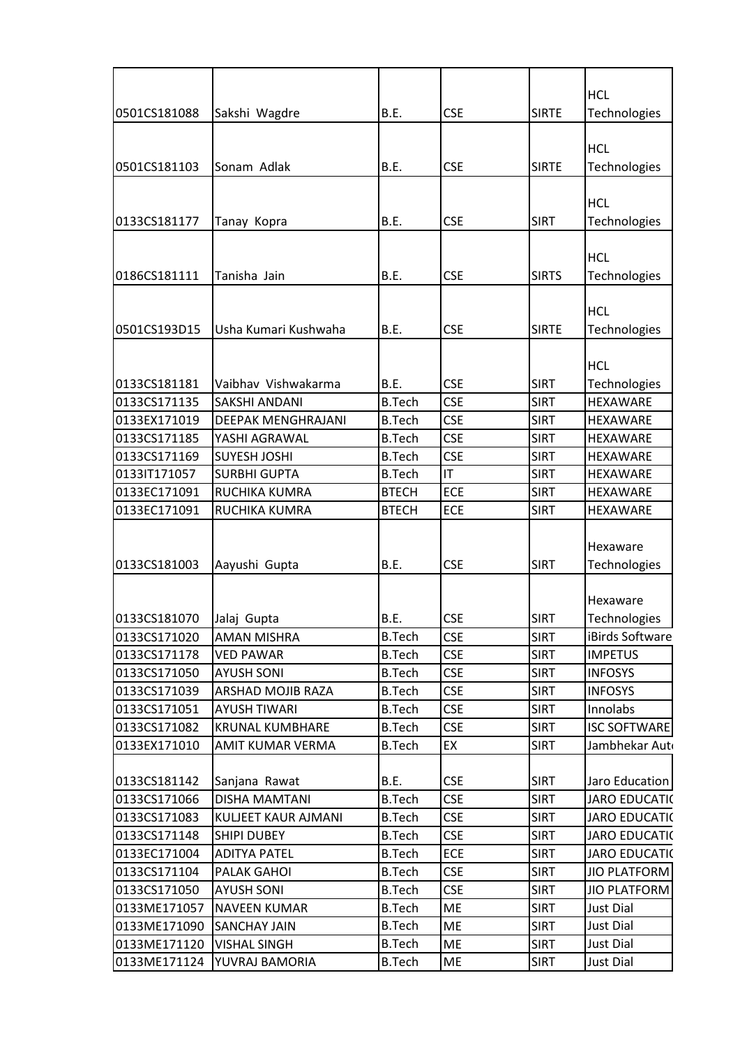| | | | | | |
|---|---|---|---|---|---|
| 0501CS181088 | Sakshi Wagdre | B.E. | CSE | SIRTE | HCL Technologies |
| 0501CS181103 | Sonam Adlak | B.E. | CSE | SIRTE | HCL Technologies |
| 0133CS181177 | Tanay Kopra | B.E. | CSE | SIRT | HCL Technologies |
| 0186CS181111 | Tanisha Jain | B.E. | CSE | SIRTS | HCL Technologies |
| 0501CS193D15 | Usha Kumari Kushwaha | B.E. | CSE | SIRTE | HCL Technologies |
| 0133CS181181 | Vaibhav Vishwakarma | B.E. | CSE | SIRT | HCL Technologies |
| 0133CS171135 | SAKSHI ANDANI | B.Tech | CSE | SIRT | HEXAWARE |
| 0133EX171019 | DEEPAK MENGHRAJANI | B.Tech | CSE | SIRT | HEXAWARE |
| 0133CS171185 | YASHI AGRAWAL | B.Tech | CSE | SIRT | HEXAWARE |
| 0133CS171169 | SUYESH JOSHI | B.Tech | CSE | SIRT | HEXAWARE |
| 0133IT171057 | SURBHI GUPTA | B.Tech | IT | SIRT | HEXAWARE |
| 0133EC171091 | RUCHIKA KUMRA | BTECH | ECE | SIRT | HEXAWARE |
| 0133EC171091 | RUCHIKA KUMRA | BTECH | ECE | SIRT | HEXAWARE |
| 0133CS181003 | Aayushi Gupta | B.E. | CSE | SIRT | Hexaware Technologies |
| 0133CS181070 | Jalaj Gupta | B.E. | CSE | SIRT | Hexaware Technologies |
| 0133CS171020 | AMAN MISHRA | B.Tech | CSE | SIRT | iBirds Software |
| 0133CS171178 | VED PAWAR | B.Tech | CSE | SIRT | IMPETUS |
| 0133CS171050 | AYUSH SONI | B.Tech | CSE | SIRT | INFOSYS |
| 0133CS171039 | ARSHAD MOJIB RAZA | B.Tech | CSE | SIRT | INFOSYS |
| 0133CS171051 | AYUSH TIWARI | B.Tech | CSE | SIRT | Innolabs |
| 0133CS171082 | KRUNAL KUMBHARE | B.Tech | CSE | SIRT | ISC SOFTWARE |
| 0133EX171010 | AMIT KUMAR VERMA | B.Tech | EX | SIRT | Jambhekar Aut |
| 0133CS181142 | Sanjana Rawat | B.E. | CSE | SIRT | Jaro Education |
| 0133CS171066 | DISHA MAMTANI | B.Tech | CSE | SIRT | JARO EDUCATIC |
| 0133CS171083 | KULJEET KAUR AJMANI | B.Tech | CSE | SIRT | JARO EDUCATIC |
| 0133CS171148 | SHIPI DUBEY | B.Tech | CSE | SIRT | JARO EDUCATIC |
| 0133EC171004 | ADITYA PATEL | B.Tech | ECE | SIRT | JARO EDUCATIC |
| 0133CS171104 | PALAK GAHOI | B.Tech | CSE | SIRT | JIO PLATFORM |
| 0133CS171050 | AYUSH SONI | B.Tech | CSE | SIRT | JIO PLATFORM |
| 0133ME171057 | NAVEEN KUMAR | B.Tech | ME | SIRT | Just Dial |
| 0133ME171090 | SANCHAY JAIN | B.Tech | ME | SIRT | Just Dial |
| 0133ME171120 | VISHAL SINGH | B.Tech | ME | SIRT | Just Dial |
| 0133ME171124 | YUVRAJ BAMORIA | B.Tech | ME | SIRT | Just Dial |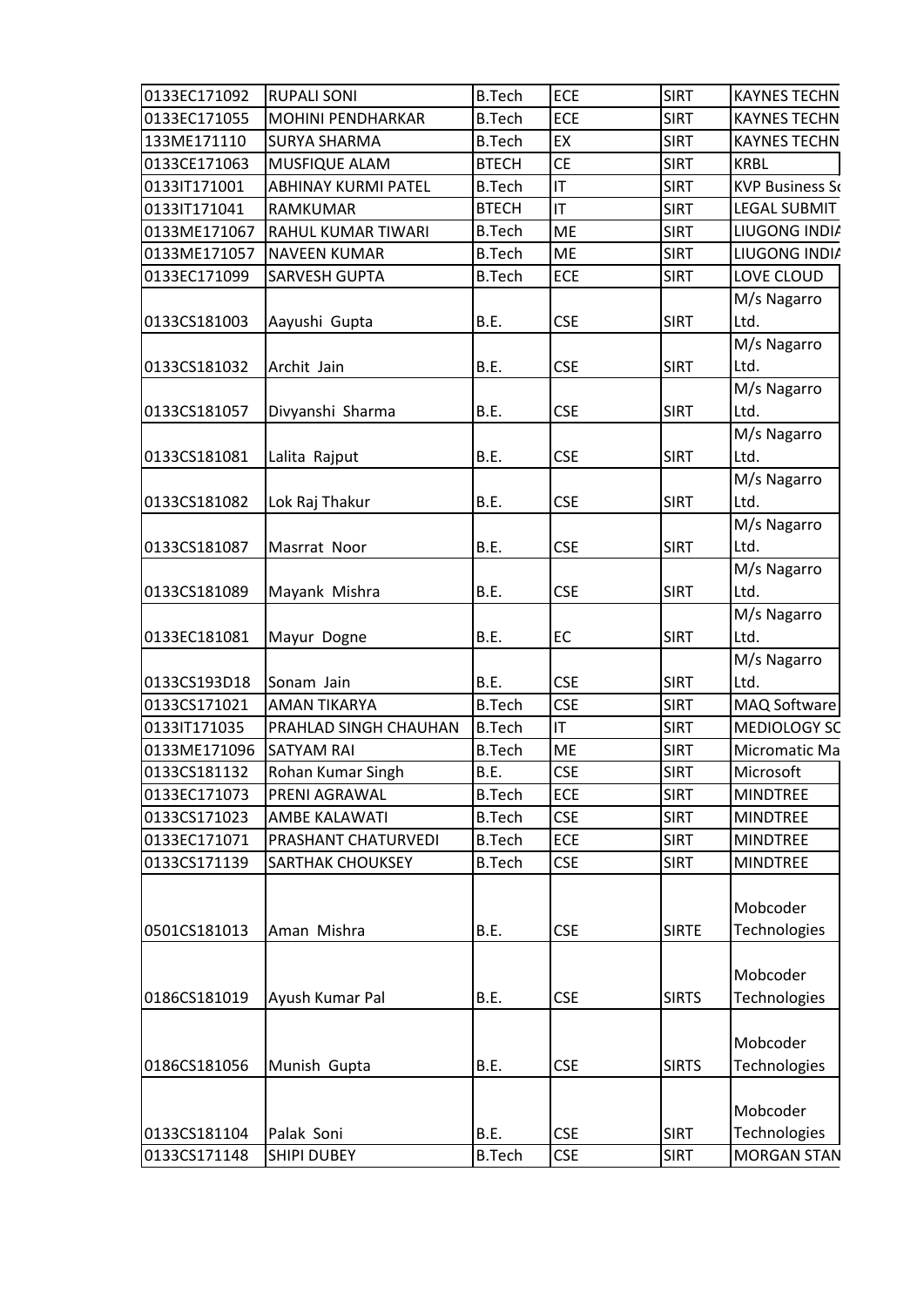| | | | | | |
|---|---|---|---|---|---|
| 0133EC171092 | RUPALI SONI | B.Tech | ECE | SIRT | KAYNES TECHN |
| 0133EC171055 | MOHINI PENDHARKAR | B.Tech | ECE | SIRT | KAYNES TECHN |
| 133ME171110 | SURYA SHARMA | B.Tech | EX | SIRT | KAYNES TECHN |
| 0133CE171063 | MUSFIQUE ALAM | BTECH | CE | SIRT | KRBL |
| 0133IT171001 | ABHINAY KURMI PATEL | B.Tech | IT | SIRT | KVP Business So |
| 0133IT171041 | RAMKUMAR | BTECH | IT | SIRT | LEGAL SUBMIT |
| 0133ME171067 | RAHUL KUMAR TIWARI | B.Tech | ME | SIRT | LIUGONG INDIA |
| 0133ME171057 | NAVEEN KUMAR | B.Tech | ME | SIRT | LIUGONG INDIA |
| 0133EC171099 | SARVESH GUPTA | B.Tech | ECE | SIRT | LOVE CLOUD |
| 0133CS181003 | Aayushi Gupta | B.E. | CSE | SIRT | M/s Nagarro Ltd. |
| 0133CS181032 | Archit Jain | B.E. | CSE | SIRT | M/s Nagarro Ltd. |
| 0133CS181057 | Divyanshi Sharma | B.E. | CSE | SIRT | M/s Nagarro Ltd. |
| 0133CS181081 | Lalita Rajput | B.E. | CSE | SIRT | M/s Nagarro Ltd. |
| 0133CS181082 | Lok Raj Thakur | B.E. | CSE | SIRT | M/s Nagarro Ltd. |
| 0133CS181087 | Masrrat Noor | B.E. | CSE | SIRT | M/s Nagarro Ltd. |
| 0133CS181089 | Mayank Mishra | B.E. | CSE | SIRT | M/s Nagarro Ltd. |
| 0133EC181081 | Mayur Dogne | B.E. | EC | SIRT | M/s Nagarro Ltd. |
| 0133CS193D18 | Sonam Jain | B.E. | CSE | SIRT | M/s Nagarro Ltd. |
| 0133CS171021 | AMAN TIKARYA | B.Tech | CSE | SIRT | MAQ Software |
| 0133IT171035 | PRAHLAD SINGH CHAUHAN | B.Tech | IT | SIRT | MEDIOLOGY SC |
| 0133ME171096 | SATYAM RAI | B.Tech | ME | SIRT | Micromatic Ma |
| 0133CS181132 | Rohan Kumar Singh | B.E. | CSE | SIRT | Microsoft |
| 0133EC171073 | PRENI AGRAWAL | B.Tech | ECE | SIRT | MINDTREE |
| 0133CS171023 | AMBE KALAWATI | B.Tech | CSE | SIRT | MINDTREE |
| 0133EC171071 | PRASHANT CHATURVEDI | B.Tech | ECE | SIRT | MINDTREE |
| 0133CS171139 | SARTHAK CHOUKSEY | B.Tech | CSE | SIRT | MINDTREE |
| 0501CS181013 | Aman Mishra | B.E. | CSE | SIRTE | Mobcoder Technologies |
| 0186CS181019 | Ayush Kumar Pal | B.E. | CSE | SIRTS | Mobcoder Technologies |
| 0186CS181056 | Munish Gupta | B.E. | CSE | SIRTS | Mobcoder Technologies |
| 0133CS181104 | Palak Soni | B.E. | CSE | SIRT | Mobcoder Technologies |
| 0133CS171148 | SHIPI DUBEY | B.Tech | CSE | SIRT | MORGAN STAN |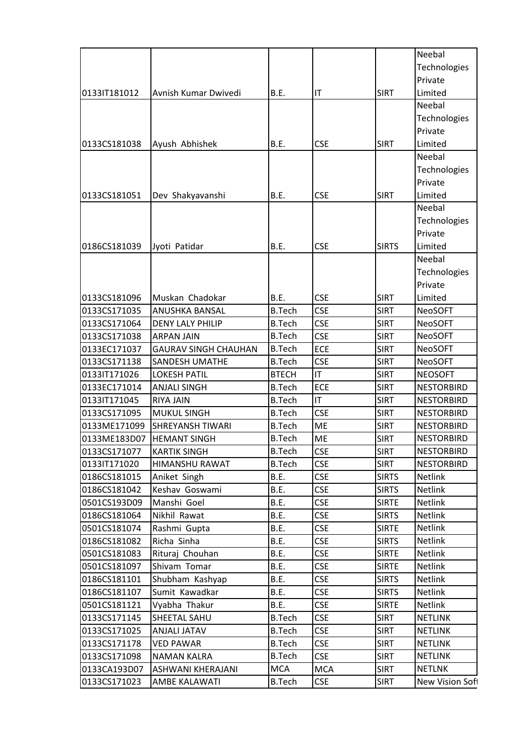| | | | | | |
|---|---|---|---|---|---|
| 0133IT181012 | Avnish Kumar Dwivedi | B.E. | IT | SIRT | Neebal Technologies Private Limited |
| 0133CS181038 | Ayush  Abhishek | B.E. | CSE | SIRT | Neebal Technologies Private Limited |
| 0133CS181051 | Dev  Shakyavanshi | B.E. | CSE | SIRT | Neebal Technologies Private Limited |
| 0186CS181039 | Jyoti  Patidar | B.E. | CSE | SIRTS | Neebal Technologies Private Limited |
| 0133CS181096 | Muskan  Chadokar | B.E. | CSE | SIRT | Neebal Technologies Private Limited |
| 0133CS171035 | ANUSHKA BANSAL | B.Tech | CSE | SIRT | NeoSOFT |
| 0133CS171064 | DENY LALY PHILIP | B.Tech | CSE | SIRT | NeoSOFT |
| 0133CS171038 | ARPAN JAIN | B.Tech | CSE | SIRT | NeoSOFT |
| 0133EC171037 | GAURAV SINGH CHAUHAN | B.Tech | ECE | SIRT | NeoSOFT |
| 0133CS171138 | SANDESH UMATHE | B.Tech | CSE | SIRT | NeoSOFT |
| 0133IT171026 | LOKESH PATIL | BTECH | IT | SIRT | NEOSOFT |
| 0133EC171014 | ANJALI SINGH | B.Tech | ECE | SIRT | NESTORBIRD |
| 0133IT171045 | RIYA JAIN | B.Tech | IT | SIRT | NESTORBIRD |
| 0133CS171095 | MUKUL SINGH | B.Tech | CSE | SIRT | NESTORBIRD |
| 0133ME171099 | SHREYANSH TIWARI | B.Tech | ME | SIRT | NESTORBIRD |
| 0133ME183D07 | HEMANT SINGH | B.Tech | ME | SIRT | NESTORBIRD |
| 0133CS171077 | KARTIK SINGH | B.Tech | CSE | SIRT | NESTORBIRD |
| 0133IT171020 | HIMANSHU RAWAT | B.Tech | CSE | SIRT | NESTORBIRD |
| 0186CS181015 | Aniket  Singh | B.E. | CSE | SIRTS | Netlink |
| 0186CS181042 | Keshav  Goswami | B.E. | CSE | SIRTS | Netlink |
| 0501CS193D09 | Manshi  Goel | B.E. | CSE | SIRTE | Netlink |
| 0186CS181064 | Nikhil  Rawat | B.E. | CSE | SIRTS | Netlink |
| 0501CS181074 | Rashmi  Gupta | B.E. | CSE | SIRTE | Netlink |
| 0186CS181082 | Richa  Sinha | B.E. | CSE | SIRTS | Netlink |
| 0501CS181083 | Rituraj  Chouhan | B.E. | CSE | SIRTE | Netlink |
| 0501CS181097 | Shivam  Tomar | B.E. | CSE | SIRTE | Netlink |
| 0186CS181101 | Shubham  Kashyap | B.E. | CSE | SIRTS | Netlink |
| 0186CS181107 | Sumit  Kawadkar | B.E. | CSE | SIRTS | Netlink |
| 0501CS181121 | Vyabha  Thakur | B.E. | CSE | SIRTE | Netlink |
| 0133CS171145 | SHEETAL SAHU | B.Tech | CSE | SIRT | NETLINK |
| 0133CS171025 | ANJALI JATAV | B.Tech | CSE | SIRT | NETLINK |
| 0133CS171178 | VED PAWAR | B.Tech | CSE | SIRT | NETLINK |
| 0133CS171098 | NAMAN KALRA | B.Tech | CSE | SIRT | NETLINK |
| 0133CA193D07 | ASHWANI KHERAJANI | MCA | MCA | SIRT | NETLNK |
| 0133CS171023 | AMBE KALAWATI | B.Tech | CSE | SIRT | New Vision Soft |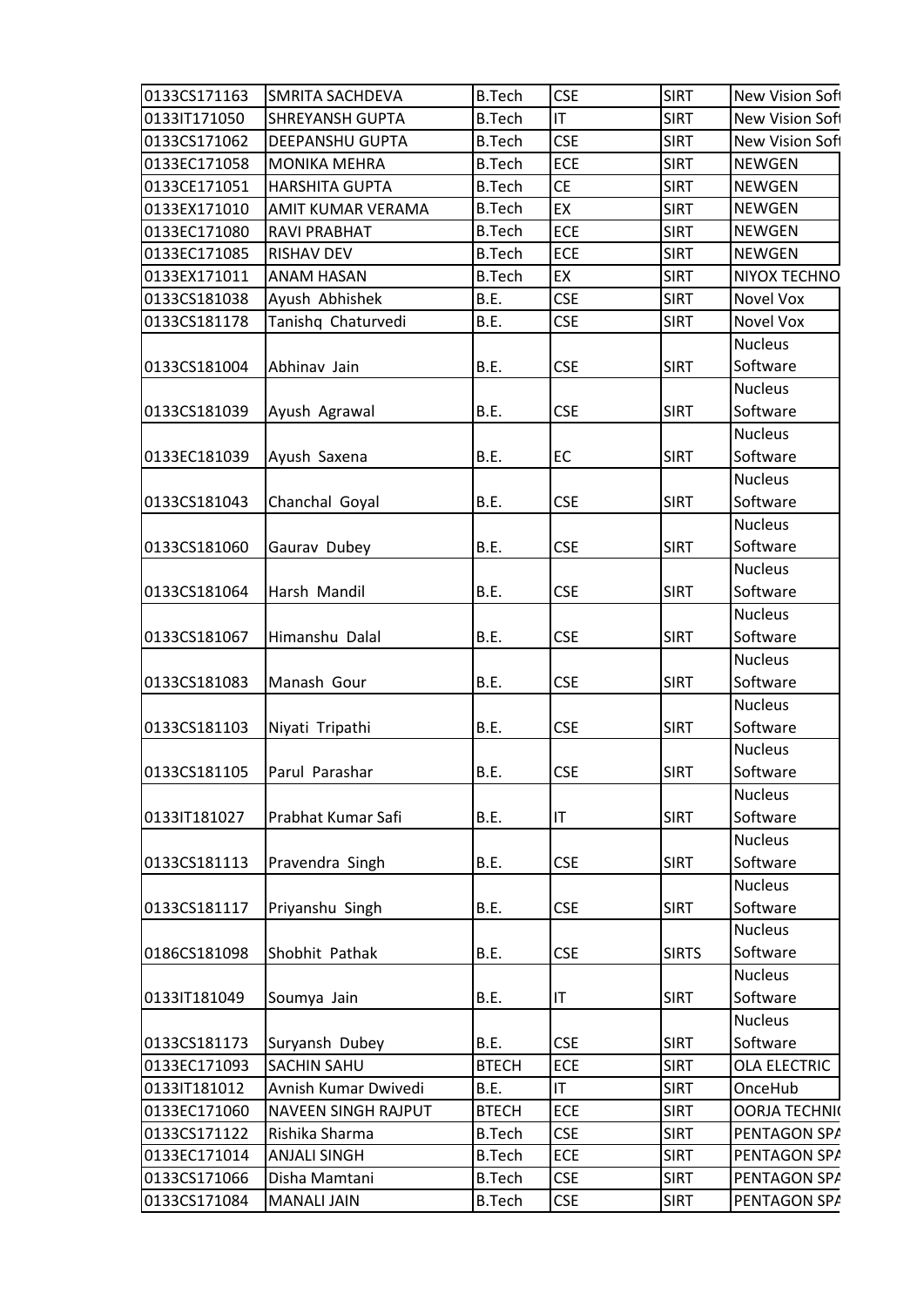| 0133CS171163 | SMRITA SACHDEVA | B.Tech | CSE | SIRT | New Vision Soft |
|---|---|---|---|---|---|
| 0133IT171050 | SHREYANSH GUPTA | B.Tech | IT | SIRT | New Vision Soft |
| 0133CS171062 | DEEPANSHU GUPTA | B.Tech | CSE | SIRT | New Vision Soft |
| 0133EC171058 | MONIKA MEHRA | B.Tech | ECE | SIRT | NEWGEN |
| 0133CE171051 | HARSHITA GUPTA | B.Tech | CE | SIRT | NEWGEN |
| 0133EX171010 | AMIT KUMAR VERAMA | B.Tech | EX | SIRT | NEWGEN |
| 0133EC171080 | RAVI PRABHAT | B.Tech | ECE | SIRT | NEWGEN |
| 0133EC171085 | RISHAV DEV | B.Tech | ECE | SIRT | NEWGEN |
| 0133EX171011 | ANAM HASAN | B.Tech | EX | SIRT | NIYOX TECHNO |
| 0133CS181038 | Ayush Abhishek | B.E. | CSE | SIRT | Novel Vox |
| 0133CS181178 | Tanishq Chaturvedi | B.E. | CSE | SIRT | Novel Vox |
| 0133CS181004 | Abhinav Jain | B.E. | CSE | SIRT | Nucleus Software |
| 0133CS181039 | Ayush Agrawal | B.E. | CSE | SIRT | Nucleus Software |
| 0133EC181039 | Ayush Saxena | B.E. | EC | SIRT | Nucleus Software |
| 0133CS181043 | Chanchal Goyal | B.E. | CSE | SIRT | Nucleus Software |
| 0133CS181060 | Gaurav Dubey | B.E. | CSE | SIRT | Nucleus Software |
| 0133CS181064 | Harsh Mandil | B.E. | CSE | SIRT | Nucleus Software |
| 0133CS181067 | Himanshu Dalal | B.E. | CSE | SIRT | Nucleus Software |
| 0133CS181083 | Manash Gour | B.E. | CSE | SIRT | Nucleus Software |
| 0133CS181103 | Niyati Tripathi | B.E. | CSE | SIRT | Nucleus Software |
| 0133CS181105 | Parul Parashar | B.E. | CSE | SIRT | Nucleus Software |
| 0133IT181027 | Prabhat Kumar Safi | B.E. | IT | SIRT | Nucleus Software |
| 0133CS181113 | Pravendra Singh | B.E. | CSE | SIRT | Nucleus Software |
| 0133CS181117 | Priyanshu Singh | B.E. | CSE | SIRT | Nucleus Software |
| 0186CS181098 | Shobhit Pathak | B.E. | CSE | SIRTS | Nucleus Software |
| 0133IT181049 | Soumya Jain | B.E. | IT | SIRT | Nucleus Software |
| 0133CS181173 | Suryansh Dubey | B.E. | CSE | SIRT | Nucleus Software |
| 0133EC171093 | SACHIN SAHU | BTECH | ECE | SIRT | OLA ELECTRIC |
| 0133IT181012 | Avnish Kumar Dwivedi | B.E. | IT | SIRT | OnceHub |
| 0133EC171060 | NAVEEN SINGH RAJPUT | BTECH | ECE | SIRT | OORJA TECHNI( |
| 0133CS171122 | Rishika Sharma | B.Tech | CSE | SIRT | PENTAGON SPA |
| 0133EC171014 | ANJALI SINGH | B.Tech | ECE | SIRT | PENTAGON SPA |
| 0133CS171066 | Disha Mamtani | B.Tech | CSE | SIRT | PENTAGON SPA |
| 0133CS171084 | MANALI JAIN | B.Tech | CSE | SIRT | PENTAGON SPA |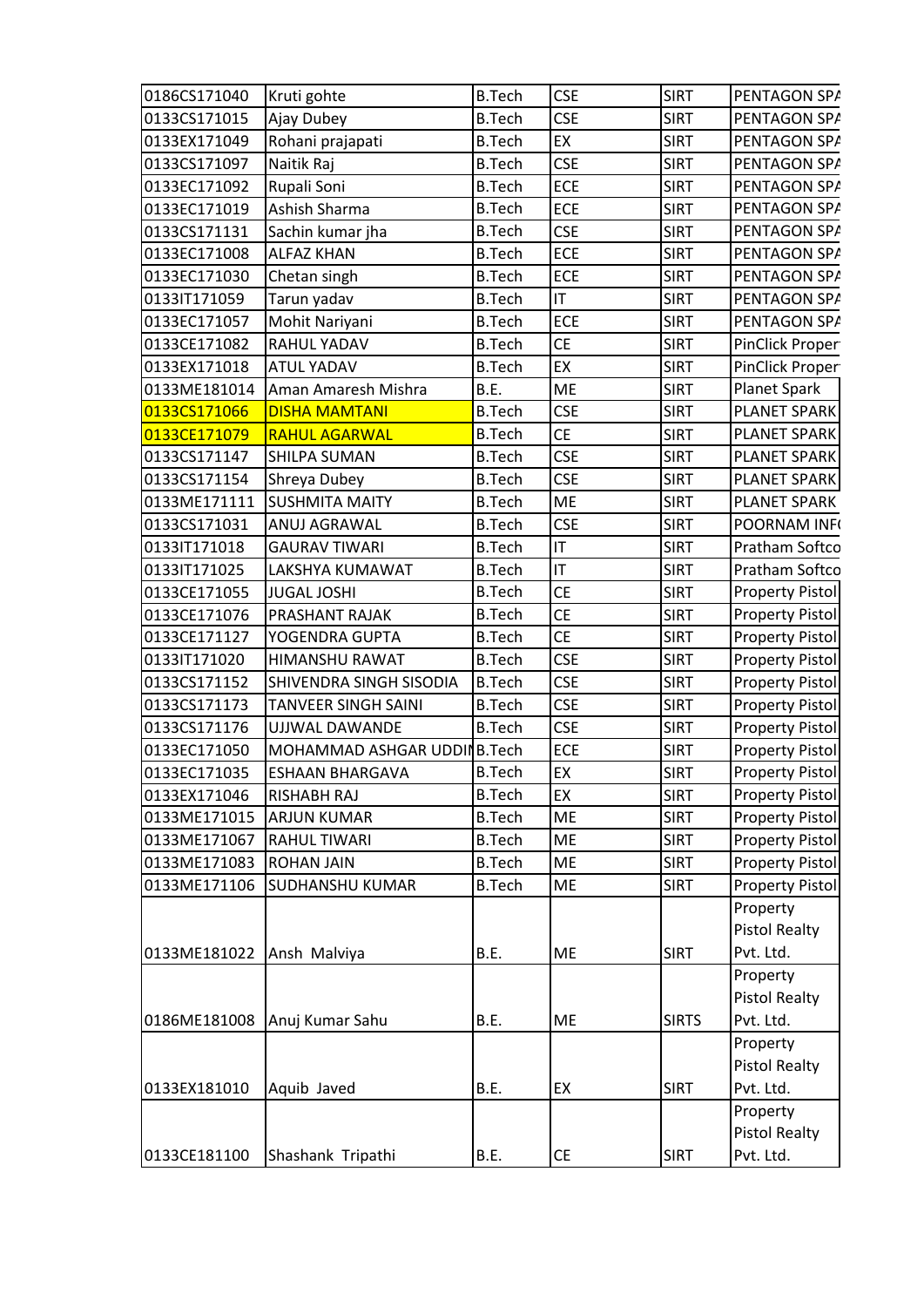| | | | | | |
|---|---|---|---|---|---|
| 0186CS171040 | Kruti gohte | B.Tech | CSE | SIRT | PENTAGON SPA |
| 0133CS171015 | Ajay Dubey | B.Tech | CSE | SIRT | PENTAGON SPA |
| 0133EX171049 | Rohani prajapati | B.Tech | EX | SIRT | PENTAGON SPA |
| 0133CS171097 | Naitik Raj | B.Tech | CSE | SIRT | PENTAGON SPA |
| 0133EC171092 | Rupali Soni | B.Tech | ECE | SIRT | PENTAGON SPA |
| 0133EC171019 | Ashish Sharma | B.Tech | ECE | SIRT | PENTAGON SPA |
| 0133CS171131 | Sachin kumar jha | B.Tech | CSE | SIRT | PENTAGON SPA |
| 0133EC171008 | ALFAZ KHAN | B.Tech | ECE | SIRT | PENTAGON SPA |
| 0133EC171030 | Chetan singh | B.Tech | ECE | SIRT | PENTAGON SPA |
| 0133IT171059 | Tarun yadav | B.Tech | IT | SIRT | PENTAGON SPA |
| 0133EC171057 | Mohit Nariyani | B.Tech | ECE | SIRT | PENTAGON SPA |
| 0133CE171082 | RAHUL YADAV | B.Tech | CE | SIRT | PinClick Proper |
| 0133EX171018 | ATUL YADAV | B.Tech | EX | SIRT | PinClick Proper |
| 0133ME181014 | Aman Amaresh Mishra | B.E. | ME | SIRT | Planet Spark |
| 0133CS171066 | DISHA MAMTANI | B.Tech | CSE | SIRT | PLANET SPARK |
| 0133CE171079 | RAHUL AGARWAL | B.Tech | CE | SIRT | PLANET SPARK |
| 0133CS171147 | SHILPA SUMAN | B.Tech | CSE | SIRT | PLANET SPARK |
| 0133CS171154 | Shreya Dubey | B.Tech | CSE | SIRT | PLANET SPARK |
| 0133ME171111 | SUSHMITA MAITY | B.Tech | ME | SIRT | PLANET SPARK |
| 0133CS171031 | ANUJ AGRAWAL | B.Tech | CSE | SIRT | POORNAM INF |
| 0133IT171018 | GAURAV TIWARI | B.Tech | IT | SIRT | Pratham Softco |
| 0133IT171025 | LAKSHYA KUMAWAT | B.Tech | IT | SIRT | Pratham Softco |
| 0133CE171055 | JUGAL JOSHI | B.Tech | CE | SIRT | Property Pistol |
| 0133CE171076 | PRASHANT RAJAK | B.Tech | CE | SIRT | Property Pistol |
| 0133CE171127 | YOGENDRA GUPTA | B.Tech | CE | SIRT | Property Pistol |
| 0133IT171020 | HIMANSHU RAWAT | B.Tech | CSE | SIRT | Property Pistol |
| 0133CS171152 | SHIVENDRA SINGH SISODIA | B.Tech | CSE | SIRT | Property Pistol |
| 0133CS171173 | TANVEER SINGH SAINI | B.Tech | CSE | SIRT | Property Pistol |
| 0133CS171176 | UJJWAL DAWANDE | B.Tech | CSE | SIRT | Property Pistol |
| 0133EC171050 | MOHAMMAD ASHGAR UDDI | B.Tech | ECE | SIRT | Property Pistol |
| 0133EC171035 | ESHAAN BHARGAVA | B.Tech | EX | SIRT | Property Pistol |
| 0133EX171046 | RISHABH RAJ | B.Tech | EX | SIRT | Property Pistol |
| 0133ME171015 | ARJUN KUMAR | B.Tech | ME | SIRT | Property Pistol |
| 0133ME171067 | RAHUL TIWARI | B.Tech | ME | SIRT | Property Pistol |
| 0133ME171083 | ROHAN JAIN | B.Tech | ME | SIRT | Property Pistol |
| 0133ME171106 | SUDHANSHU KUMAR | B.Tech | ME | SIRT | Property Pistol |
| 0133ME181022 | Ansh Malviya | B.E. | ME | SIRT | Property Pistol Realty Pvt. Ltd. |
| 0186ME181008 | Anuj Kumar Sahu | B.E. | ME | SIRTS | Property Pistol Realty Pvt. Ltd. |
| 0133EX181010 | Aquib Javed | B.E. | EX | SIRT | Property Pistol Realty Pvt. Ltd. |
| 0133CE181100 | Shashank Tripathi | B.E. | CE | SIRT | Property Pistol Realty Pvt. Ltd. |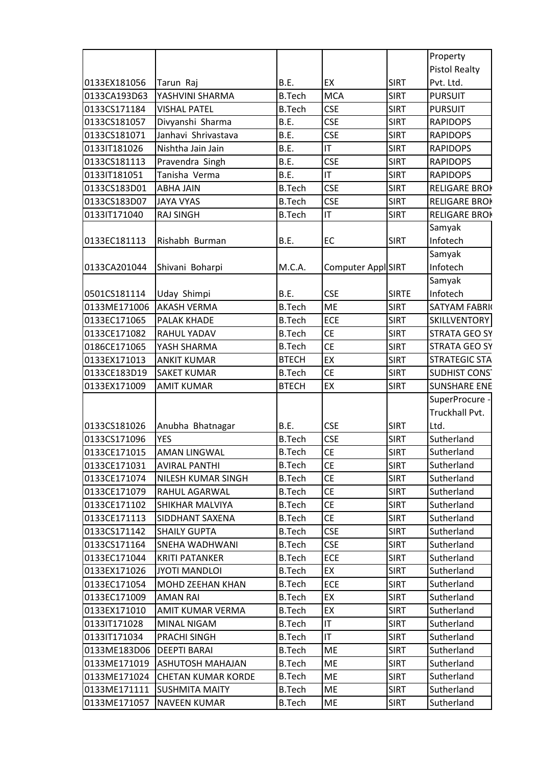| | | | | | |
|---|---|---|---|---|---|
| 0133EX181056 | Tarun Raj | B.E. | EX | SIRT | Property Pistol Realty Pvt. Ltd. |
| 0133CA193D63 | YASHVINI SHARMA | B.Tech | MCA | SIRT | PURSUIT |
| 0133CS171184 | VISHAL PATEL | B.Tech | CSE | SIRT | PURSUIT |
| 0133CS181057 | Divyanshi Sharma | B.E. | CSE | SIRT | RAPIDOPS |
| 0133CS181071 | Janhavi Shrivastava | B.E. | CSE | SIRT | RAPIDOPS |
| 0133IT181026 | Nishtha Jain Jain | B.E. | IT | SIRT | RAPIDOPS |
| 0133CS181113 | Pravendra Singh | B.E. | CSE | SIRT | RAPIDOPS |
| 0133IT181051 | Tanisha Verma | B.E. | IT | SIRT | RAPIDOPS |
| 0133CS183D01 | ABHA JAIN | B.Tech | CSE | SIRT | RELIGARE BROK |
| 0133CS183D07 | JAYA VYAS | B.Tech | CSE | SIRT | RELIGARE BROK |
| 0133IT171040 | RAJ SINGH | B.Tech | IT | SIRT | RELIGARE BROK |
| 0133EC181113 | Rishabh Burman | B.E. | EC | SIRT | Samyak Infotech |
| 0133CA201044 | Shivani Boharpi | M.C.A. | Computer Appl | SIRT | Samyak Infotech |
| 0501CS181114 | Uday Shimpi | B.E. | CSE | SIRTE | Samyak Infotech |
| 0133ME171006 | AKASH VERMA | B.Tech | ME | SIRT | SATYAM FABRI |
| 0133EC171065 | PALAK KHADE | B.Tech | ECE | SIRT | SKILLVENTORY |
| 0133CE171082 | RAHUL YADAV | B.Tech | CE | SIRT | STRATA GEO SY |
| 0186CE171065 | YASH SHARMA | B.Tech | CE | SIRT | STRATA GEO SY |
| 0133EX171013 | ANKIT KUMAR | BTECH | EX | SIRT | STRATEGIC STA |
| 0133CE183D19 | SAKET KUMAR | B.Tech | CE | SIRT | SUDHIST CONS |
| 0133EX171009 | AMIT KUMAR | BTECH | EX | SIRT | SUNSHARE ENE |
| 0133CS181026 | Anubha Bhatnagar | B.E. | CSE | SIRT | SuperProcure - Truckhall Pvt. Ltd. |
| 0133CS171096 | YES | B.Tech | CSE | SIRT | Sutherland |
| 0133CE171015 | AMAN LINGWAL | B.Tech | CE | SIRT | Sutherland |
| 0133CE171031 | AVIRAL PANTHI | B.Tech | CE | SIRT | Sutherland |
| 0133CE171074 | NILESH KUMAR SINGH | B.Tech | CE | SIRT | Sutherland |
| 0133CE171079 | RAHUL AGARWAL | B.Tech | CE | SIRT | Sutherland |
| 0133CE171102 | SHIKHAR MALVIYA | B.Tech | CE | SIRT | Sutherland |
| 0133CE171113 | SIDDHANT SAXENA | B.Tech | CE | SIRT | Sutherland |
| 0133CS171142 | SHAILY GUPTA | B.Tech | CSE | SIRT | Sutherland |
| 0133CS171164 | SNEHA WADHWANI | B.Tech | CSE | SIRT | Sutherland |
| 0133EC171044 | KRITI PATANKER | B.Tech | ECE | SIRT | Sutherland |
| 0133EX171026 | JYOTI MANDLOI | B.Tech | EX | SIRT | Sutherland |
| 0133EC171054 | MOHD ZEEHAN KHAN | B.Tech | ECE | SIRT | Sutherland |
| 0133EC171009 | AMAN RAI | B.Tech | EX | SIRT | Sutherland |
| 0133EX171010 | AMIT KUMAR VERMA | B.Tech | EX | SIRT | Sutherland |
| 0133IT171028 | MINAL NIGAM | B.Tech | IT | SIRT | Sutherland |
| 0133IT171034 | PRACHI SINGH | B.Tech | IT | SIRT | Sutherland |
| 0133ME183D06 | DEEPTI BARAI | B.Tech | ME | SIRT | Sutherland |
| 0133ME171019 | ASHUTOSH MAHAJAN | B.Tech | ME | SIRT | Sutherland |
| 0133ME171024 | CHETAN KUMAR KORDE | B.Tech | ME | SIRT | Sutherland |
| 0133ME171111 | SUSHMITA MAITY | B.Tech | ME | SIRT | Sutherland |
| 0133ME171057 | NAVEEN KUMAR | B.Tech | ME | SIRT | Sutherland |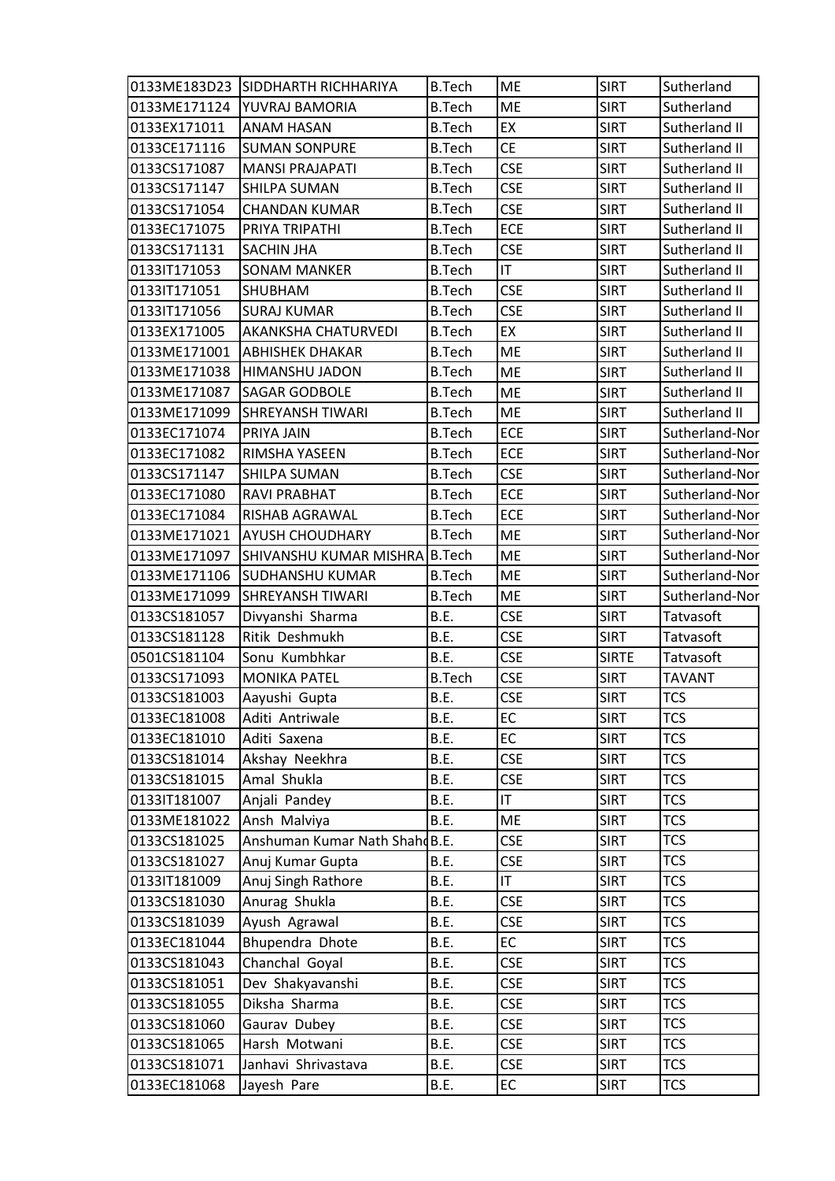| 0133ME183D23 | SIDDHARTH RICHHARIYA | B.Tech | ME | SIRT | Sutherland |
|---|---|---|---|---|---|
| 0133ME171124 | YUVRAJ BAMORIA | B.Tech | ME | SIRT | Sutherland |
| 0133EX171011 | ANAM HASAN | B.Tech | EX | SIRT | Sutherland II |
| 0133CE171116 | SUMAN SONPURE | B.Tech | CE | SIRT | Sutherland II |
| 0133CS171087 | MANSI PRAJAPATI | B.Tech | CSE | SIRT | Sutherland II |
| 0133CS171147 | SHILPA SUMAN | B.Tech | CSE | SIRT | Sutherland II |
| 0133CS171054 | CHANDAN KUMAR | B.Tech | CSE | SIRT | Sutherland II |
| 0133EC171075 | PRIYA TRIPATHI | B.Tech | ECE | SIRT | Sutherland II |
| 0133CS171131 | SACHIN JHA | B.Tech | CSE | SIRT | Sutherland II |
| 0133IT171053 | SONAM MANKER | B.Tech | IT | SIRT | Sutherland II |
| 0133IT171051 | SHUBHAM | B.Tech | CSE | SIRT | Sutherland II |
| 0133IT171056 | SURAJ KUMAR | B.Tech | CSE | SIRT | Sutherland II |
| 0133EX171005 | AKANKSHA CHATURVEDI | B.Tech | EX | SIRT | Sutherland II |
| 0133ME171001 | ABHISHEK DHAKAR | B.Tech | ME | SIRT | Sutherland II |
| 0133ME171038 | HIMANSHU JADON | B.Tech | ME | SIRT | Sutherland II |
| 0133ME171087 | SAGAR GODBOLE | B.Tech | ME | SIRT | Sutherland II |
| 0133ME171099 | SHREYANSH TIWARI | B.Tech | ME | SIRT | Sutherland II |
| 0133EC171074 | PRIYA JAIN | B.Tech | ECE | SIRT | Sutherland-Nor |
| 0133EC171082 | RIMSHA YASEEN | B.Tech | ECE | SIRT | Sutherland-Nor |
| 0133CS171147 | SHILPA SUMAN | B.Tech | CSE | SIRT | Sutherland-Nor |
| 0133EC171080 | RAVI PRABHAT | B.Tech | ECE | SIRT | Sutherland-Nor |
| 0133EC171084 | RISHAB AGRAWAL | B.Tech | ECE | SIRT | Sutherland-Nor |
| 0133ME171021 | AYUSH CHOUDHARY | B.Tech | ME | SIRT | Sutherland-Nor |
| 0133ME171097 | SHIVANSHU KUMAR MISHRA | B.Tech | ME | SIRT | Sutherland-Nor |
| 0133ME171106 | SUDHANSHU KUMAR | B.Tech | ME | SIRT | Sutherland-Nor |
| 0133ME171099 | SHREYANSH TIWARI | B.Tech | ME | SIRT | Sutherland-Nor |
| 0133CS181057 | Divyanshi Sharma | B.E. | CSE | SIRT | Tatvasoft |
| 0133CS181128 | Ritik Deshmukh | B.E. | CSE | SIRT | Tatvasoft |
| 0501CS181104 | Sonu Kumbhkar | B.E. | CSE | SIRTE | Tatvasoft |
| 0133CS171093 | MONIKA PATEL | B.Tech | CSE | SIRT | TAVANT |
| 0133CS181003 | Aayushi Gupta | B.E. | CSE | SIRT | TCS |
| 0133EC181008 | Aditi Antriwale | B.E. | EC | SIRT | TCS |
| 0133EC181010 | Aditi Saxena | B.E. | EC | SIRT | TCS |
| 0133CS181014 | Akshay Neekhra | B.E. | CSE | SIRT | TCS |
| 0133CS181015 | Amal Shukla | B.E. | CSE | SIRT | TCS |
| 0133IT181007 | Anjali Pandey | B.E. | IT | SIRT | TCS |
| 0133ME181022 | Ansh Malviya | B.E. | ME | SIRT | TCS |
| 0133CS181025 | Anshuman Kumar Nath Shahd | B.E. | CSE | SIRT | TCS |
| 0133CS181027 | Anuj Kumar Gupta | B.E. | CSE | SIRT | TCS |
| 0133IT181009 | Anuj Singh Rathore | B.E. | IT | SIRT | TCS |
| 0133CS181030 | Anurag Shukla | B.E. | CSE | SIRT | TCS |
| 0133CS181039 | Ayush Agrawal | B.E. | CSE | SIRT | TCS |
| 0133EC181044 | Bhupendra Dhote | B.E. | EC | SIRT | TCS |
| 0133CS181043 | Chanchal Goyal | B.E. | CSE | SIRT | TCS |
| 0133CS181051 | Dev Shakyavanshi | B.E. | CSE | SIRT | TCS |
| 0133CS181055 | Diksha Sharma | B.E. | CSE | SIRT | TCS |
| 0133CS181060 | Gaurav Dubey | B.E. | CSE | SIRT | TCS |
| 0133CS181065 | Harsh Motwani | B.E. | CSE | SIRT | TCS |
| 0133CS181071 | Janhavi Shrivastava | B.E. | CSE | SIRT | TCS |
| 0133EC181068 | Jayesh Pare | B.E. | EC | SIRT | TCS |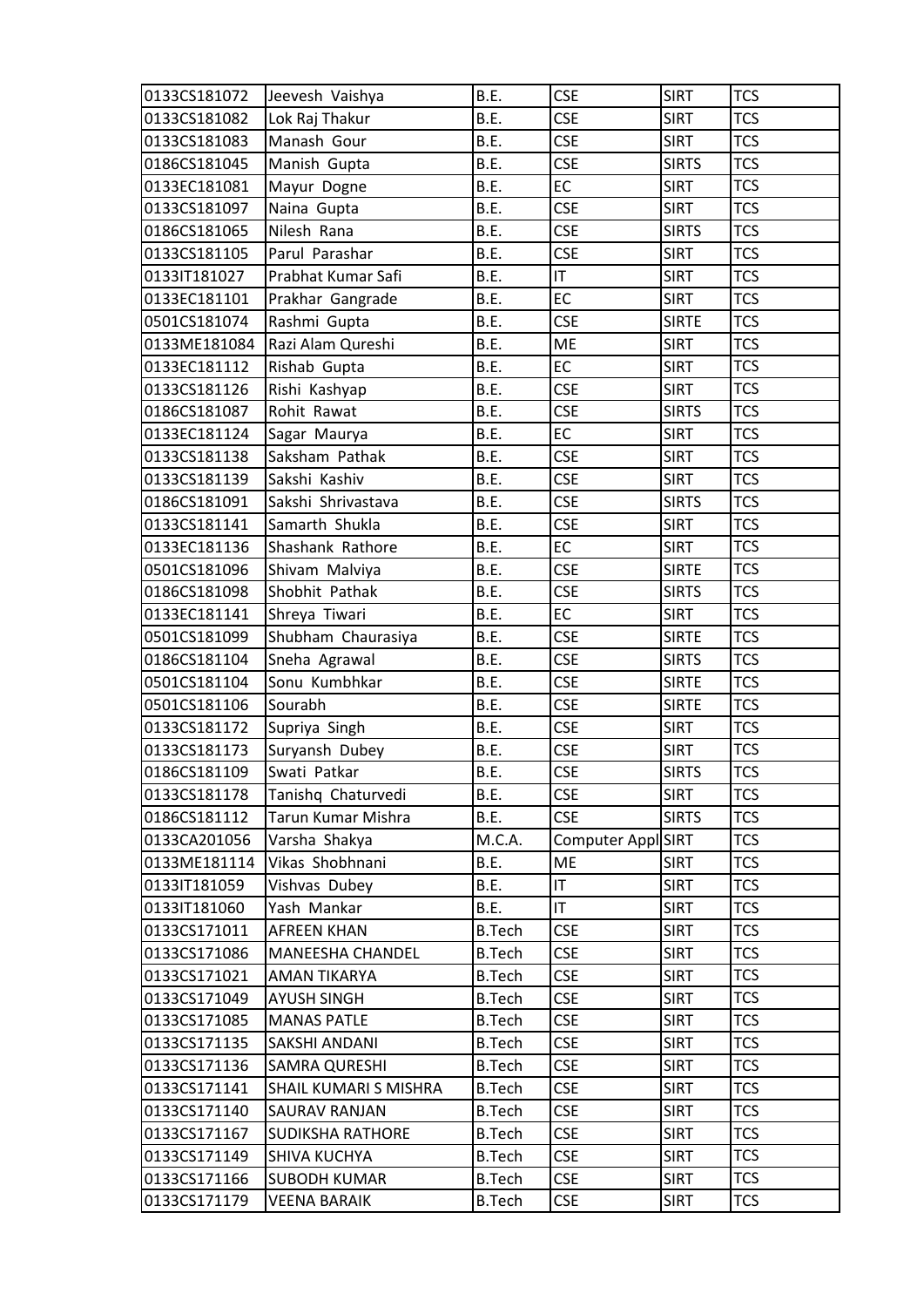| 0133CS181072 | Jeevesh Vaishya | B.E. | CSE | SIRT | TCS |
|---|---|---|---|---|---|
| 0133CS181082 | Lok Raj Thakur | B.E. | CSE | SIRT | TCS |
| 0133CS181083 | Manash Gour | B.E. | CSE | SIRT | TCS |
| 0186CS181045 | Manish Gupta | B.E. | CSE | SIRTS | TCS |
| 0133EC181081 | Mayur Dogne | B.E. | EC | SIRT | TCS |
| 0133CS181097 | Naina Gupta | B.E. | CSE | SIRT | TCS |
| 0186CS181065 | Nilesh Rana | B.E. | CSE | SIRTS | TCS |
| 0133CS181105 | Parul Parashar | B.E. | CSE | SIRT | TCS |
| 0133IT181027 | Prabhat Kumar Safi | B.E. | IT | SIRT | TCS |
| 0133EC181101 | Prakhar Gangrade | B.E. | EC | SIRT | TCS |
| 0501CS181074 | Rashmi Gupta | B.E. | CSE | SIRTE | TCS |
| 0133ME181084 | Razi Alam Qureshi | B.E. | ME | SIRT | TCS |
| 0133EC181112 | Rishab Gupta | B.E. | EC | SIRT | TCS |
| 0133CS181126 | Rishi Kashyap | B.E. | CSE | SIRT | TCS |
| 0186CS181087 | Rohit Rawat | B.E. | CSE | SIRTS | TCS |
| 0133EC181124 | Sagar Maurya | B.E. | EC | SIRT | TCS |
| 0133CS181138 | Saksham Pathak | B.E. | CSE | SIRT | TCS |
| 0133CS181139 | Sakshi Kashiv | B.E. | CSE | SIRT | TCS |
| 0186CS181091 | Sakshi Shrivastava | B.E. | CSE | SIRTS | TCS |
| 0133CS181141 | Samarth Shukla | B.E. | CSE | SIRT | TCS |
| 0133EC181136 | Shashank Rathore | B.E. | EC | SIRT | TCS |
| 0501CS181096 | Shivam Malviya | B.E. | CSE | SIRTE | TCS |
| 0186CS181098 | Shobhit Pathak | B.E. | CSE | SIRTS | TCS |
| 0133EC181141 | Shreya Tiwari | B.E. | EC | SIRT | TCS |
| 0501CS181099 | Shubham Chaurasiya | B.E. | CSE | SIRTE | TCS |
| 0186CS181104 | Sneha Agrawal | B.E. | CSE | SIRTS | TCS |
| 0501CS181104 | Sonu Kumbhkar | B.E. | CSE | SIRTE | TCS |
| 0501CS181106 | Sourabh | B.E. | CSE | SIRTE | TCS |
| 0133CS181172 | Supriya Singh | B.E. | CSE | SIRT | TCS |
| 0133CS181173 | Suryansh Dubey | B.E. | CSE | SIRT | TCS |
| 0186CS181109 | Swati Patkar | B.E. | CSE | SIRTS | TCS |
| 0133CS181178 | Tanishq Chaturvedi | B.E. | CSE | SIRT | TCS |
| 0186CS181112 | Tarun Kumar Mishra | B.E. | CSE | SIRTS | TCS |
| 0133CA201056 | Varsha Shakya | M.C.A. | Computer Appl | SIRT | TCS |
| 0133ME181114 | Vikas Shobhnani | B.E. | ME | SIRT | TCS |
| 0133IT181059 | Vishvas Dubey | B.E. | IT | SIRT | TCS |
| 0133IT181060 | Yash Mankar | B.E. | IT | SIRT | TCS |
| 0133CS171011 | AFREEN KHAN | B.Tech | CSE | SIRT | TCS |
| 0133CS171086 | MANEESHA CHANDEL | B.Tech | CSE | SIRT | TCS |
| 0133CS171021 | AMAN TIKARYA | B.Tech | CSE | SIRT | TCS |
| 0133CS171049 | AYUSH SINGH | B.Tech | CSE | SIRT | TCS |
| 0133CS171085 | MANAS PATLE | B.Tech | CSE | SIRT | TCS |
| 0133CS171135 | SAKSHI ANDANI | B.Tech | CSE | SIRT | TCS |
| 0133CS171136 | SAMRA QURESHI | B.Tech | CSE | SIRT | TCS |
| 0133CS171141 | SHAIL KUMARI S MISHRA | B.Tech | CSE | SIRT | TCS |
| 0133CS171140 | SAURAV RANJAN | B.Tech | CSE | SIRT | TCS |
| 0133CS171167 | SUDIKSHA RATHORE | B.Tech | CSE | SIRT | TCS |
| 0133CS171149 | SHIVA KUCHYA | B.Tech | CSE | SIRT | TCS |
| 0133CS171166 | SUBODH KUMAR | B.Tech | CSE | SIRT | TCS |
| 0133CS171179 | VEENA BARAIK | B.Tech | CSE | SIRT | TCS |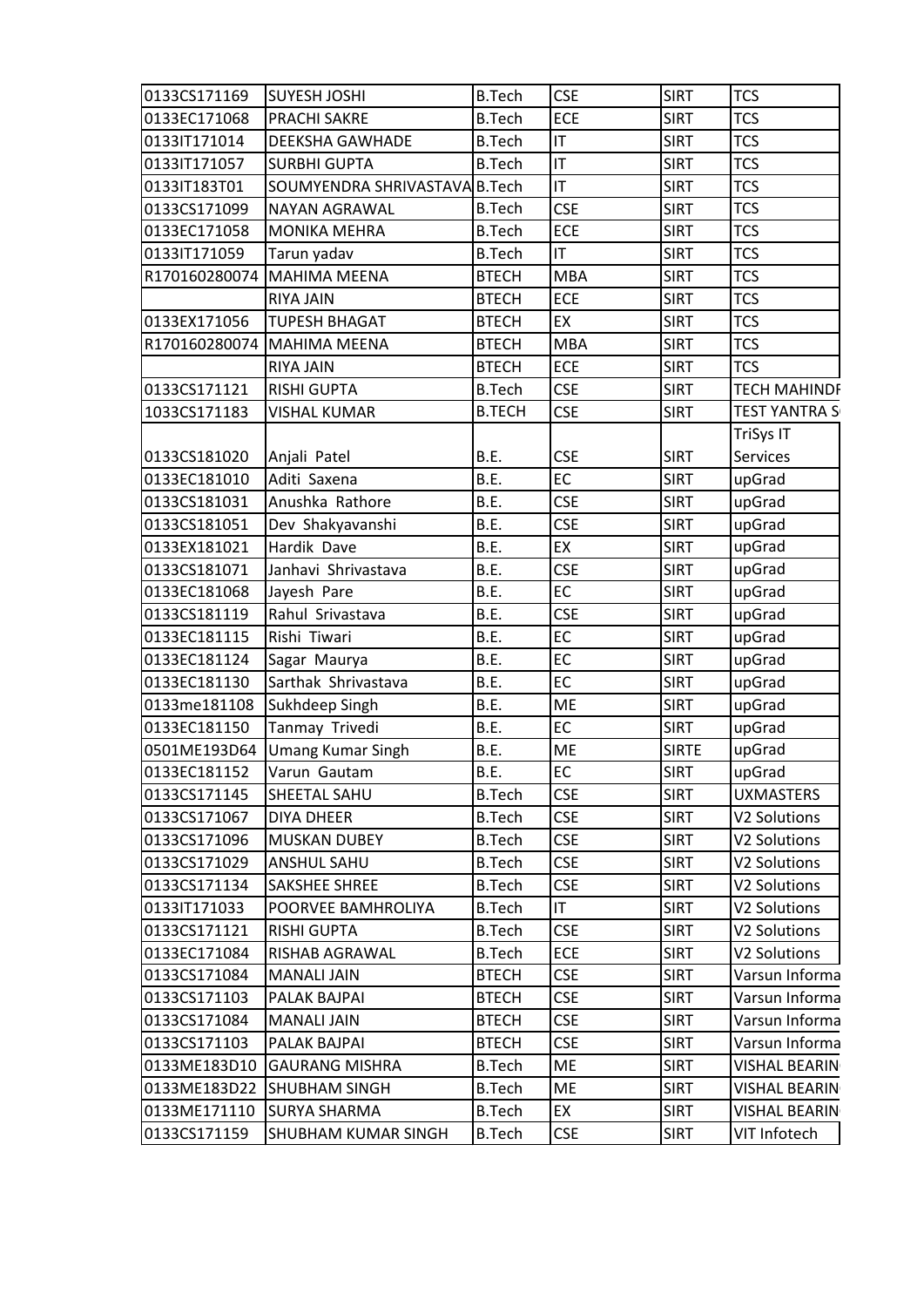| | | | | | |
|---|---|---|---|---|---|
| 0133CS171169 | SUYESH JOSHI | B.Tech | CSE | SIRT | TCS |
| 0133EC171068 | PRACHI SAKRE | B.Tech | ECE | SIRT | TCS |
| 0133IT171014 | DEEKSHA GAWHADE | B.Tech | IT | SIRT | TCS |
| 0133IT171057 | SURBHI GUPTA | B.Tech | IT | SIRT | TCS |
| 0133IT183T01 | SOUMYENDRA SHRIVASTAVA | B.Tech | IT | SIRT | TCS |
| 0133CS171099 | NAYAN AGRAWAL | B.Tech | CSE | SIRT | TCS |
| 0133EC171058 | MONIKA MEHRA | B.Tech | ECE | SIRT | TCS |
| 0133IT171059 | Tarun yadav | B.Tech | IT | SIRT | TCS |
| R170160280074 | MAHIMA MEENA | BTECH | MBA | SIRT | TCS |
| | RIYA JAIN | BTECH | ECE | SIRT | TCS |
| 0133EX171056 | TUPESH BHAGAT | BTECH | EX | SIRT | TCS |
| R170160280074 | MAHIMA MEENA | BTECH | MBA | SIRT | TCS |
| | RIYA JAIN | BTECH | ECE | SIRT | TCS |
| 0133CS171121 | RISHI GUPTA | B.Tech | CSE | SIRT | TECH MAHINDF |
| 1033CS171183 | VISHAL KUMAR | B.TECH | CSE | SIRT | TEST YANTRA S |
| 0133CS181020 | Anjali Patel | B.E. | CSE | SIRT | TriSys IT Services |
| 0133EC181010 | Aditi Saxena | B.E. | EC | SIRT | upGrad |
| 0133CS181031 | Anushka Rathore | B.E. | CSE | SIRT | upGrad |
| 0133CS181051 | Dev Shakyavanshi | B.E. | CSE | SIRT | upGrad |
| 0133EX181021 | Hardik Dave | B.E. | EX | SIRT | upGrad |
| 0133CS181071 | Janhavi Shrivastava | B.E. | CSE | SIRT | upGrad |
| 0133EC181068 | Jayesh Pare | B.E. | EC | SIRT | upGrad |
| 0133CS181119 | Rahul Srivastava | B.E. | CSE | SIRT | upGrad |
| 0133EC181115 | Rishi Tiwari | B.E. | EC | SIRT | upGrad |
| 0133EC181124 | Sagar Maurya | B.E. | EC | SIRT | upGrad |
| 0133EC181130 | Sarthak Shrivastava | B.E. | EC | SIRT | upGrad |
| 0133me181108 | Sukhdeep Singh | B.E. | ME | SIRT | upGrad |
| 0133EC181150 | Tanmay Trivedi | B.E. | EC | SIRT | upGrad |
| 0501ME193D64 | Umang Kumar Singh | B.E. | ME | SIRTE | upGrad |
| 0133EC181152 | Varun Gautam | B.E. | EC | SIRT | upGrad |
| 0133CS171145 | SHEETAL SAHU | B.Tech | CSE | SIRT | UXMASTERS |
| 0133CS171067 | DIYA DHEER | B.Tech | CSE | SIRT | V2 Solutions |
| 0133CS171096 | MUSKAN DUBEY | B.Tech | CSE | SIRT | V2 Solutions |
| 0133CS171029 | ANSHUL SAHU | B.Tech | CSE | SIRT | V2 Solutions |
| 0133CS171134 | SAKSHEE SHREE | B.Tech | CSE | SIRT | V2 Solutions |
| 0133IT171033 | POORVEE BAMHROLIYA | B.Tech | IT | SIRT | V2 Solutions |
| 0133CS171121 | RISHI GUPTA | B.Tech | CSE | SIRT | V2 Solutions |
| 0133EC171084 | RISHAB AGRAWAL | B.Tech | ECE | SIRT | V2 Solutions |
| 0133CS171084 | MANALI JAIN | BTECH | CSE | SIRT | Varsun Informa |
| 0133CS171103 | PALAK BAJPAI | BTECH | CSE | SIRT | Varsun Informa |
| 0133CS171084 | MANALI JAIN | BTECH | CSE | SIRT | Varsun Informa |
| 0133CS171103 | PALAK BAJPAI | BTECH | CSE | SIRT | Varsun Informa |
| 0133ME183D10 | GAURANG MISHRA | B.Tech | ME | SIRT | VISHAL BEARIN |
| 0133ME183D22 | SHUBHAM SINGH | B.Tech | ME | SIRT | VISHAL BEARIN |
| 0133ME171110 | SURYA SHARMA | B.Tech | EX | SIRT | VISHAL BEARIN |
| 0133CS171159 | SHUBHAM KUMAR SINGH | B.Tech | CSE | SIRT | VIT Infotech |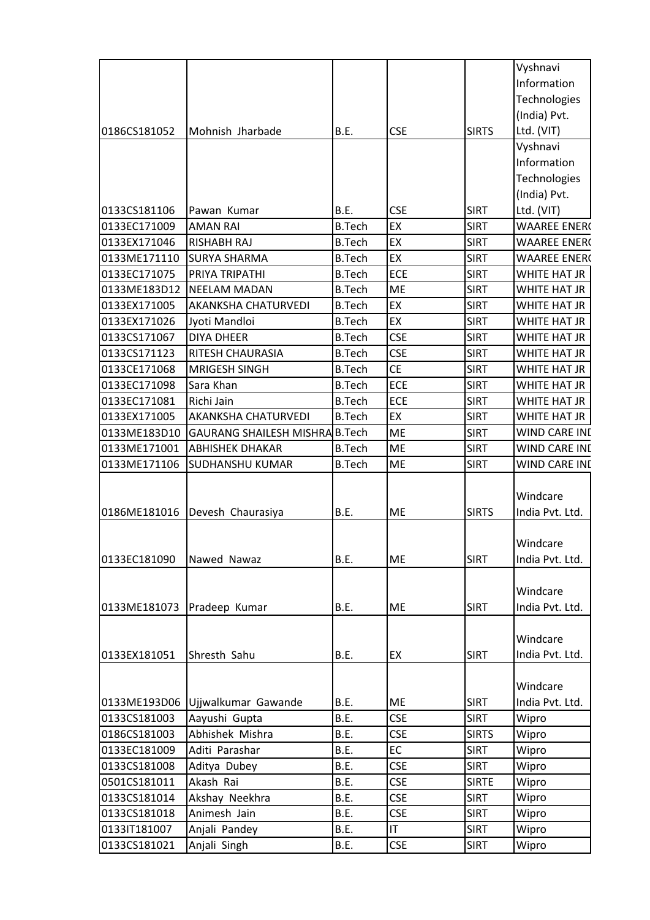| | | | | | |
|---|---|---|---|---|---|
| 0186CS181052 | Mohnish Jharbade | B.E. | CSE | SIRTS | Vyshnavi Information Technologies (India) Pvt. Ltd. (VIT) |
| 0133CS181106 | Pawan Kumar | B.E. | CSE | SIRT | Vyshnavi Information Technologies (India) Pvt. Ltd. (VIT) |
| 0133EC171009 | AMAN RAI | B.Tech | EX | SIRT | WAAREE ENER( |
| 0133EX171046 | RISHABH RAJ | B.Tech | EX | SIRT | WAAREE ENER( |
| 0133ME171110 | SURYA SHARMA | B.Tech | EX | SIRT | WAAREE ENER( |
| 0133EC171075 | PRIYA TRIPATHI | B.Tech | ECE | SIRT | WHITE HAT JR |
| 0133ME183D12 | NEELAM MADAN | B.Tech | ME | SIRT | WHITE HAT JR |
| 0133EX171005 | AKANKSHA CHATURVEDI | B.Tech | EX | SIRT | WHITE HAT JR |
| 0133EX171026 | Jyoti Mandloi | B.Tech | EX | SIRT | WHITE HAT JR |
| 0133CS171067 | DIYA DHEER | B.Tech | CSE | SIRT | WHITE HAT JR |
| 0133CS171123 | RITESH CHAURASIA | B.Tech | CSE | SIRT | WHITE HAT JR |
| 0133CE171068 | MRIGESH SINGH | B.Tech | CE | SIRT | WHITE HAT JR |
| 0133EC171098 | Sara Khan | B.Tech | ECE | SIRT | WHITE HAT JR |
| 0133EC171081 | Richi Jain | B.Tech | ECE | SIRT | WHITE HAT JR |
| 0133EX171005 | AKANKSHA CHATURVEDI | B.Tech | EX | SIRT | WHITE HAT JR |
| 0133ME183D10 | GAURANG SHAILESH MISHRA | B.Tech | ME | SIRT | WIND CARE INI |
| 0133ME171001 | ABHISHEK DHAKAR | B.Tech | ME | SIRT | WIND CARE INI |
| 0133ME171106 | SUDHANSHU KUMAR | B.Tech | ME | SIRT | WIND CARE INI |
| 0186ME181016 | Devesh Chaurasiya | B.E. | ME | SIRTS | Windcare India Pvt. Ltd. |
| 0133EC181090 | Nawed Nawaz | B.E. | ME | SIRT | Windcare India Pvt. Ltd. |
| 0133ME181073 | Pradeep Kumar | B.E. | ME | SIRT | Windcare India Pvt. Ltd. |
| 0133EX181051 | Shresth Sahu | B.E. | EX | SIRT | Windcare India Pvt. Ltd. |
| 0133ME193D06 | Ujjwalkumar Gawande | B.E. | ME | SIRT | Windcare India Pvt. Ltd. |
| 0133CS181003 | Aayushi Gupta | B.E. | CSE | SIRT | Wipro |
| 0186CS181003 | Abhishek Mishra | B.E. | CSE | SIRTS | Wipro |
| 0133EC181009 | Aditi Parashar | B.E. | EC | SIRT | Wipro |
| 0133CS181008 | Aditya Dubey | B.E. | CSE | SIRT | Wipro |
| 0501CS181011 | Akash Rai | B.E. | CSE | SIRTE | Wipro |
| 0133CS181014 | Akshay Neekhra | B.E. | CSE | SIRT | Wipro |
| 0133CS181018 | Animesh Jain | B.E. | CSE | SIRT | Wipro |
| 0133IT181007 | Anjali Pandey | B.E. | IT | SIRT | Wipro |
| 0133CS181021 | Anjali Singh | B.E. | CSE | SIRT | Wipro |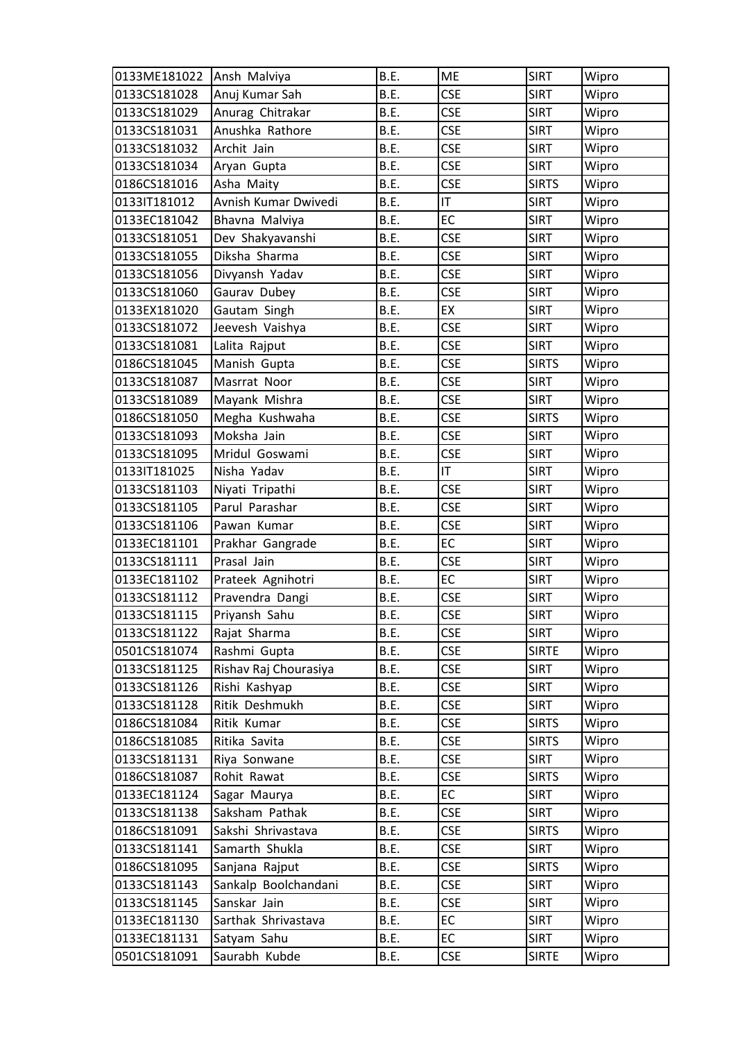| 0133ME181022 | Ansh Malviya | B.E. | ME | SIRT | Wipro |
|---|---|---|---|---|---|
| 0133CS181028 | Anuj Kumar Sah | B.E. | CSE | SIRT | Wipro |
| 0133CS181029 | Anurag Chitrakar | B.E. | CSE | SIRT | Wipro |
| 0133CS181031 | Anushka Rathore | B.E. | CSE | SIRT | Wipro |
| 0133CS181032 | Archit Jain | B.E. | CSE | SIRT | Wipro |
| 0133CS181034 | Aryan Gupta | B.E. | CSE | SIRT | Wipro |
| 0186CS181016 | Asha Maity | B.E. | CSE | SIRTS | Wipro |
| 0133IT181012 | Avnish Kumar Dwivedi | B.E. | IT | SIRT | Wipro |
| 0133EC181042 | Bhavna Malviya | B.E. | EC | SIRT | Wipro |
| 0133CS181051 | Dev Shakyavanshi | B.E. | CSE | SIRT | Wipro |
| 0133CS181055 | Diksha Sharma | B.E. | CSE | SIRT | Wipro |
| 0133CS181056 | Divyansh Yadav | B.E. | CSE | SIRT | Wipro |
| 0133CS181060 | Gaurav Dubey | B.E. | CSE | SIRT | Wipro |
| 0133EX181020 | Gautam Singh | B.E. | EX | SIRT | Wipro |
| 0133CS181072 | Jeevesh Vaishya | B.E. | CSE | SIRT | Wipro |
| 0133CS181081 | Lalita Rajput | B.E. | CSE | SIRT | Wipro |
| 0186CS181045 | Manish Gupta | B.E. | CSE | SIRTS | Wipro |
| 0133CS181087 | Masrrat Noor | B.E. | CSE | SIRT | Wipro |
| 0133CS181089 | Mayank Mishra | B.E. | CSE | SIRT | Wipro |
| 0186CS181050 | Megha Kushwaha | B.E. | CSE | SIRTS | Wipro |
| 0133CS181093 | Moksha Jain | B.E. | CSE | SIRT | Wipro |
| 0133CS181095 | Mridul Goswami | B.E. | CSE | SIRT | Wipro |
| 0133IT181025 | Nisha Yadav | B.E. | IT | SIRT | Wipro |
| 0133CS181103 | Niyati Tripathi | B.E. | CSE | SIRT | Wipro |
| 0133CS181105 | Parul Parashar | B.E. | CSE | SIRT | Wipro |
| 0133CS181106 | Pawan Kumar | B.E. | CSE | SIRT | Wipro |
| 0133EC181101 | Prakhar Gangrade | B.E. | EC | SIRT | Wipro |
| 0133CS181111 | Prasal Jain | B.E. | CSE | SIRT | Wipro |
| 0133EC181102 | Prateek Agnihotri | B.E. | EC | SIRT | Wipro |
| 0133CS181112 | Pravendra Dangi | B.E. | CSE | SIRT | Wipro |
| 0133CS181115 | Priyansh Sahu | B.E. | CSE | SIRT | Wipro |
| 0133CS181122 | Rajat Sharma | B.E. | CSE | SIRT | Wipro |
| 0501CS181074 | Rashmi Gupta | B.E. | CSE | SIRTE | Wipro |
| 0133CS181125 | Rishav Raj Chourasiya | B.E. | CSE | SIRT | Wipro |
| 0133CS181126 | Rishi Kashyap | B.E. | CSE | SIRT | Wipro |
| 0133CS181128 | Ritik Deshmukh | B.E. | CSE | SIRT | Wipro |
| 0186CS181084 | Ritik Kumar | B.E. | CSE | SIRTS | Wipro |
| 0186CS181085 | Ritika Savita | B.E. | CSE | SIRTS | Wipro |
| 0133CS181131 | Riya Sonwane | B.E. | CSE | SIRT | Wipro |
| 0186CS181087 | Rohit Rawat | B.E. | CSE | SIRTS | Wipro |
| 0133EC181124 | Sagar Maurya | B.E. | EC | SIRT | Wipro |
| 0133CS181138 | Saksham Pathak | B.E. | CSE | SIRT | Wipro |
| 0186CS181091 | Sakshi Shrivastava | B.E. | CSE | SIRTS | Wipro |
| 0133CS181141 | Samarth Shukla | B.E. | CSE | SIRT | Wipro |
| 0186CS181095 | Sanjana Rajput | B.E. | CSE | SIRTS | Wipro |
| 0133CS181143 | Sankalp Boolchandani | B.E. | CSE | SIRT | Wipro |
| 0133CS181145 | Sanskar Jain | B.E. | CSE | SIRT | Wipro |
| 0133EC181130 | Sarthak Shrivastava | B.E. | EC | SIRT | Wipro |
| 0133EC181131 | Satyam Sahu | B.E. | EC | SIRT | Wipro |
| 0501CS181091 | Saurabh Kubde | B.E. | CSE | SIRTE | Wipro |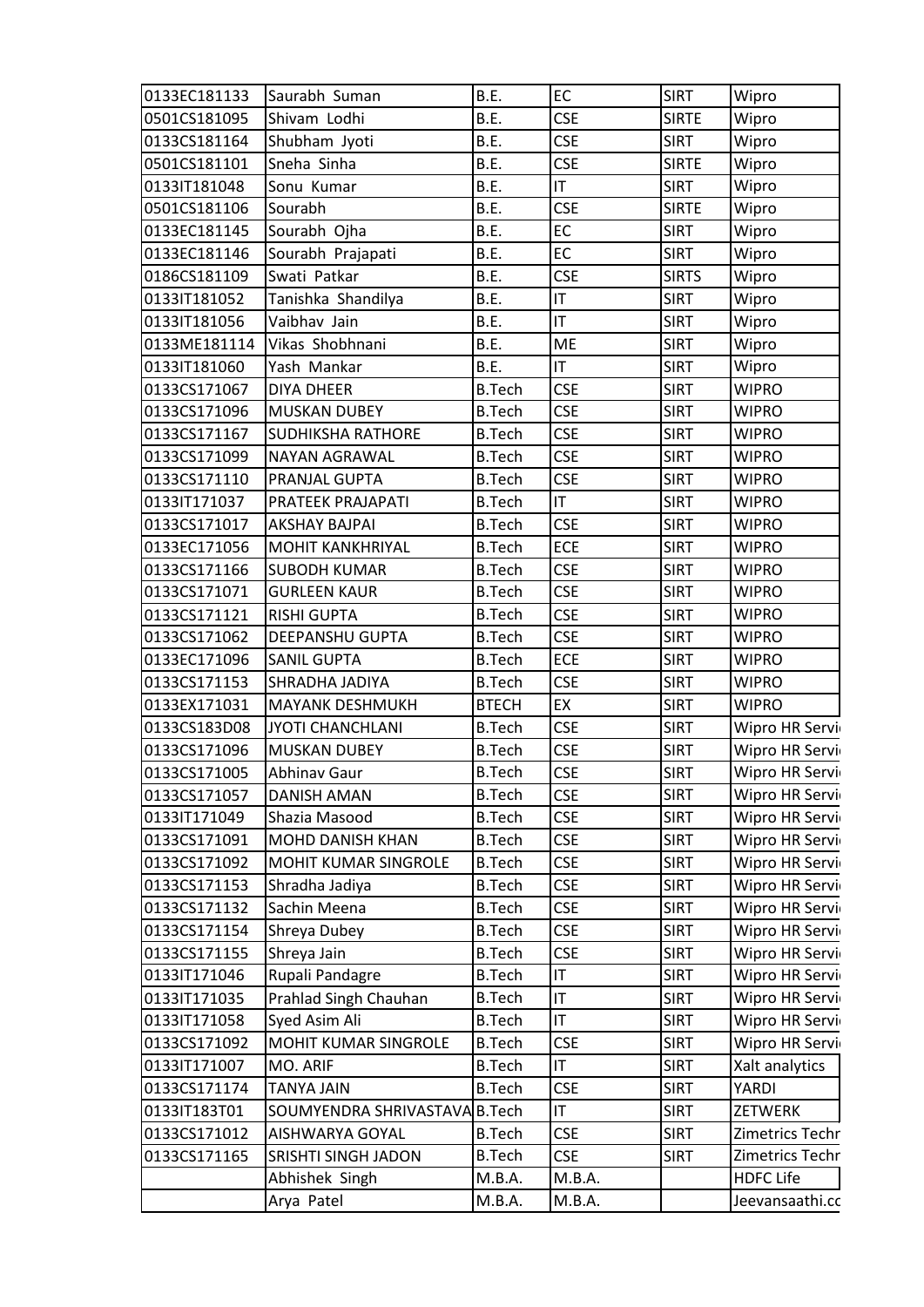| | | | | | |
|---|---|---|---|---|---|
| 0133EC181133 | Saurabh Suman | B.E. | EC | SIRT | Wipro |
| 0501CS181095 | Shivam Lodhi | B.E. | CSE | SIRTE | Wipro |
| 0133CS181164 | Shubham Jyoti | B.E. | CSE | SIRT | Wipro |
| 0501CS181101 | Sneha Sinha | B.E. | CSE | SIRTE | Wipro |
| 0133IT181048 | Sonu Kumar | B.E. | IT | SIRT | Wipro |
| 0501CS181106 | Sourabh | B.E. | CSE | SIRTE | Wipro |
| 0133EC181145 | Sourabh Ojha | B.E. | EC | SIRT | Wipro |
| 0133EC181146 | Sourabh Prajapati | B.E. | EC | SIRT | Wipro |
| 0186CS181109 | Swati Patkar | B.E. | CSE | SIRTS | Wipro |
| 0133IT181052 | Tanishka Shandilya | B.E. | IT | SIRT | Wipro |
| 0133IT181056 | Vaibhav Jain | B.E. | IT | SIRT | Wipro |
| 0133ME181114 | Vikas Shobhnani | B.E. | ME | SIRT | Wipro |
| 0133IT181060 | Yash Mankar | B.E. | IT | SIRT | Wipro |
| 0133CS171067 | DIYA DHEER | B.Tech | CSE | SIRT | WIPRO |
| 0133CS171096 | MUSKAN DUBEY | B.Tech | CSE | SIRT | WIPRO |
| 0133CS171167 | SUDHIKSHA RATHORE | B.Tech | CSE | SIRT | WIPRO |
| 0133CS171099 | NAYAN AGRAWAL | B.Tech | CSE | SIRT | WIPRO |
| 0133CS171110 | PRANJAL GUPTA | B.Tech | CSE | SIRT | WIPRO |
| 0133IT171037 | PRATEEK PRAJAPATI | B.Tech | IT | SIRT | WIPRO |
| 0133CS171017 | AKSHAY BAJPAI | B.Tech | CSE | SIRT | WIPRO |
| 0133EC171056 | MOHIT KANKHRIYAL | B.Tech | ECE | SIRT | WIPRO |
| 0133CS171166 | SUBODH KUMAR | B.Tech | CSE | SIRT | WIPRO |
| 0133CS171071 | GURLEEN KAUR | B.Tech | CSE | SIRT | WIPRO |
| 0133CS171121 | RISHI GUPTA | B.Tech | CSE | SIRT | WIPRO |
| 0133CS171062 | DEEPANSHU GUPTA | B.Tech | CSE | SIRT | WIPRO |
| 0133EC171096 | SANIL GUPTA | B.Tech | ECE | SIRT | WIPRO |
| 0133CS171153 | SHRADHA JADIYA | B.Tech | CSE | SIRT | WIPRO |
| 0133EX171031 | MAYANK DESHMUKH | BTECH | EX | SIRT | WIPRO |
| 0133CS183D08 | JYOTI CHANCHLANI | B.Tech | CSE | SIRT | Wipro HR Servi |
| 0133CS171096 | MUSKAN DUBEY | B.Tech | CSE | SIRT | Wipro HR Servi |
| 0133CS171005 | Abhinav Gaur | B.Tech | CSE | SIRT | Wipro HR Servi |
| 0133CS171057 | DANISH AMAN | B.Tech | CSE | SIRT | Wipro HR Servi |
| 0133IT171049 | Shazia Masood | B.Tech | CSE | SIRT | Wipro HR Servi |
| 0133CS171091 | MOHD DANISH KHAN | B.Tech | CSE | SIRT | Wipro HR Servi |
| 0133CS171092 | MOHIT KUMAR SINGROLE | B.Tech | CSE | SIRT | Wipro HR Servi |
| 0133CS171153 | Shradha Jadiya | B.Tech | CSE | SIRT | Wipro HR Servi |
| 0133CS171132 | Sachin Meena | B.Tech | CSE | SIRT | Wipro HR Servi |
| 0133CS171154 | Shreya Dubey | B.Tech | CSE | SIRT | Wipro HR Servi |
| 0133CS171155 | Shreya Jain | B.Tech | CSE | SIRT | Wipro HR Servi |
| 0133IT171046 | Rupali Pandagre | B.Tech | IT | SIRT | Wipro HR Servi |
| 0133IT171035 | Prahlad Singh Chauhan | B.Tech | IT | SIRT | Wipro HR Servi |
| 0133IT171058 | Syed Asim Ali | B.Tech | IT | SIRT | Wipro HR Servi |
| 0133CS171092 | MOHIT KUMAR SINGROLE | B.Tech | CSE | SIRT | Wipro HR Servi |
| 0133IT171007 | MO. ARIF | B.Tech | IT | SIRT | Xalt analytics |
| 0133CS171174 | TANYA JAIN | B.Tech | CSE | SIRT | YARDI |
| 0133IT183T01 | SOUMYENDRA SHRIVASTAVA | B.Tech | IT | SIRT | ZETWERK |
| 0133CS171012 | AISHWARYA GOYAL | B.Tech | CSE | SIRT | Zimetrics Techr |
| 0133CS171165 | SRISHTI SINGH JADON | B.Tech | CSE | SIRT | Zimetrics Techr |
| | Abhishek Singh | M.B.A. | M.B.A. | | HDFC Life |
| | Arya Patel | M.B.A. | M.B.A. | | Jeevansaathi.cc |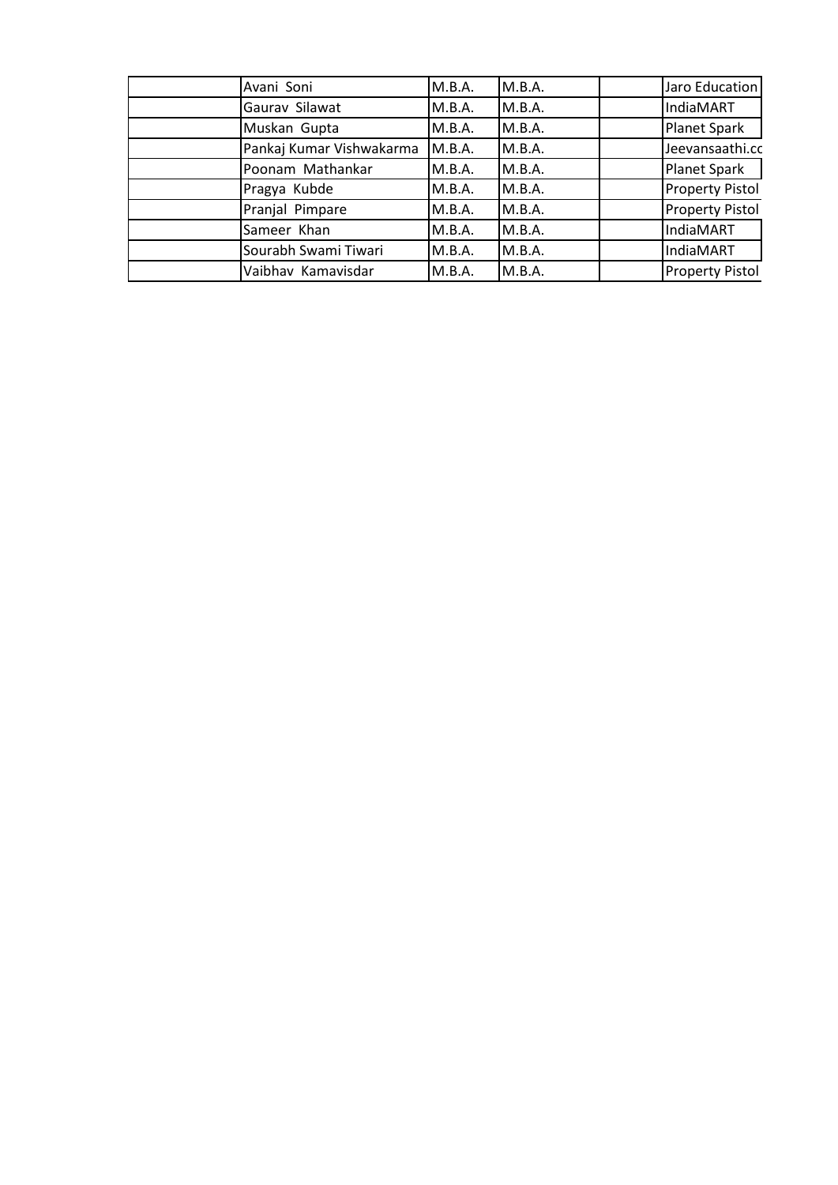| | | | | | |
|---|---|---|---|---|---|
| | Avani Soni | M.B.A. | M.B.A. | | Jaro Education |
| | Gaurav Silawat | M.B.A. | M.B.A. | | IndiaMART |
| | Muskan Gupta | M.B.A. | M.B.A. | | Planet Spark |
| | Pankaj Kumar Vishwakarma | M.B.A. | M.B.A. | | Jeevansaathi.cc |
| | Poonam Mathankar | M.B.A. | M.B.A. | | Planet Spark |
| | Pragya Kubde | M.B.A. | M.B.A. | | Property Pistol |
| | Pranjal Pimpare | M.B.A. | M.B.A. | | Property Pistol |
| | Sameer Khan | M.B.A. | M.B.A. | | IndiaMART |
| | Sourabh Swami Tiwari | M.B.A. | M.B.A. | | IndiaMART |
| | Vaibhav Kamavisdar | M.B.A. | M.B.A. | | Property Pistol |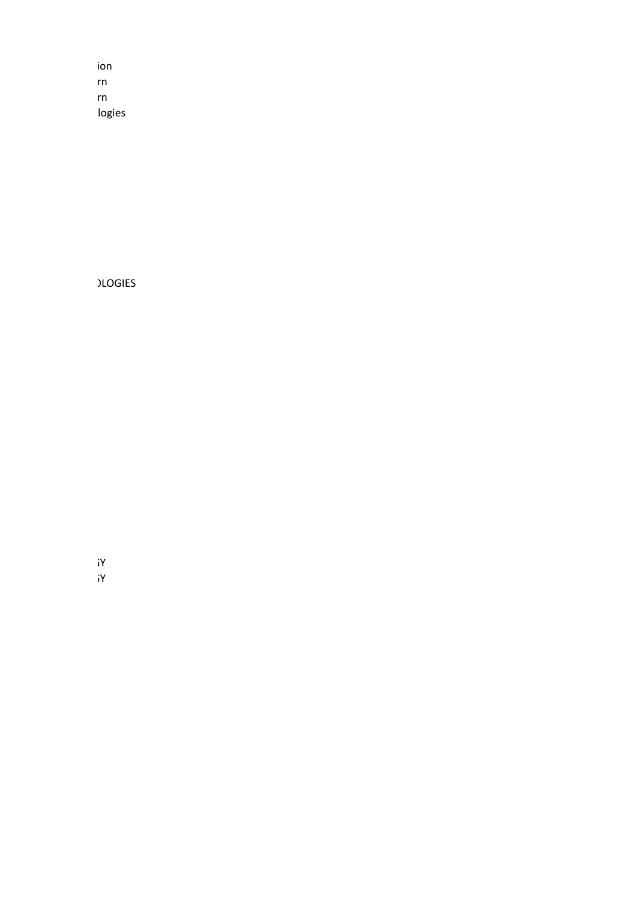ion
rn
rn
logies

)LOGIES

;Y
;Y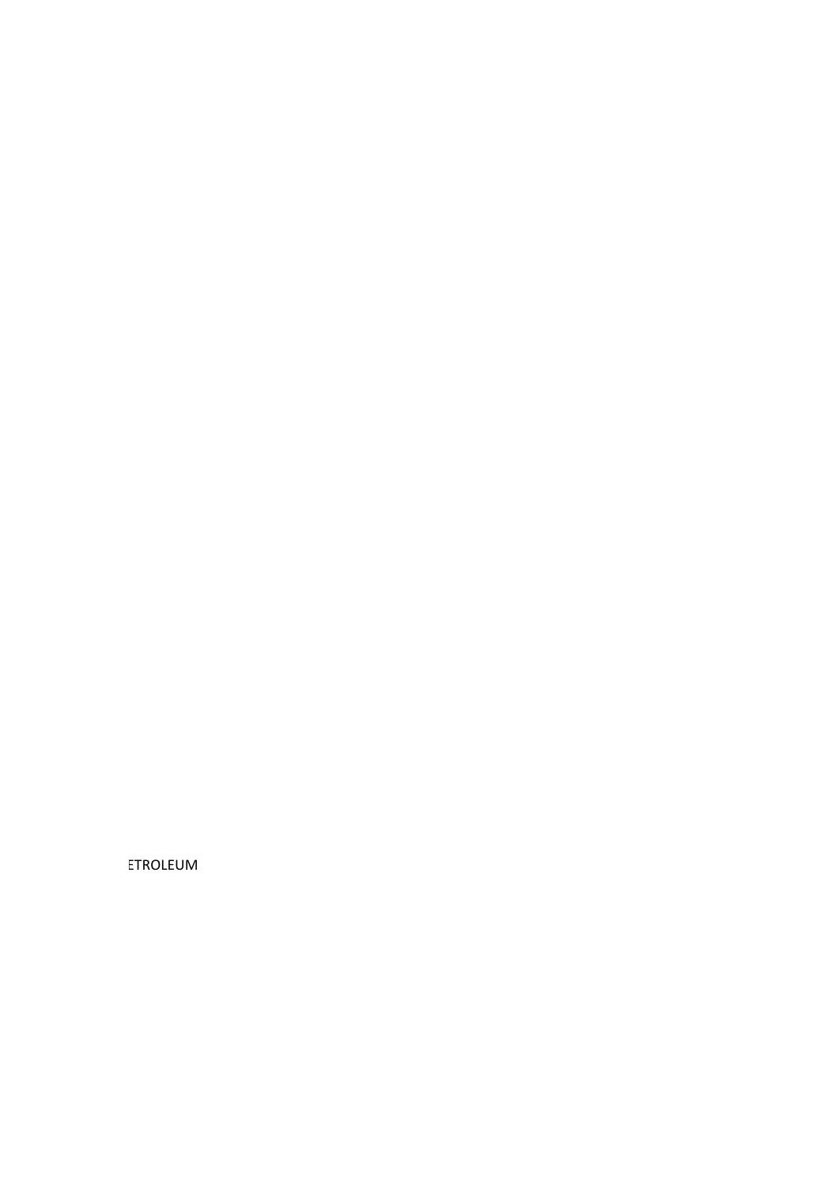ETROLEUM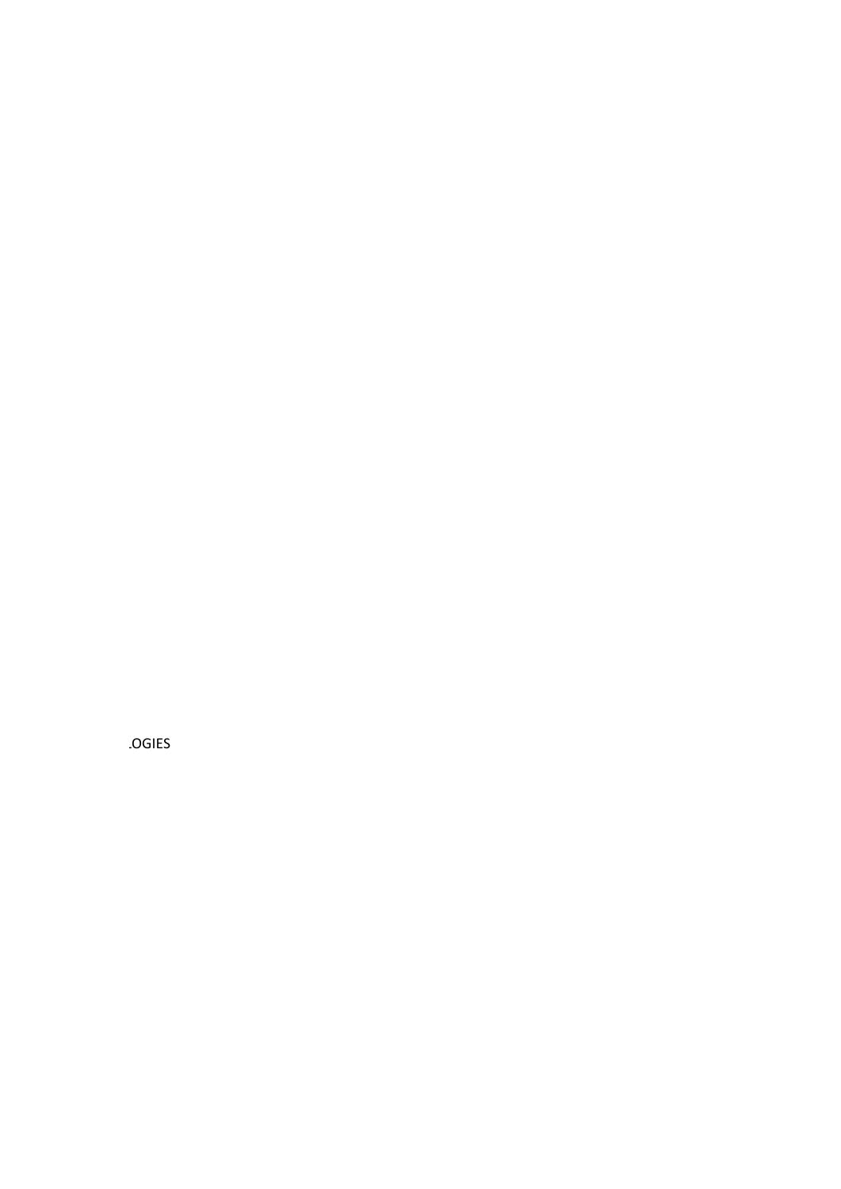.OGIES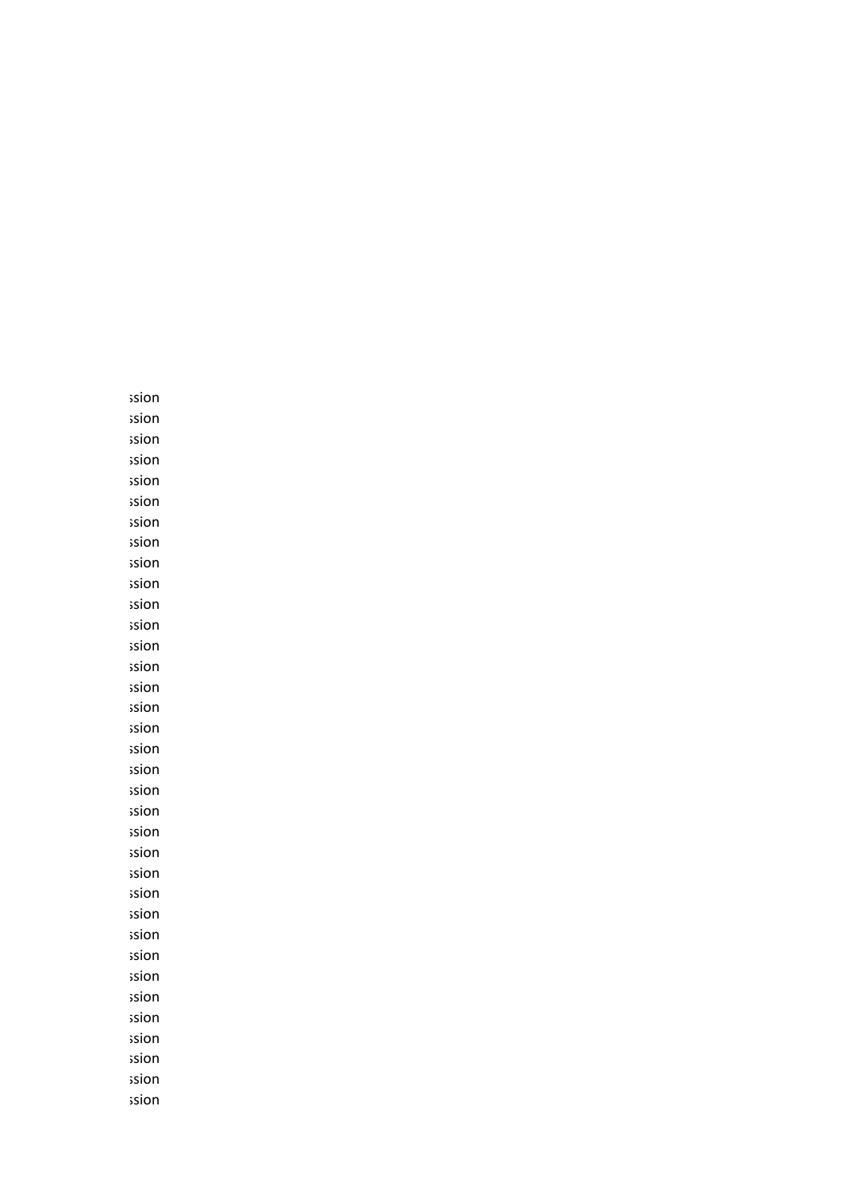ssion
ssion
ssion
ssion
ssion
ssion
ssion
ssion
ssion
ssion
ssion
ssion
ssion
ssion
ssion
ssion
ssion
ssion
ssion
ssion
ssion
ssion
ssion
ssion
ssion
ssion
ssion
ssion
ssion
ssion
ssion
ssion
ssion
ssion
ssion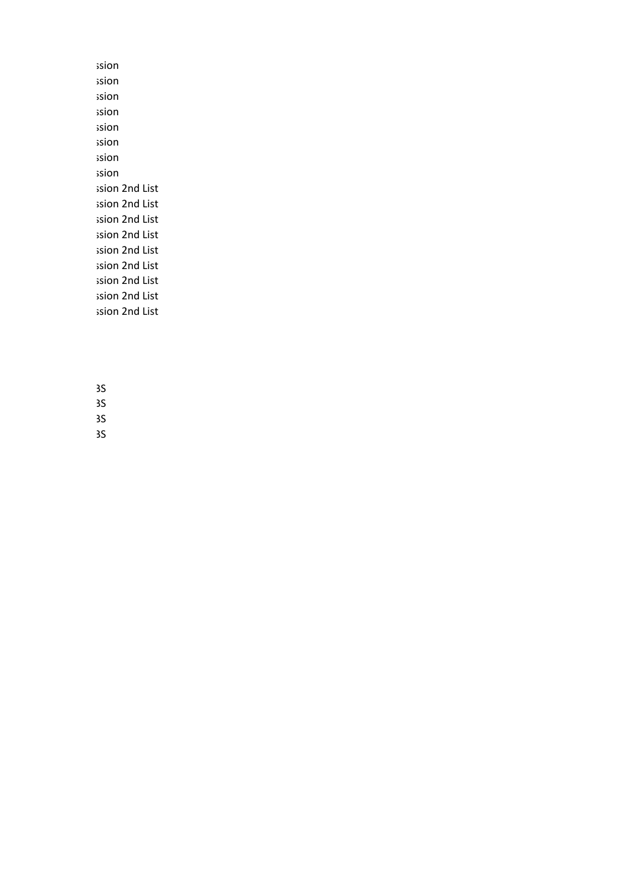ssion
ssion
ssion
ssion
ssion
ssion
ssion
ssion
ssion 2nd List
ssion 2nd List
ssion 2nd List
ssion 2nd List
ssion 2nd List
ssion 2nd List
ssion 2nd List
ssion 2nd List
ssion 2nd List

3S
3S
3S
3S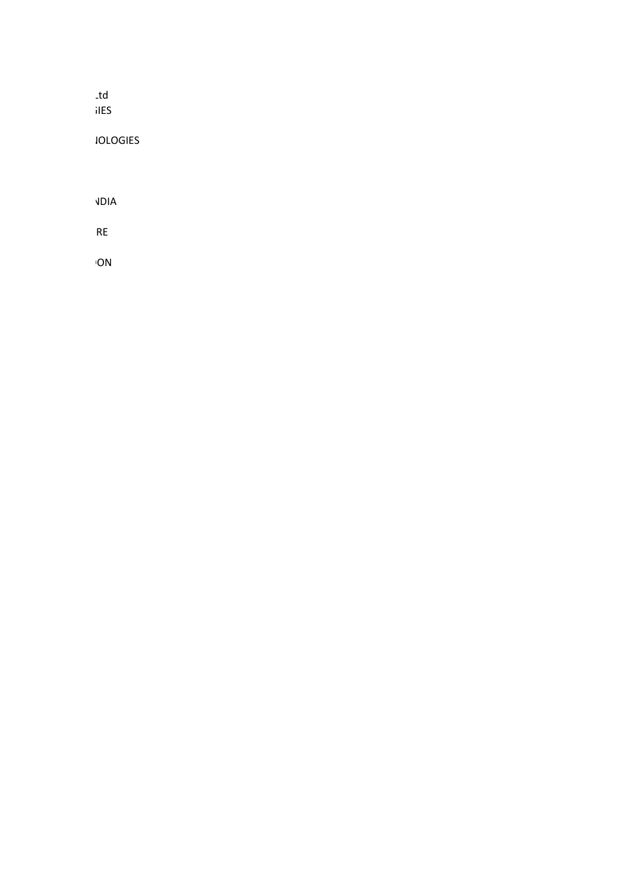Ltd
GIES

NOLOGIES

NDIA

RE

ON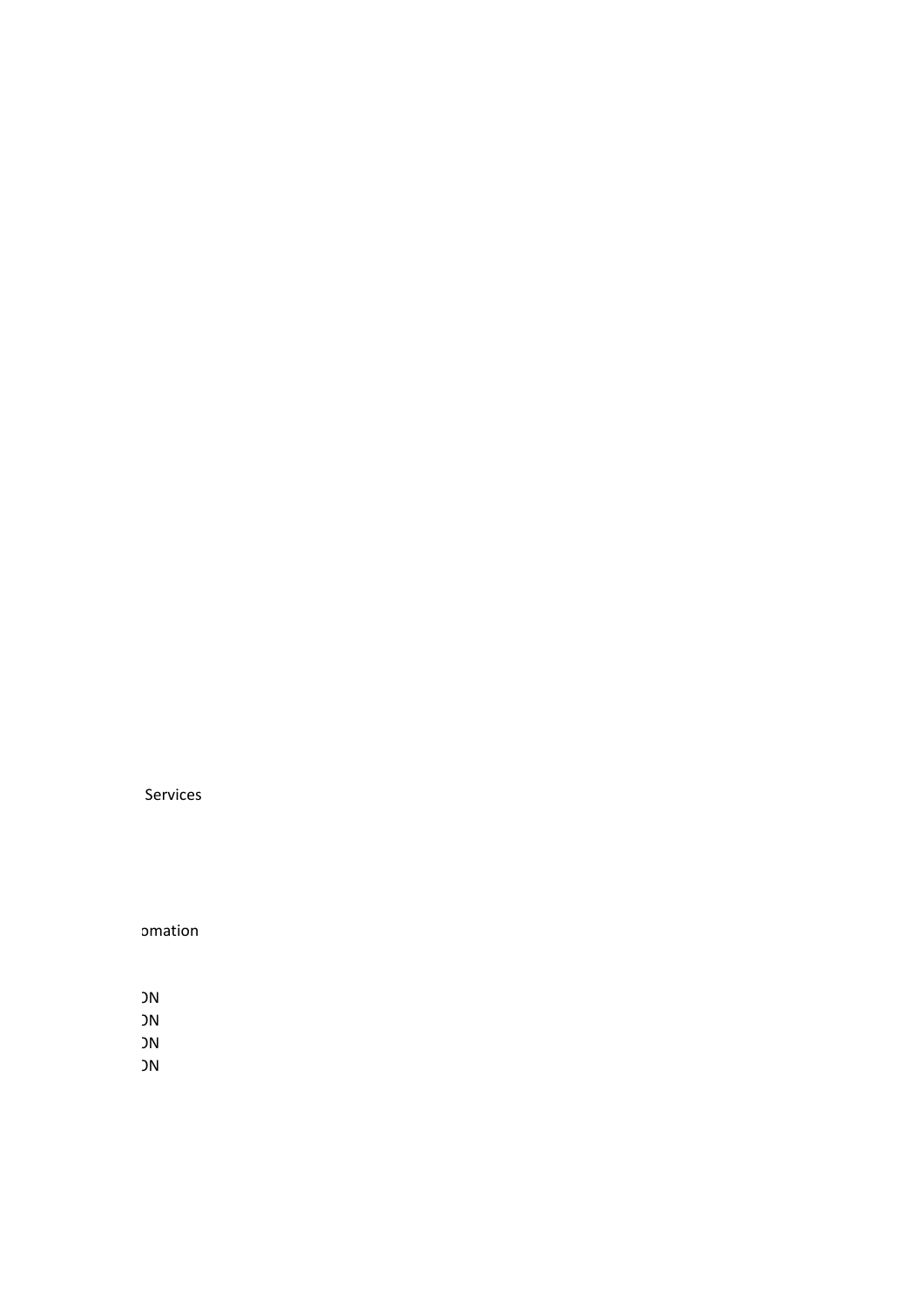Services

omation

ON
ON
ON
ON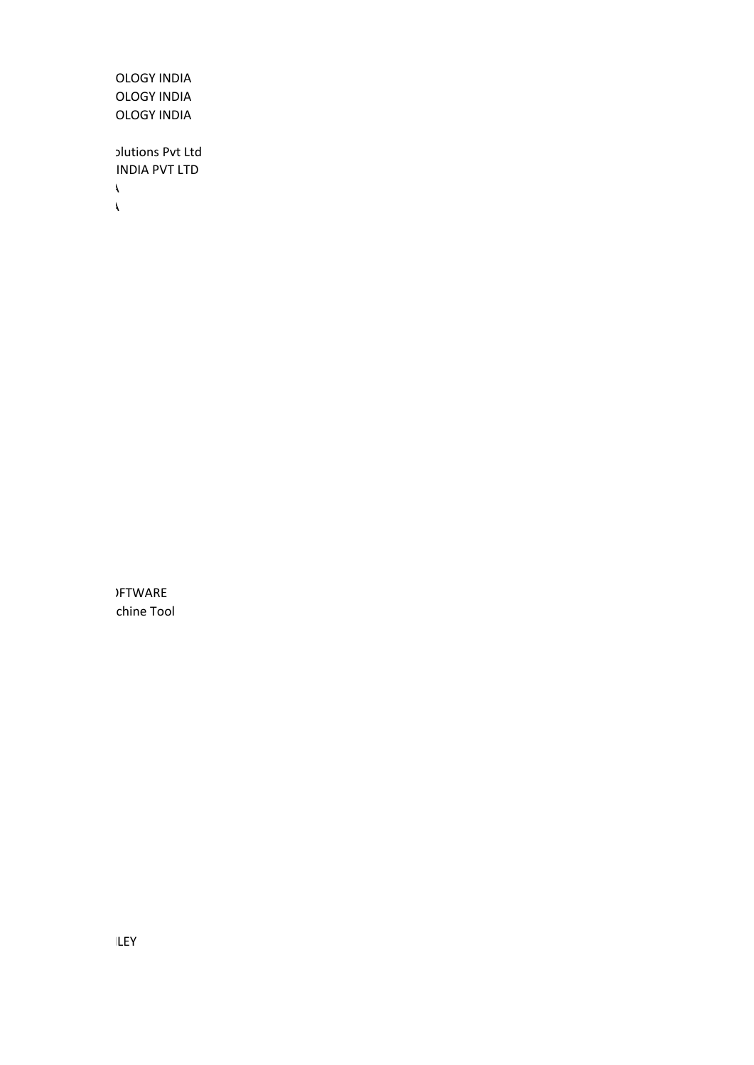OLOGY INDIA
OLOGY INDIA
OLOGY INDIA

olutions Pvt Ltd
INDIA PVT LTD
A
A

OFTWARE
chine Tool

LEY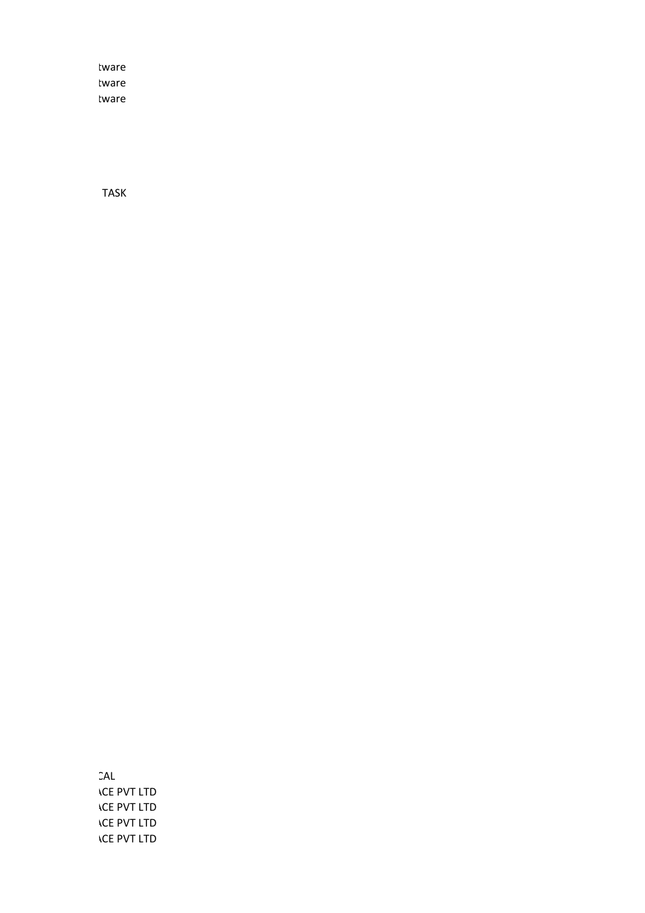tware
tware
tware

TASK

CAL
ACE PVT LTD
ACE PVT LTD
ACE PVT LTD
ACE PVT LTD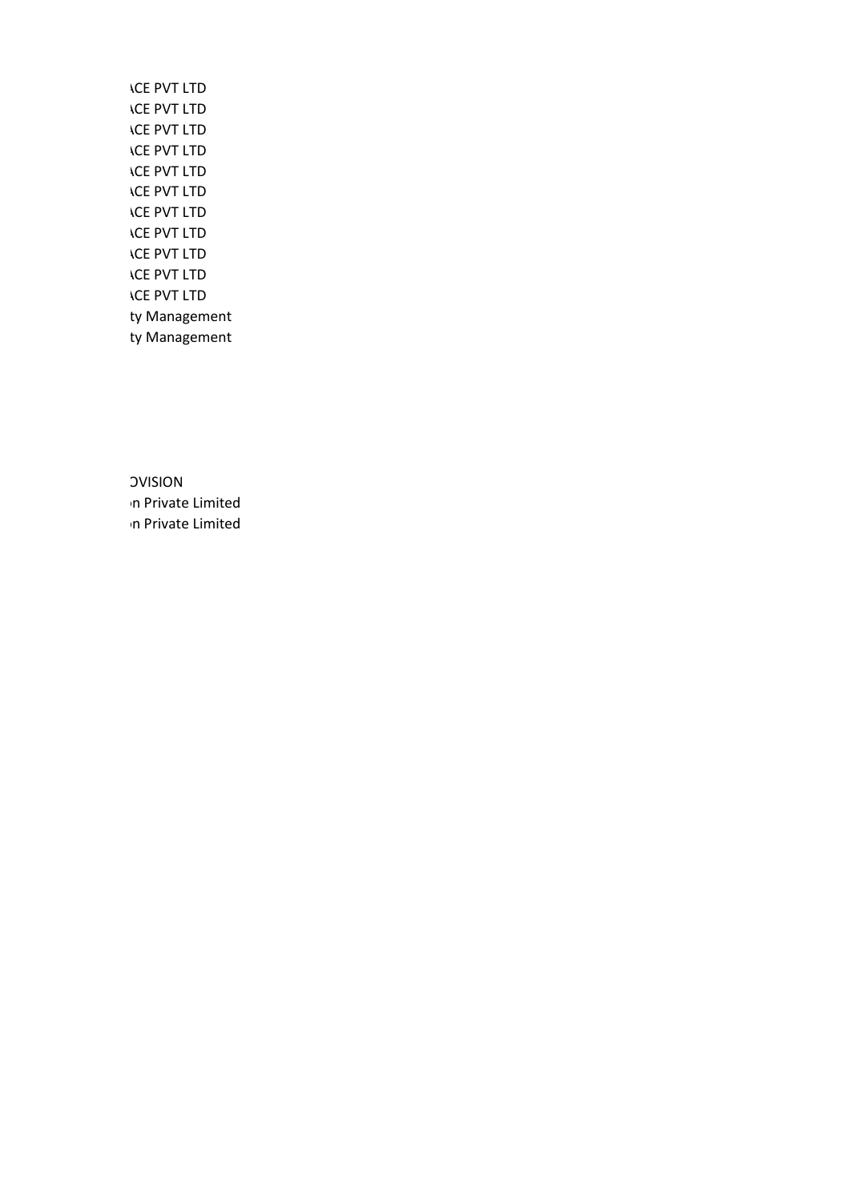ACE PVT LTD
ACE PVT LTD
ACE PVT LTD
ACE PVT LTD
ACE PVT LTD
ACE PVT LTD
ACE PVT LTD
ACE PVT LTD
ACE PVT LTD
ACE PVT LTD
ACE PVT LTD
ty Management
ty Management

OVISION
n Private Limited
n Private Limited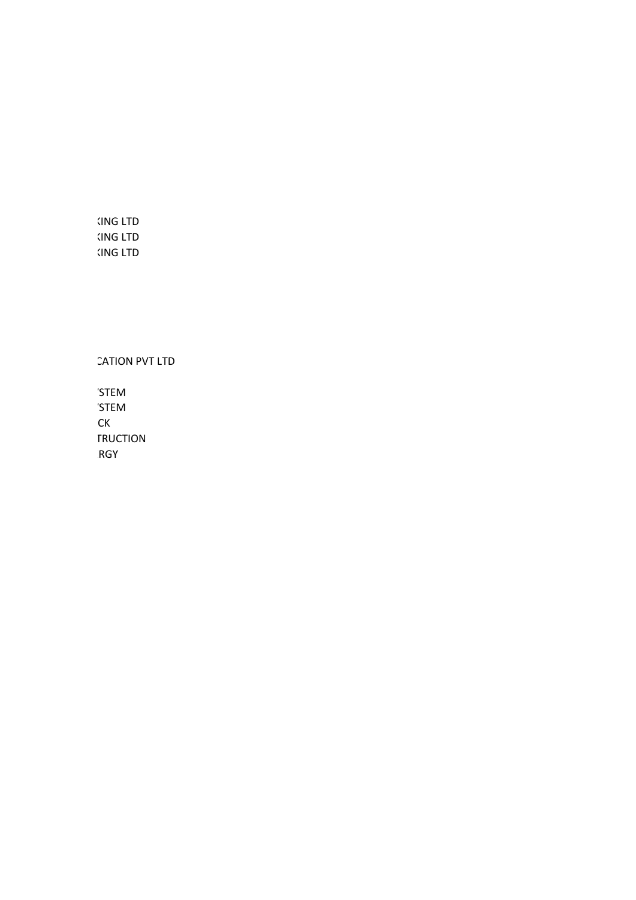‹ING LTD
‹ING LTD
‹ING LTD

CATION PVT LTD

'STEM
'STEM
CK
TRUCTION
RGY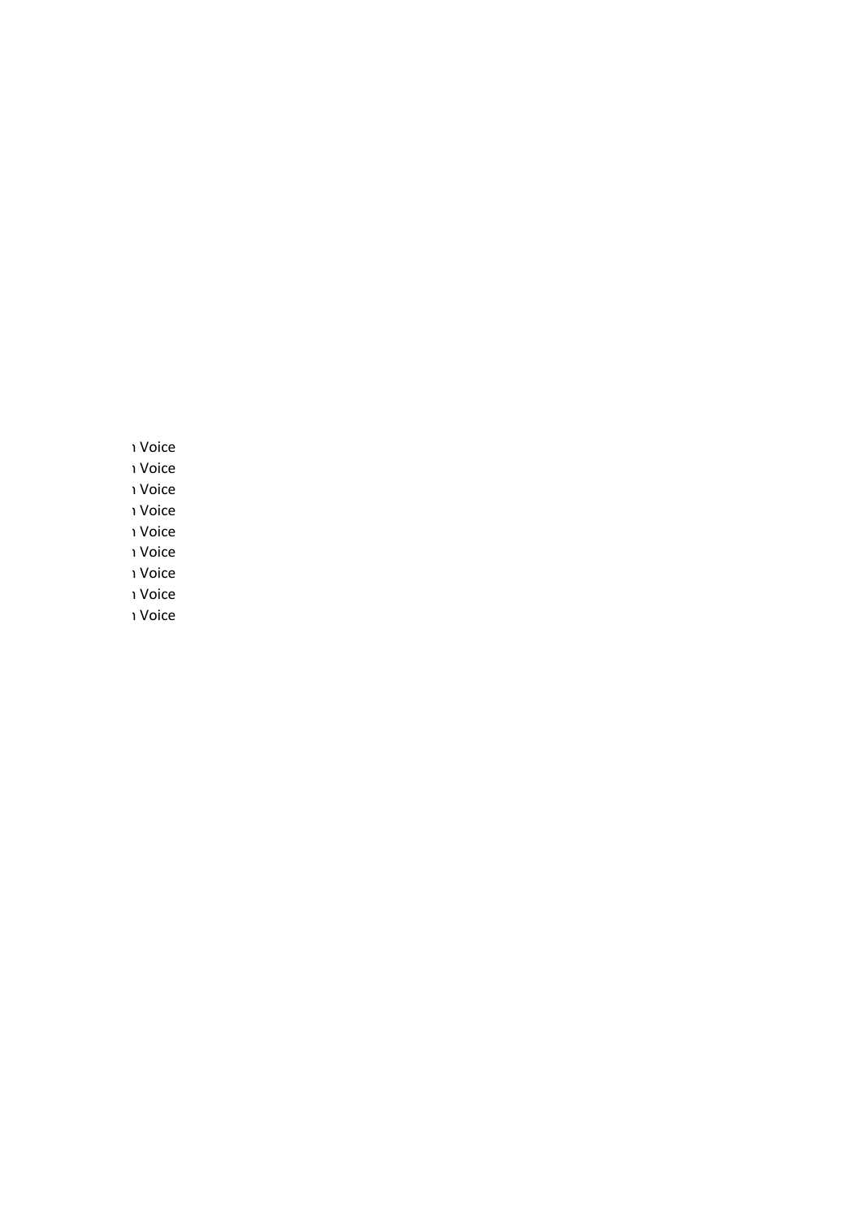ı Voice
ı Voice
ı Voice
ı Voice
ı Voice
ı Voice
ı Voice
ı Voice
ı Voice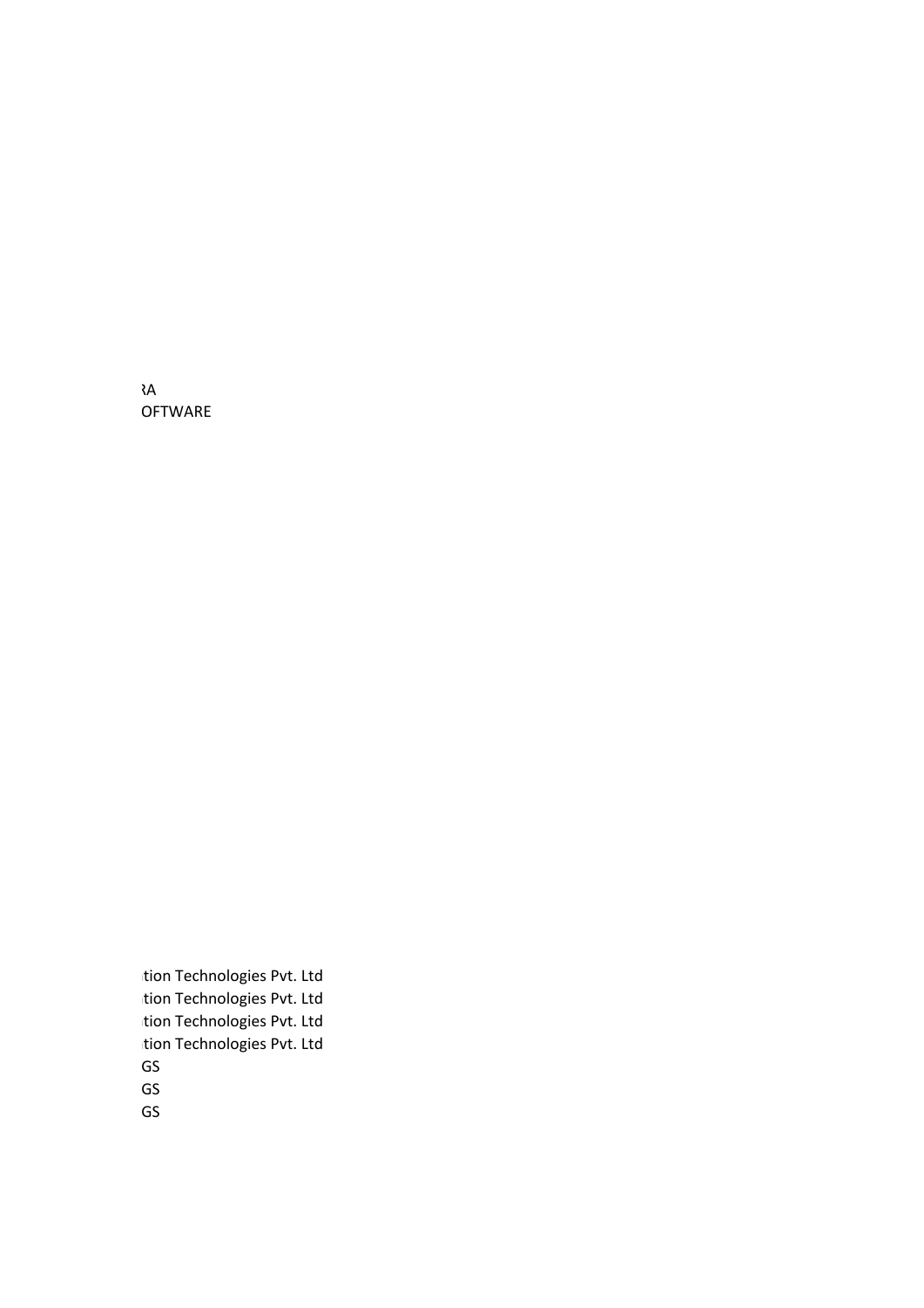RA
OFTWARE

tion Technologies Pvt. Ltd
tion Technologies Pvt. Ltd
tion Technologies Pvt. Ltd
tion Technologies Pvt. Ltd
GS
GS
GS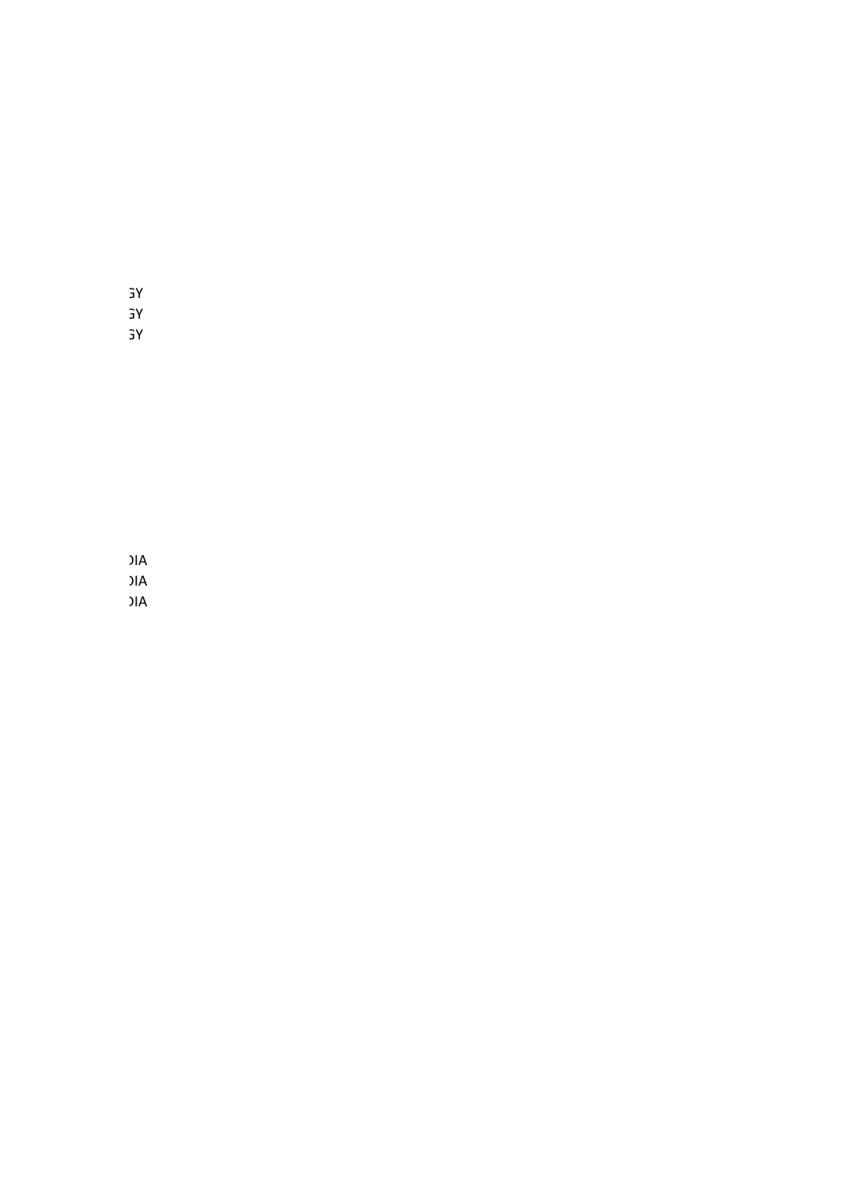GY
GY
GY

DIA
DIA
DIA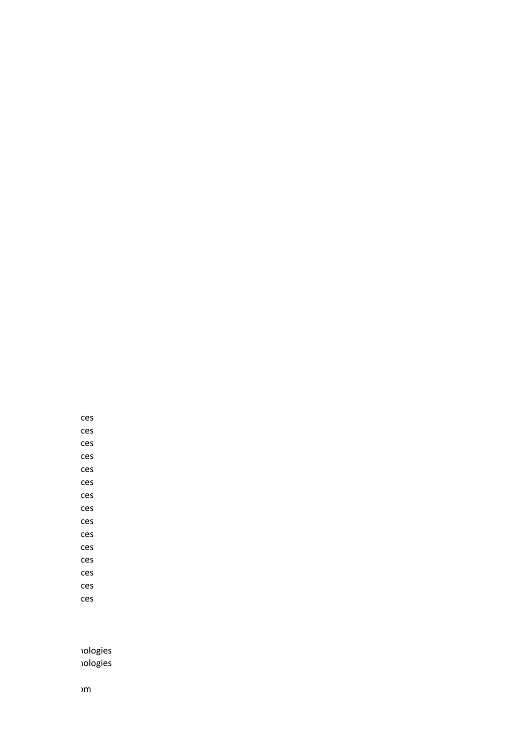ces
ces
ces
ces
ces
ces
ces
ces
ces
ces
ces
ces
ces
ces
ces

ıologies
ıologies

›m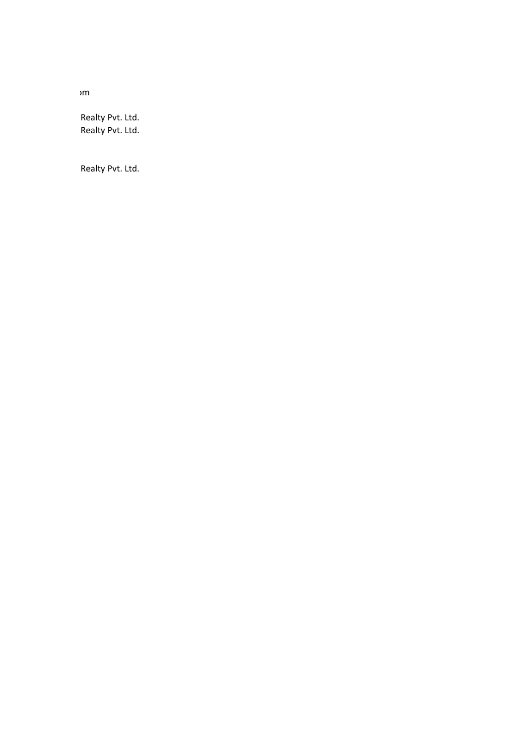›m

Realty Pvt. Ltd.
Realty Pvt. Ltd.

Realty Pvt. Ltd.